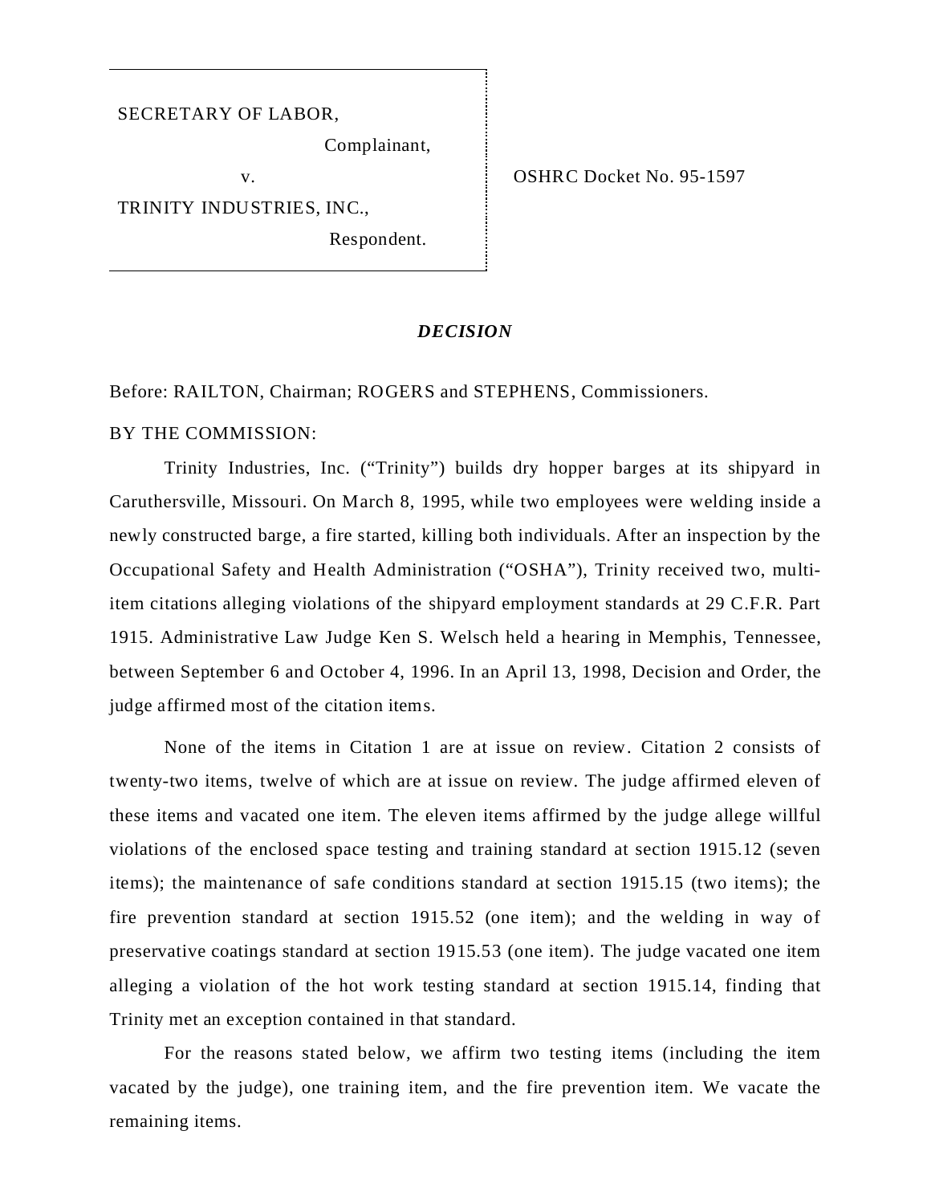SECRETARY OF LABOR,

Complainant,

v.

TRINITY INDUSTRIES, INC.,

Respondent.

OSHRC Docket No. 95-1597

## *DECISION*

Before: RAILTON, Chairman; ROGERS and STEPHENS, Commissioners.

BY THE COMMISSION:

Trinity Industries, Inc. ("Trinity") builds dry hopper barges at its shipyard in Caruthersville, Missouri. On March 8, 1995, while two employees were welding inside a newly constructed barge, a fire started, killing both individuals. After an inspection by the Occupational Safety and Health Administration ("OSHA"), Trinity received two, multi-item citations alleging violations of the shipyard employment standards at 29 C.F.R. Part 1915. Administrative Law Judge Ken S. Welsch held a hearing in Memphis, Tennessee, between September 6 and October 4, 1996. In an April 13, 1998, Decision and Order, the judge affirmed most of the citation items.

None of the items in Citation 1 are at issue on review. Citation 2 consists of twenty-two items, twelve of which are at issue on review. The judge affirmed eleven of these items and vacated one item. The eleven items affirmed by the judge allege willful violations of the enclosed space testing and training standard at section 1915.12 (seven items); the maintenance of safe conditions standard at section 1915.15 (two items); the fire prevention standard at section 1915.52 (one item); and the welding in way of preservative coatings standard at section 1915.53 (one item). The judge vacated one item alleging a violation of the hot work testing standard at section 1915.14, finding that Trinity met an exception contained in that standard.

For the reasons stated below, we affirm two testing items (including the item vacated by the judge), one training item, and the fire prevention item. We vacate the remaining items.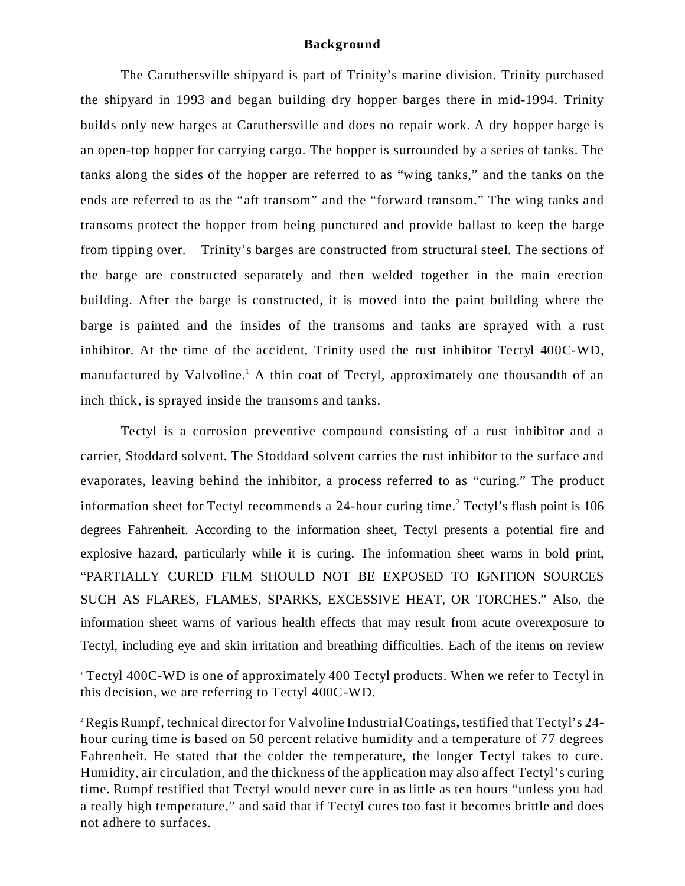## Background

The Caruthersville shipyard is part of Trinity's marine division. Trinity purchased the shipyard in 1993 and began building dry hopper barges there in mid-1994. Trinity builds only new barges at Caruthersville and does no repair work. A dry hopper barge is an open-top hopper for carrying cargo. The hopper is surrounded by a series of tanks. The tanks along the sides of the hopper are referred to as "wing tanks," and the tanks on the ends are referred to as the "aft transom" and the "forward transom." The wing tanks and transoms protect the hopper from being punctured and provide ballast to keep the barge from tipping over. Trinity's barges are constructed from structural steel. The sections of the barge are constructed separately and then welded together in the main erection building. After the barge is constructed, it is moved into the paint building where the barge is painted and the insides of the transoms and tanks are sprayed with a rust inhibitor. At the time of the accident, Trinity used the rust inhibitor Tectyl 400C-WD, manufactured by Valvoline.[1] A thin coat of Tectyl, approximately one thousandth of an inch thick, is sprayed inside the transoms and tanks.

Tectyl is a corrosion preventive compound consisting of a rust inhibitor and a carrier, Stoddard solvent. The Stoddard solvent carries the rust inhibitor to the surface and evaporates, leaving behind the inhibitor, a process referred to as "curing." The product information sheet for Tectyl recommends a 24-hour curing time.[2] Tectyl's flash point is 106 degrees Fahrenheit. According to the information sheet, Tectyl presents a potential fire and explosive hazard, particularly while it is curing. The information sheet warns in bold print, "PARTIALLY CURED FILM SHOULD NOT BE EXPOSED TO IGNITION SOURCES SUCH AS FLARES, FLAMES, SPARKS, EXCESSIVE HEAT, OR TORCHES." Also, the information sheet warns of various health effects that may result from acute overexposure to Tectyl, including eye and skin irritation and breathing difficulties. Each of the items on review

---

[1] Tectyl 400C-WD is one of approximately 400 Tectyl products. When we refer to Tectyl in this decision, we are referring to Tectyl 400C-WD.

[2] Regis Rumpf, technical director for Valvoline Industrial Coatings**,** testified that Tectyl's 24-hour curing time is based on 50 percent relative humidity and a temperature of 77 degrees Fahrenheit. He stated that the colder the temperature, the longer Tectyl takes to cure. Humidity, air circulation, and the thickness of the application may also affect Tectyl's curing time. Rumpf testified that Tectyl would never cure in as little as ten hours "unless you had a really high temperature," and said that if Tectyl cures too fast it becomes brittle and does not adhere to surfaces.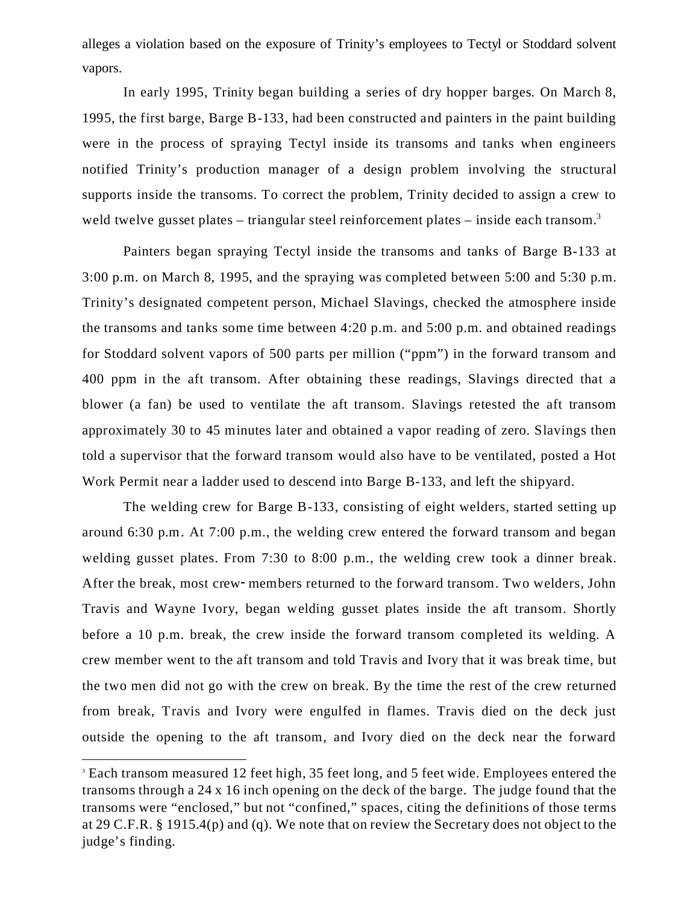alleges a violation based on the exposure of Trinity's employees to Tectyl or Stoddard solvent vapors.

In early 1995, Trinity began building a series of dry hopper barges. On March 8, 1995, the first barge, Barge B-133, had been constructed and painters in the paint building were in the process of spraying Tectyl inside its transoms and tanks when engineers notified Trinity's production manager of a design problem involving the structural supports inside the transoms. To correct the problem, Trinity decided to assign a crew to weld twelve gusset plates – triangular steel reinforcement plates – inside each transom.[3]

Painters began spraying Tectyl inside the transoms and tanks of Barge B-133 at 3:00 p.m. on March 8, 1995, and the spraying was completed between 5:00 and 5:30 p.m. Trinity's designated competent person, Michael Slavings, checked the atmosphere inside the transoms and tanks some time between 4:20 p.m. and 5:00 p.m. and obtained readings for Stoddard solvent vapors of 500 parts per million ("ppm") in the forward transom and 400 ppm in the aft transom. After obtaining these readings, Slavings directed that a blower (a fan) be used to ventilate the aft transom. Slavings retested the aft transom approximately 30 to 45 minutes later and obtained a vapor reading of zero. Slavings then told a supervisor that the forward transom would also have to be ventilated, posted a Hot Work Permit near a ladder used to descend into Barge B-133, and left the shipyard.

The welding crew for Barge B-133, consisting of eight welders, started setting up around 6:30 p.m. At 7:00 p.m., the welding crew entered the forward transom and began welding gusset plates. From 7:30 to 8:00 p.m., the welding crew took a dinner break. After the break, most crew-members returned to the forward transom. Two welders, John Travis and Wayne Ivory, began welding gusset plates inside the aft transom. Shortly before a 10 p.m. break, the crew inside the forward transom completed its welding. A crew member went to the aft transom and told Travis and Ivory that it was break time, but the two men did not go with the crew on break. By the time the rest of the crew returned from break, Travis and Ivory were engulfed in flames. Travis died on the deck just outside the opening to the aft transom, and Ivory died on the deck near the forward

---

[3] Each transom measured 12 feet high, 35 feet long, and 5 feet wide. Employees entered the transoms through a 24 x 16 inch opening on the deck of the barge. The judge found that the transoms were "enclosed," but not "confined," spaces, citing the definitions of those terms at 29 C.F.R. § 1915.4(p) and (q). We note that on review the Secretary does not object to the judge's finding.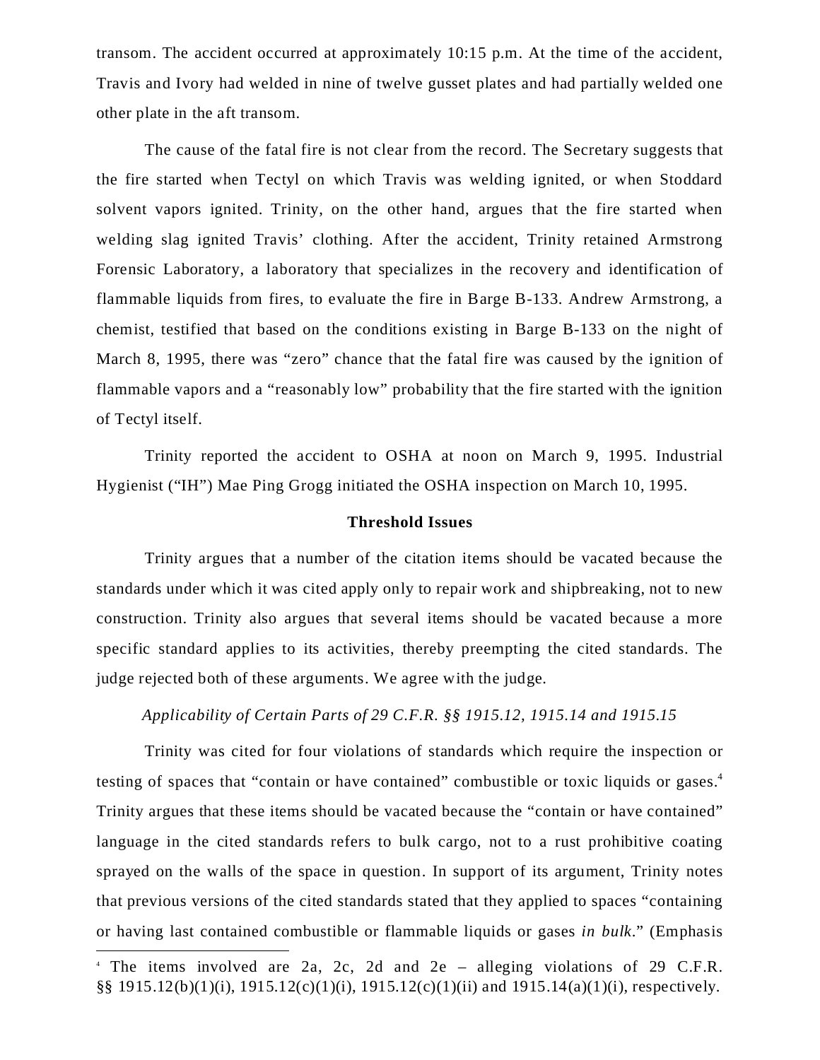transom. The accident occurred at approximately 10:15 p.m. At the time of the accident, Travis and Ivory had welded in nine of twelve gusset plates and had partially welded one other plate in the aft transom.

The cause of the fatal fire is not clear from the record. The Secretary suggests that the fire started when Tectyl on which Travis was welding ignited, or when Stoddard solvent vapors ignited. Trinity, on the other hand, argues that the fire started when welding slag ignited Travis' clothing. After the accident, Trinity retained Armstrong Forensic Laboratory, a laboratory that specializes in the recovery and identification of flammable liquids from fires, to evaluate the fire in Barge B-133. Andrew Armstrong, a chemist, testified that based on the conditions existing in Barge B-133 on the night of March 8, 1995, there was "zero" chance that the fatal fire was caused by the ignition of flammable vapors and a "reasonably low" probability that the fire started with the ignition of Tectyl itself.

Trinity reported the accident to OSHA at noon on March 9, 1995. Industrial Hygienist ("IH") Mae Ping Grogg initiated the OSHA inspection on March 10, 1995.

### Threshold Issues

Trinity argues that a number of the citation items should be vacated because the standards under which it was cited apply only to repair work and shipbreaking, not to new construction. Trinity also argues that several items should be vacated because a more specific standard applies to its activities, thereby preempting the cited standards. The judge rejected both of these arguments. We agree with the judge.

*Applicability of Certain Parts of 29 C.F.R. §§ 1915.12, 1915.14 and 1915.15*

Trinity was cited for four violations of standards which require the inspection or testing of spaces that "contain or have contained" combustible or toxic liquids or gases.[4] Trinity argues that these items should be vacated because the "contain or have contained" language in the cited standards refers to bulk cargo, not to a rust prohibitive coating sprayed on the walls of the space in question. In support of its argument, Trinity notes that previous versions of the cited standards stated that they applied to spaces "containing or having last contained combustible or flammable liquids or gases *in bulk*." (Emphasis

[4] The items involved are 2a, 2c, 2d and 2e – alleging violations of 29 C.F.R. §§ 1915.12(b)(1)(i), 1915.12(c)(1)(i), 1915.12(c)(1)(ii) and 1915.14(a)(1)(i), respectively.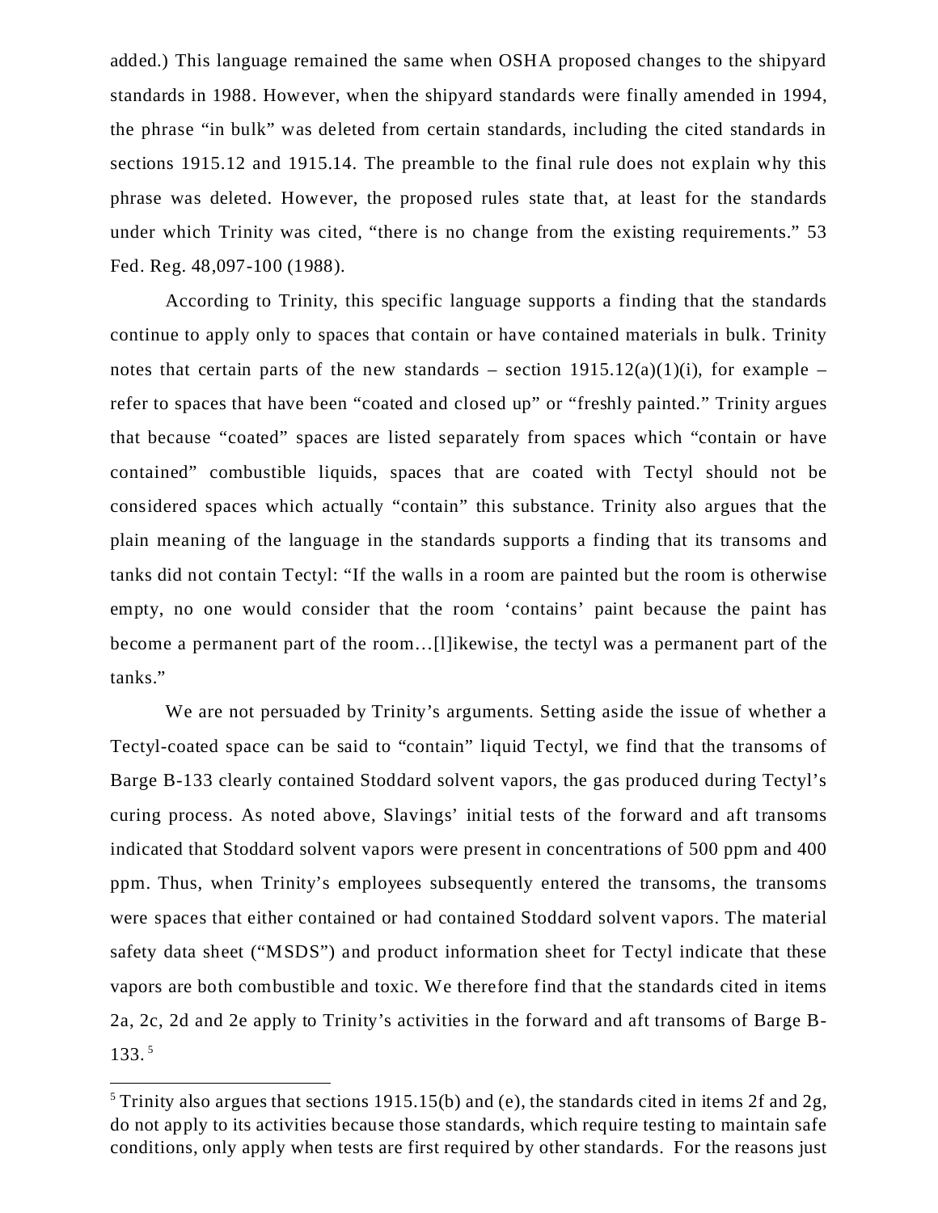added.) This language remained the same when OSHA proposed changes to the shipyard standards in 1988. However, when the shipyard standards were finally amended in 1994, the phrase "in bulk" was deleted from certain standards, including the cited standards in sections 1915.12 and 1915.14. The preamble to the final rule does not explain why this phrase was deleted. However, the proposed rules state that, at least for the standards under which Trinity was cited, "there is no change from the existing requirements." 53 Fed. Reg. 48,097-100 (1988).

According to Trinity, this specific language supports a finding that the standards continue to apply only to spaces that contain or have contained materials in bulk. Trinity notes that certain parts of the new standards – section 1915.12(a)(1)(i), for example – refer to spaces that have been "coated and closed up" or "freshly painted." Trinity argues that because "coated" spaces are listed separately from spaces which "contain or have contained" combustible liquids, spaces that are coated with Tectyl should not be considered spaces which actually "contain" this substance. Trinity also argues that the plain meaning of the language in the standards supports a finding that its transoms and tanks did not contain Tectyl: "If the walls in a room are painted but the room is otherwise empty, no one would consider that the room 'contains' paint because the paint has become a permanent part of the room…[l]ikewise, the tectyl was a permanent part of the tanks."

We are not persuaded by Trinity's arguments. Setting aside the issue of whether a Tectyl-coated space can be said to "contain" liquid Tectyl, we find that the transoms of Barge B-133 clearly contained Stoddard solvent vapors, the gas produced during Tectyl's curing process. As noted above, Slavings' initial tests of the forward and aft transoms indicated that Stoddard solvent vapors were present in concentrations of 500 ppm and 400 ppm. Thus, when Trinity's employees subsequently entered the transoms, the transoms were spaces that either contained or had contained Stoddard solvent vapors. The material safety data sheet ("MSDS") and product information sheet for Tectyl indicate that these vapors are both combustible and toxic. We therefore find that the standards cited in items 2a, 2c, 2d and 2e apply to Trinity's activities in the forward and aft transoms of Barge B-133.[5]

[5] Trinity also argues that sections 1915.15(b) and (e), the standards cited in items 2f and 2g, do not apply to its activities because those standards, which require testing to maintain safe conditions, only apply when tests are first required by other standards. For the reasons just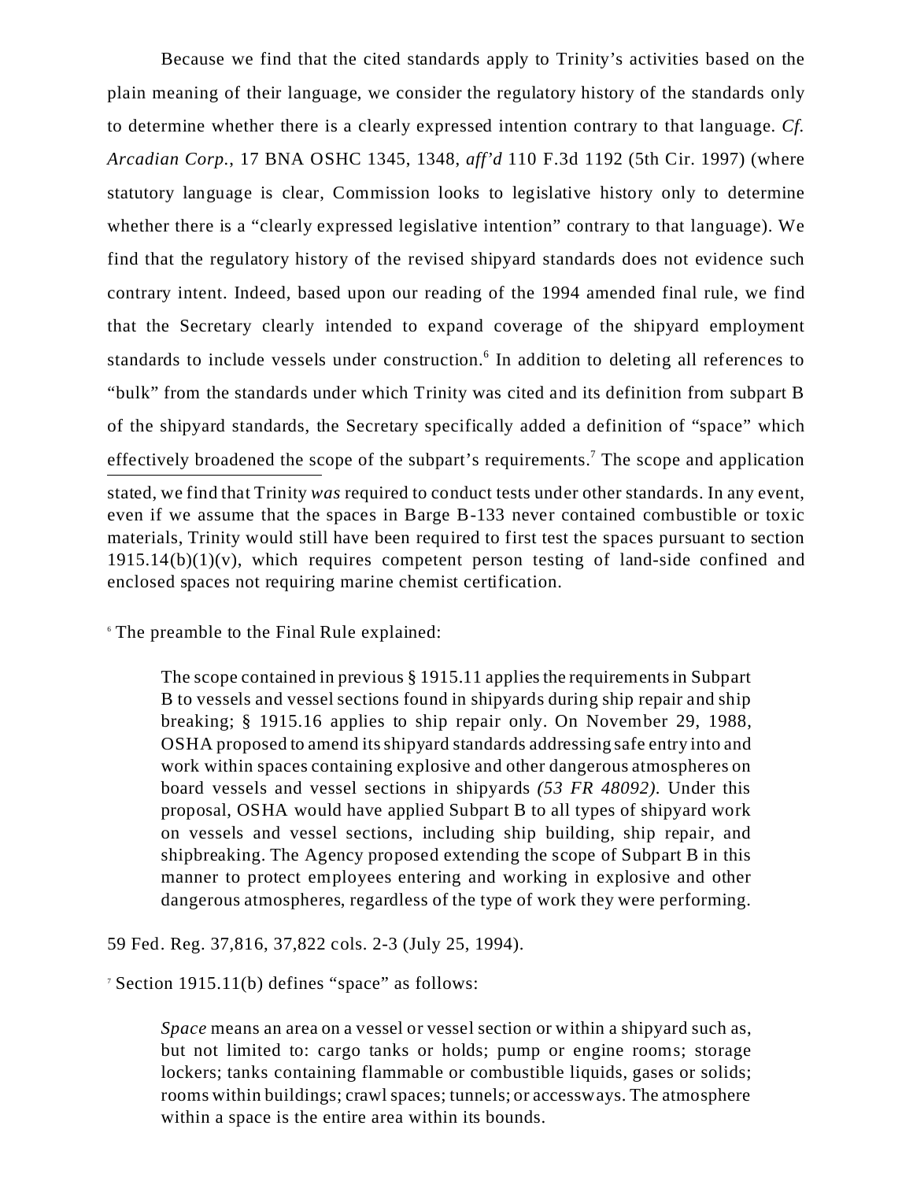Because we find that the cited standards apply to Trinity's activities based on the plain meaning of their language, we consider the regulatory history of the standards only to determine whether there is a clearly expressed intention contrary to that language. *Cf. Arcadian Corp.*, 17 BNA OSHC 1345, 1348, *aff'd* 110 F.3d 1192 (5th Cir. 1997) (where statutory language is clear, Commission looks to legislative history only to determine whether there is a "clearly expressed legislative intention" contrary to that language). We find that the regulatory history of the revised shipyard standards does not evidence such contrary intent. Indeed, based upon our reading of the 1994 amended final rule, we find that the Secretary clearly intended to expand coverage of the shipyard employment standards to include vessels under construction.[6] In addition to deleting all references to "bulk" from the standards under which Trinity was cited and its definition from subpart B of the shipyard standards, the Secretary specifically added a definition of "space" which effectively broadened the scope of the subpart's requirements.[7] The scope and application

stated, we find that Trinity *was* required to conduct tests under other standards. In any event, even if we assume that the spaces in Barge B-133 never contained combustible or toxic materials, Trinity would still have been required to first test the spaces pursuant to section 1915.14(b)(1)(v), which requires competent person testing of land-side confined and enclosed spaces not requiring marine chemist certification.

[6] The preamble to the Final Rule explained:

> The scope contained in previous § 1915.11 applies the requirements in Subpart B to vessels and vessel sections found in shipyards during ship repair and ship breaking; § 1915.16 applies to ship repair only. On November 29, 1988, OSHA proposed to amend its shipyard standards addressing safe entry into and work within spaces containing explosive and other dangerous atmospheres on board vessels and vessel sections in shipyards *(53 FR 48092)*. Under this proposal, OSHA would have applied Subpart B to all types of shipyard work on vessels and vessel sections, including ship building, ship repair, and shipbreaking. The Agency proposed extending the scope of Subpart B in this manner to protect employees entering and working in explosive and other dangerous atmospheres, regardless of the type of work they were performing.

59 Fed. Reg. 37,816, 37,822 cols. 2-3 (July 25, 1994).

[7] Section 1915.11(b) defines "space" as follows:

> *Space* means an area on a vessel or vessel section or within a shipyard such as, but not limited to: cargo tanks or holds; pump or engine rooms; storage lockers; tanks containing flammable or combustible liquids, gases or solids; rooms within buildings; crawl spaces; tunnels; or accessways. The atmosphere within a space is the entire area within its bounds.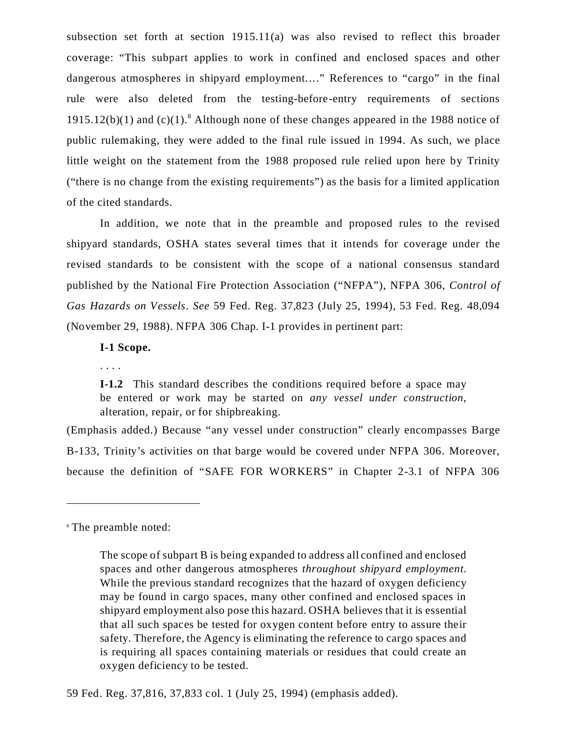subsection set forth at section 1915.11(a) was also revised to reflect this broader coverage: "This subpart applies to work in confined and enclosed spaces and other dangerous atmospheres in shipyard employment…." References to "cargo" in the final rule were also deleted from the testing-before-entry requirements of sections 1915.12(b)(1) and (c)(1).[8] Although none of these changes appeared in the 1988 notice of public rulemaking, they were added to the final rule issued in 1994. As such, we place little weight on the statement from the 1988 proposed rule relied upon here by Trinity ("there is no change from the existing requirements") as the basis for a limited application of the cited standards.

In addition, we note that in the preamble and proposed rules to the revised shipyard standards, OSHA states several times that it intends for coverage under the revised standards to be consistent with the scope of a national consensus standard published by the National Fire Protection Association ("NFPA"), NFPA 306, *Control of Gas Hazards on Vessels*. *See* 59 Fed. Reg. 37,823 (July 25, 1994), 53 Fed. Reg. 48,094 (November 29, 1988). NFPA 306 Chap. I-1 provides in pertinent part:

> **I-1 Scope.**
>
> . . . .
>
> **I-1.2** This standard describes the conditions required before a space may be entered or work may be started on *any vessel under construction*, alteration, repair, or for shipbreaking.

(Emphasis added.) Because "any vessel under construction" clearly encompasses Barge B-133, Trinity's activities on that barge would be covered under NFPA 306. Moreover, because the definition of "SAFE FOR WORKERS" in Chapter 2-3.1 of NFPA 306

---

[8] The preamble noted:

> The scope of subpart B is being expanded to address all confined and enclosed spaces and other dangerous atmospheres *throughout shipyard employment*. While the previous standard recognizes that the hazard of oxygen deficiency may be found in cargo spaces, many other confined and enclosed spaces in shipyard employment also pose this hazard. OSHA believes that it is essential that all such spaces be tested for oxygen content before entry to assure their safety. Therefore, the Agency is eliminating the reference to cargo spaces and is requiring all spaces containing materials or residues that could create an oxygen deficiency to be tested.

59 Fed. Reg. 37,816, 37,833 col. 1 (July 25, 1994) (emphasis added).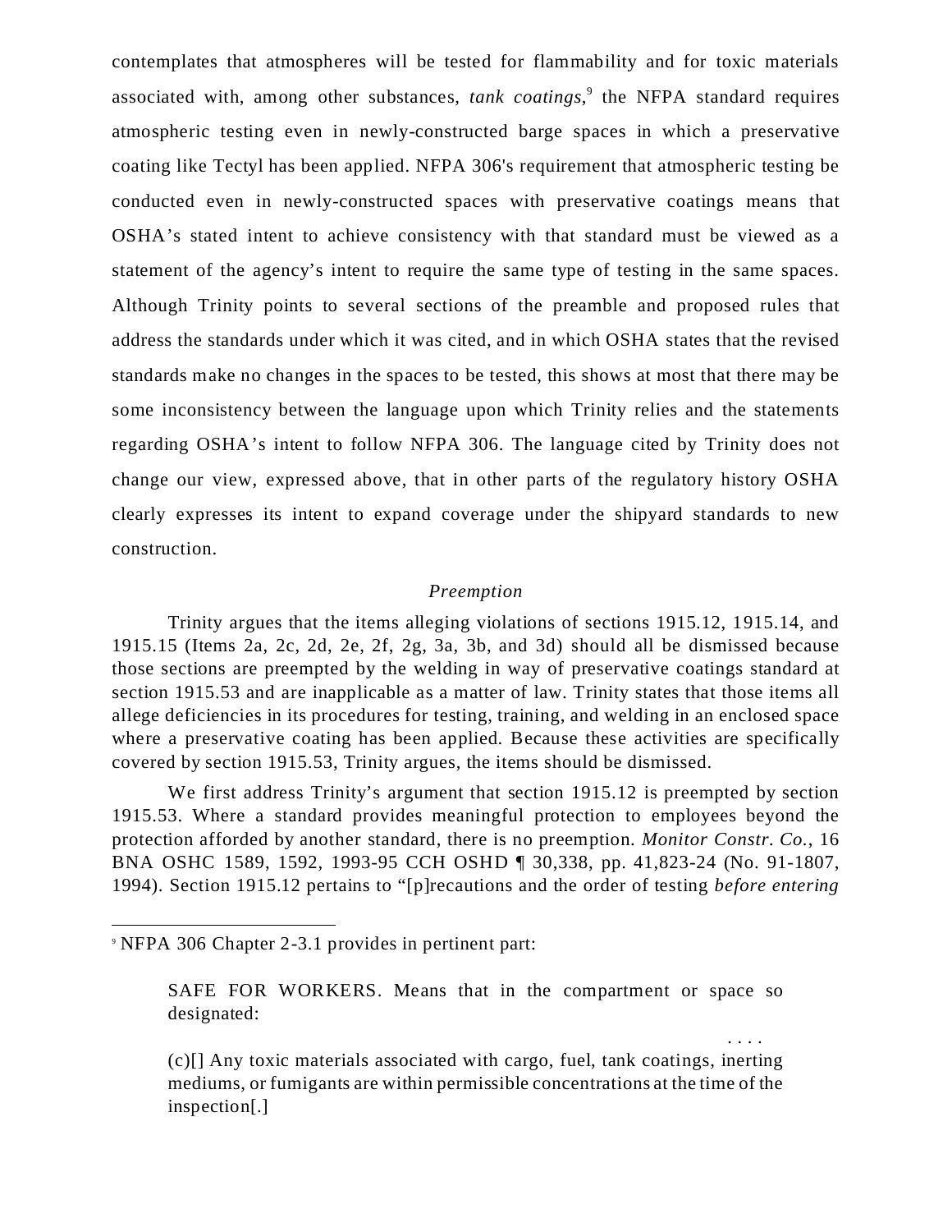contemplates that atmospheres will be tested for flammability and for toxic materials associated with, among other substances, *tank coatings*,[9] the NFPA standard requires atmospheric testing even in newly-constructed barge spaces in which a preservative coating like Tectyl has been applied. NFPA 306's requirement that atmospheric testing be conducted even in newly-constructed spaces with preservative coatings means that OSHA's stated intent to achieve consistency with that standard must be viewed as a statement of the agency's intent to require the same type of testing in the same spaces. Although Trinity points to several sections of the preamble and proposed rules that address the standards under which it was cited, and in which OSHA states that the revised standards make no changes in the spaces to be tested, this shows at most that there may be some inconsistency between the language upon which Trinity relies and the statements regarding OSHA's intent to follow NFPA 306. The language cited by Trinity does not change our view, expressed above, that in other parts of the regulatory history OSHA clearly expresses its intent to expand coverage under the shipyard standards to new construction.

### *Preemption*

Trinity argues that the items alleging violations of sections 1915.12, 1915.14, and 1915.15 (Items 2a, 2c, 2d, 2e, 2f, 2g, 3a, 3b, and 3d) should all be dismissed because those sections are preempted by the welding in way of preservative coatings standard at section 1915.53 and are inapplicable as a matter of law. Trinity states that those items all allege deficiencies in its procedures for testing, training, and welding in an enclosed space where a preservative coating has been applied. Because these activities are specifically covered by section 1915.53, Trinity argues, the items should be dismissed.

We first address Trinity's argument that section 1915.12 is preempted by section 1915.53. Where a standard provides meaningful protection to employees beyond the protection afforded by another standard, there is no preemption. *Monitor Constr. Co.*, 16 BNA OSHC 1589, 1592, 1993-95 CCH OSHD ¶ 30,338, pp. 41,823-24 (No. 91-1807, 1994). Section 1915.12 pertains to "[p]recautions and the order of testing *before entering*

---

[9] NFPA 306 Chapter 2-3.1 provides in pertinent part:

> SAFE FOR WORKERS. Means that in the compartment or space so designated:
>
> . . . .
>
> (c)[] Any toxic materials associated with cargo, fuel, tank coatings, inerting mediums, or fumigants are within permissible concentrations at the time of the inspection[.]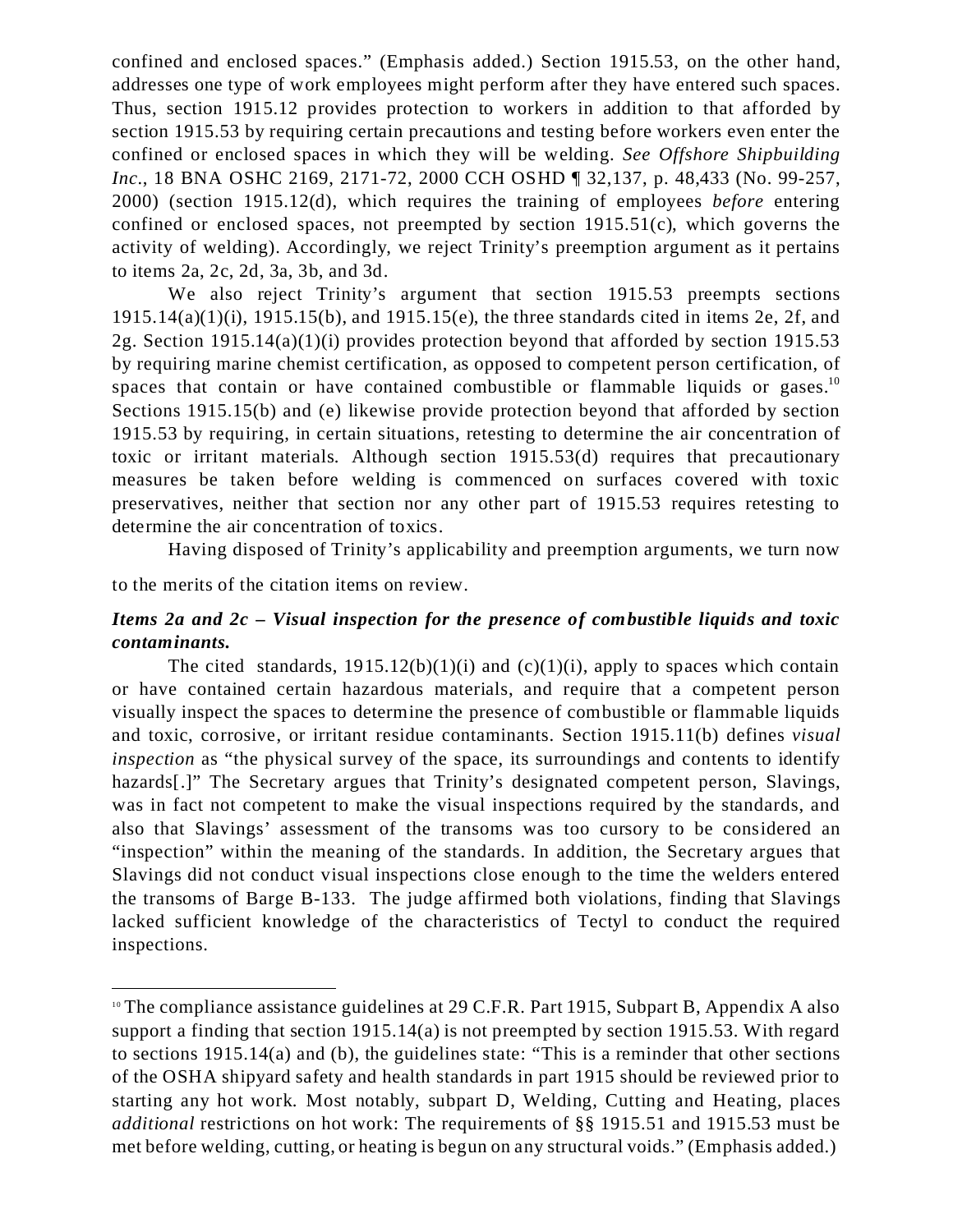confined and enclosed spaces." (Emphasis added.) Section 1915.53, on the other hand, addresses one type of work employees might perform after they have entered such spaces. Thus, section 1915.12 provides protection to workers in addition to that afforded by section 1915.53 by requiring certain precautions and testing before workers even enter the confined or enclosed spaces in which they will be welding. *See Offshore Shipbuilding Inc.*, 18 BNA OSHC 2169, 2171-72, 2000 CCH OSHD ¶ 32,137, p. 48,433 (No. 99-257, 2000) (section 1915.12(d), which requires the training of employees *before* entering confined or enclosed spaces, not preempted by section 1915.51(c), which governs the activity of welding). Accordingly, we reject Trinity's preemption argument as it pertains to items 2a, 2c, 2d, 3a, 3b, and 3d.

We also reject Trinity's argument that section 1915.53 preempts sections 1915.14(a)(1)(i), 1915.15(b), and 1915.15(e), the three standards cited in items 2e, 2f, and 2g. Section 1915.14(a)(1)(i) provides protection beyond that afforded by section 1915.53 by requiring marine chemist certification, as opposed to competent person certification, of spaces that contain or have contained combustible or flammable liquids or gases.[10] Sections 1915.15(b) and (e) likewise provide protection beyond that afforded by section 1915.53 by requiring, in certain situations, retesting to determine the air concentration of toxic or irritant materials. Although section 1915.53(d) requires that precautionary measures be taken before welding is commenced on surfaces covered with toxic preservatives, neither that section nor any other part of 1915.53 requires retesting to determine the air concentration of toxics.

Having disposed of Trinity's applicability and preemption arguments, we turn now to the merits of the citation items on review.

***Items 2a and 2c – Visual inspection for the presence of combustible liquids and toxic contaminants.***

The cited standards, 1915.12(b)(1)(i) and (c)(1)(i), apply to spaces which contain or have contained certain hazardous materials, and require that a competent person visually inspect the spaces to determine the presence of combustible or flammable liquids and toxic, corrosive, or irritant residue contaminants. Section 1915.11(b) defines *visual inspection* as "the physical survey of the space, its surroundings and contents to identify hazards[.]" The Secretary argues that Trinity's designated competent person, Slavings, was in fact not competent to make the visual inspections required by the standards, and also that Slavings' assessment of the transoms was too cursory to be considered an "inspection" within the meaning of the standards. In addition, the Secretary argues that Slavings did not conduct visual inspections close enough to the time the welders entered the transoms of Barge B-133. The judge affirmed both violations, finding that Slavings lacked sufficient knowledge of the characteristics of Tectyl to conduct the required inspections.

---

[10] The compliance assistance guidelines at 29 C.F.R. Part 1915, Subpart B, Appendix A also support a finding that section 1915.14(a) is not preempted by section 1915.53. With regard to sections 1915.14(a) and (b), the guidelines state: "This is a reminder that other sections of the OSHA shipyard safety and health standards in part 1915 should be reviewed prior to starting any hot work. Most notably, subpart D, Welding, Cutting and Heating, places *additional* restrictions on hot work: The requirements of §§ 1915.51 and 1915.53 must be met before welding, cutting, or heating is begun on any structural voids." (Emphasis added.)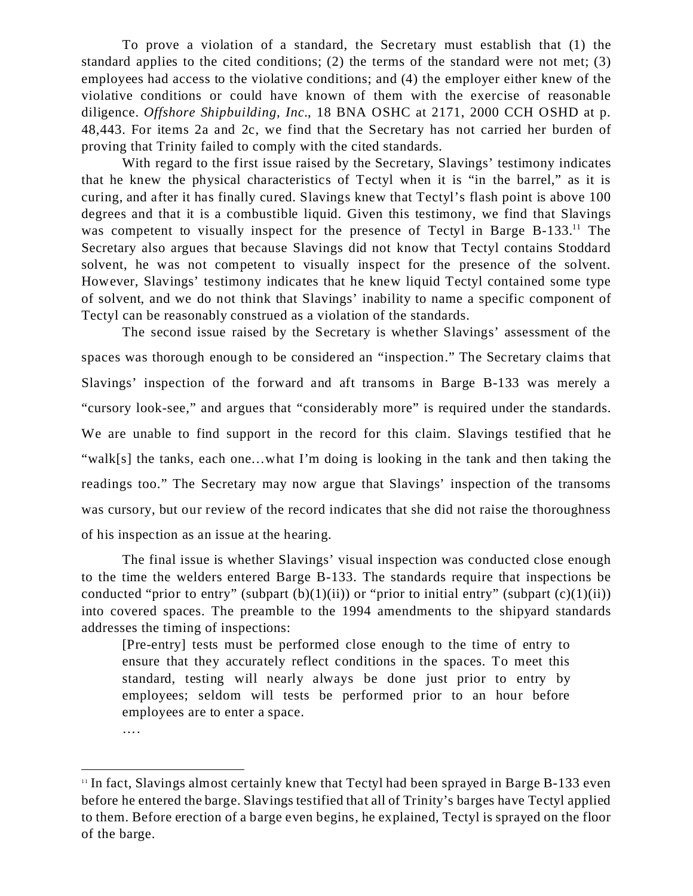To prove a violation of a standard, the Secretary must establish that (1) the standard applies to the cited conditions; (2) the terms of the standard were not met; (3) employees had access to the violative conditions; and (4) the employer either knew of the violative conditions or could have known of them with the exercise of reasonable diligence. *Offshore Shipbuilding, Inc*., 18 BNA OSHC at 2171, 2000 CCH OSHD at p. 48,443. For items 2a and 2c, we find that the Secretary has not carried her burden of proving that Trinity failed to comply with the cited standards.

With regard to the first issue raised by the Secretary, Slavings' testimony indicates that he knew the physical characteristics of Tectyl when it is "in the barrel," as it is curing, and after it has finally cured. Slavings knew that Tectyl's flash point is above 100 degrees and that it is a combustible liquid. Given this testimony, we find that Slavings was competent to visually inspect for the presence of Tectyl in Barge B-133.[11] The Secretary also argues that because Slavings did not know that Tectyl contains Stoddard solvent, he was not competent to visually inspect for the presence of the solvent. However, Slavings' testimony indicates that he knew liquid Tectyl contained some type of solvent, and we do not think that Slavings' inability to name a specific component of Tectyl can be reasonably construed as a violation of the standards.

The second issue raised by the Secretary is whether Slavings' assessment of the spaces was thorough enough to be considered an "inspection." The Secretary claims that Slavings' inspection of the forward and aft transoms in Barge B-133 was merely a "cursory look-see," and argues that "considerably more" is required under the standards. We are unable to find support in the record for this claim. Slavings testified that he "walk[s] the tanks, each one…what I'm doing is looking in the tank and then taking the readings too." The Secretary may now argue that Slavings' inspection of the transoms was cursory, but our review of the record indicates that she did not raise the thoroughness of his inspection as an issue at the hearing.

The final issue is whether Slavings' visual inspection was conducted close enough to the time the welders entered Barge B-133. The standards require that inspections be conducted "prior to entry" (subpart (b)(1)(ii)) or "prior to initial entry" (subpart (c)(1)(ii)) into covered spaces. The preamble to the 1994 amendments to the shipyard standards addresses the timing of inspections:

> [Pre-entry] tests must be performed close enough to the time of entry to ensure that they accurately reflect conditions in the spaces. To meet this standard, testing will nearly always be done just prior to entry by employees; seldom will tests be performed prior to an hour before employees are to enter a space.
>
> ….

---

[11] In fact, Slavings almost certainly knew that Tectyl had been sprayed in Barge B-133 even before he entered the barge. Slavings testified that all of Trinity's barges have Tectyl applied to them. Before erection of a barge even begins, he explained, Tectyl is sprayed on the floor of the barge.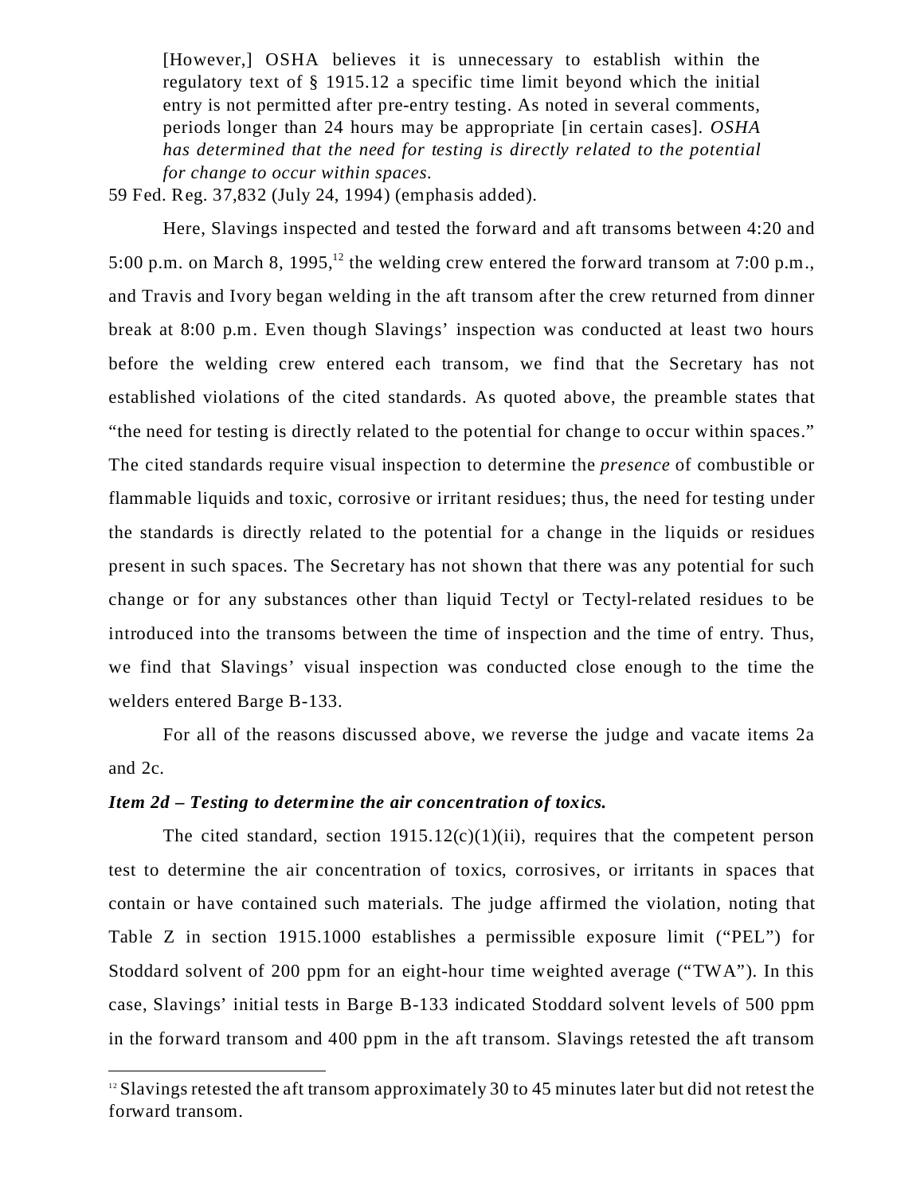> [However,] OSHA believes it is unnecessary to establish within the regulatory text of § 1915.12 a specific time limit beyond which the initial entry is not permitted after pre-entry testing. As noted in several comments, periods longer than 24 hours may be appropriate [in certain cases]. *OSHA has determined that the need for testing is directly related to the potential for change to occur within spaces.*

59 Fed. Reg. 37,832 (July 24, 1994) (emphasis added).

Here, Slavings inspected and tested the forward and aft transoms between 4:20 and 5:00 p.m. on March 8, 1995,[12] the welding crew entered the forward transom at 7:00 p.m., and Travis and Ivory began welding in the aft transom after the crew returned from dinner break at 8:00 p.m. Even though Slavings' inspection was conducted at least two hours before the welding crew entered each transom, we find that the Secretary has not established violations of the cited standards. As quoted above, the preamble states that "the need for testing is directly related to the potential for change to occur within spaces." The cited standards require visual inspection to determine the *presence* of combustible or flammable liquids and toxic, corrosive or irritant residues; thus, the need for testing under the standards is directly related to the potential for a change in the liquids or residues present in such spaces. The Secretary has not shown that there was any potential for such change or for any substances other than liquid Tectyl or Tectyl-related residues to be introduced into the transoms between the time of inspection and the time of entry. Thus, we find that Slavings' visual inspection was conducted close enough to the time the welders entered Barge B-133.

For all of the reasons discussed above, we reverse the judge and vacate items 2a and 2c.

***Item 2d – Testing to determine the air concentration of toxics.***

The cited standard, section 1915.12(c)(1)(ii), requires that the competent person test to determine the air concentration of toxics, corrosives, or irritants in spaces that contain or have contained such materials. The judge affirmed the violation, noting that Table Z in section 1915.1000 establishes a permissible exposure limit ("PEL") for Stoddard solvent of 200 ppm for an eight-hour time weighted average ("TWA"). In this case, Slavings' initial tests in Barge B-133 indicated Stoddard solvent levels of 500 ppm in the forward transom and 400 ppm in the aft transom. Slavings retested the aft transom

[12] Slavings retested the aft transom approximately 30 to 45 minutes later but did not retest the forward transom.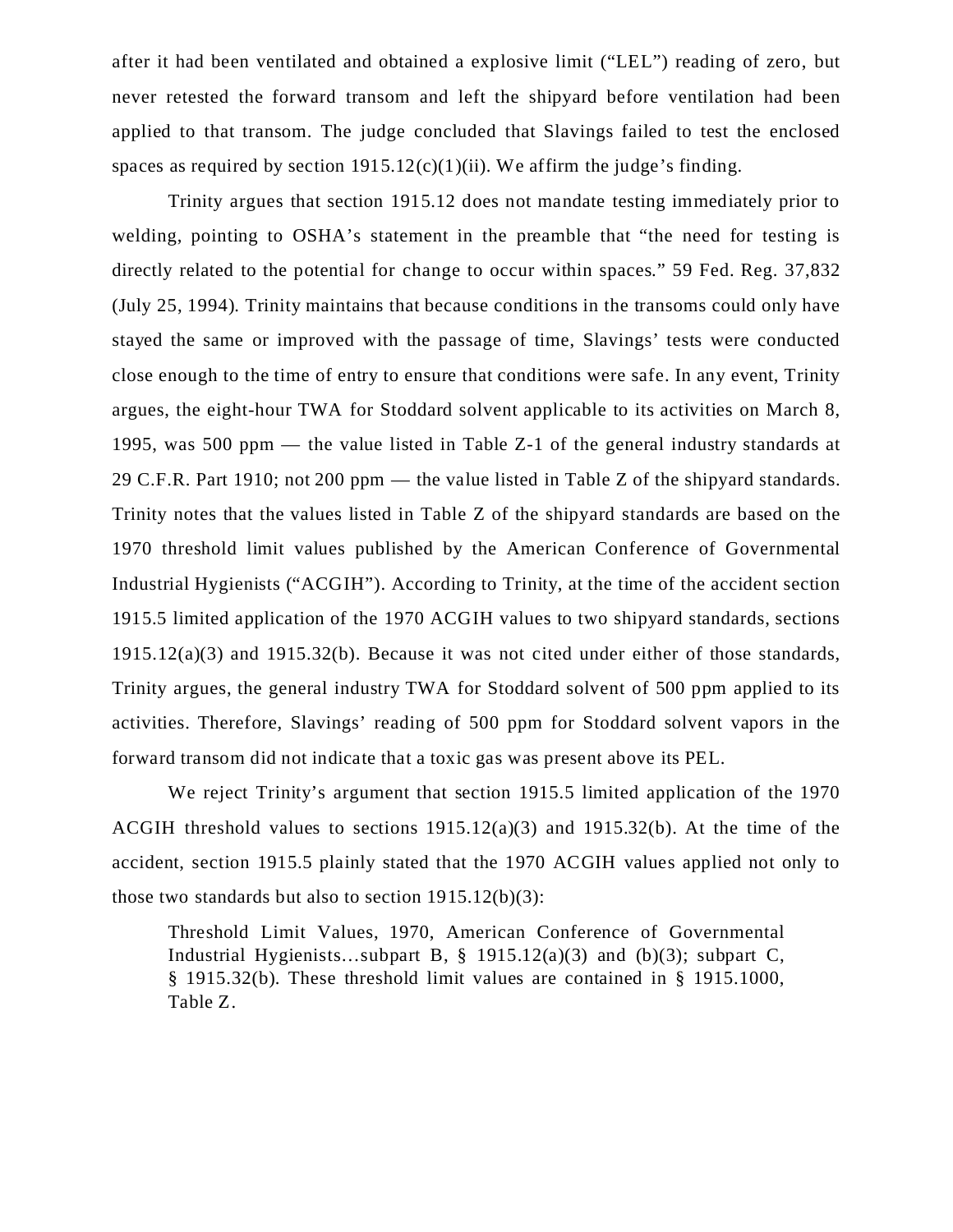after it had been ventilated and obtained a explosive limit ("LEL") reading of zero, but never retested the forward transom and left the shipyard before ventilation had been applied to that transom. The judge concluded that Slavings failed to test the enclosed spaces as required by section 1915.12(c)(1)(ii). We affirm the judge's finding.

Trinity argues that section 1915.12 does not mandate testing immediately prior to welding, pointing to OSHA's statement in the preamble that "the need for testing is directly related to the potential for change to occur within spaces." 59 Fed. Reg. 37,832 (July 25, 1994). Trinity maintains that because conditions in the transoms could only have stayed the same or improved with the passage of time, Slavings' tests were conducted close enough to the time of entry to ensure that conditions were safe. In any event, Trinity argues, the eight-hour TWA for Stoddard solvent applicable to its activities on March 8, 1995, was 500 ppm — the value listed in Table Z-1 of the general industry standards at 29 C.F.R. Part 1910; not 200 ppm — the value listed in Table Z of the shipyard standards. Trinity notes that the values listed in Table Z of the shipyard standards are based on the 1970 threshold limit values published by the American Conference of Governmental Industrial Hygienists ("ACGIH"). According to Trinity, at the time of the accident section 1915.5 limited application of the 1970 ACGIH values to two shipyard standards, sections 1915.12(a)(3) and 1915.32(b). Because it was not cited under either of those standards, Trinity argues, the general industry TWA for Stoddard solvent of 500 ppm applied to its activities. Therefore, Slavings' reading of 500 ppm for Stoddard solvent vapors in the forward transom did not indicate that a toxic gas was present above its PEL.

We reject Trinity's argument that section 1915.5 limited application of the 1970 ACGIH threshold values to sections 1915.12(a)(3) and 1915.32(b). At the time of the accident, section 1915.5 plainly stated that the 1970 ACGIH values applied not only to those two standards but also to section 1915.12(b)(3):

> Threshold Limit Values, 1970, American Conference of Governmental Industrial Hygienists...subpart B, § 1915.12(a)(3) and (b)(3); subpart C, § 1915.32(b). These threshold limit values are contained in § 1915.1000, Table Z.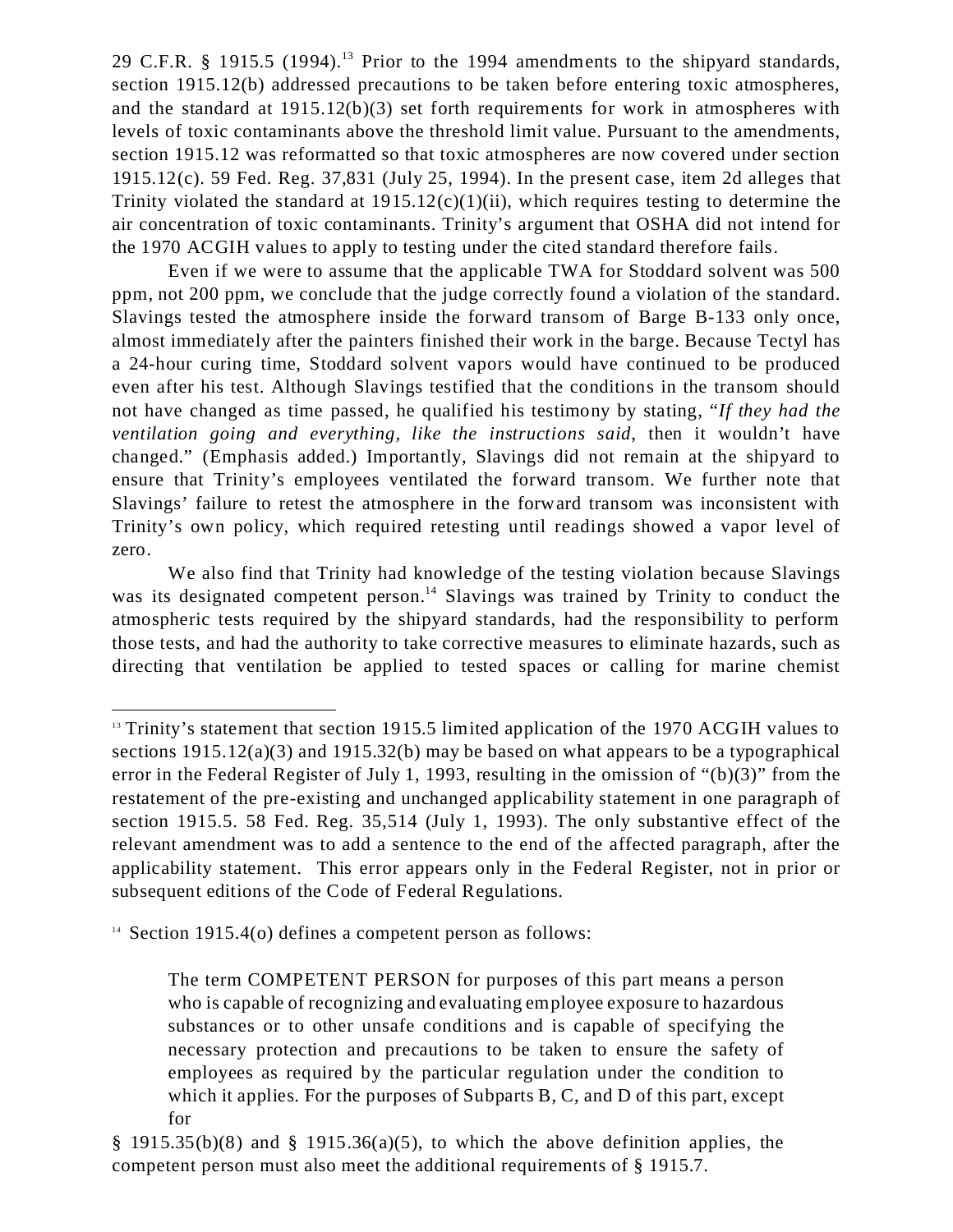29 C.F.R. § 1915.5 (1994).[13] Prior to the 1994 amendments to the shipyard standards, section 1915.12(b) addressed precautions to be taken before entering toxic atmospheres, and the standard at 1915.12(b)(3) set forth requirements for work in atmospheres with levels of toxic contaminants above the threshold limit value. Pursuant to the amendments, section 1915.12 was reformatted so that toxic atmospheres are now covered under section 1915.12(c). 59 Fed. Reg. 37,831 (July 25, 1994). In the present case, item 2d alleges that Trinity violated the standard at 1915.12(c)(1)(ii), which requires testing to determine the air concentration of toxic contaminants. Trinity's argument that OSHA did not intend for the 1970 ACGIH values to apply to testing under the cited standard therefore fails.

Even if we were to assume that the applicable TWA for Stoddard solvent was 500 ppm, not 200 ppm, we conclude that the judge correctly found a violation of the standard. Slavings tested the atmosphere inside the forward transom of Barge B-133 only once, almost immediately after the painters finished their work in the barge. Because Tectyl has a 24-hour curing time, Stoddard solvent vapors would have continued to be produced even after his test. Although Slavings testified that the conditions in the transom should not have changed as time passed, he qualified his testimony by stating, "*If they had the ventilation going and everything, like the instructions said*, then it wouldn't have changed." (Emphasis added.) Importantly, Slavings did not remain at the shipyard to ensure that Trinity's employees ventilated the forward transom. We further note that Slavings' failure to retest the atmosphere in the forward transom was inconsistent with Trinity's own policy, which required retesting until readings showed a vapor level of zero.

We also find that Trinity had knowledge of the testing violation because Slavings was its designated competent person.[14] Slavings was trained by Trinity to conduct the atmospheric tests required by the shipyard standards, had the responsibility to perform those tests, and had the authority to take corrective measures to eliminate hazards, such as directing that ventilation be applied to tested spaces or calling for marine chemist

---

[13] Trinity's statement that section 1915.5 limited application of the 1970 ACGIH values to sections 1915.12(a)(3) and 1915.32(b) may be based on what appears to be a typographical error in the Federal Register of July 1, 1993, resulting in the omission of "(b)(3)" from the restatement of the pre-existing and unchanged applicability statement in one paragraph of section 1915.5. 58 Fed. Reg. 35,514 (July 1, 1993). The only substantive effect of the relevant amendment was to add a sentence to the end of the affected paragraph, after the applicability statement. This error appears only in the Federal Register, not in prior or subsequent editions of the Code of Federal Regulations.

[14] Section 1915.4(o) defines a competent person as follows:

> The term COMPETENT PERSON for purposes of this part means a person who is capable of recognizing and evaluating employee exposure to hazardous substances or to other unsafe conditions and is capable of specifying the necessary protection and precautions to be taken to ensure the safety of employees as required by the particular regulation under the condition to which it applies. For the purposes of Subparts B, C, and D of this part, except for

§ 1915.35(b)(8) and § 1915.36(a)(5), to which the above definition applies, the competent person must also meet the additional requirements of § 1915.7.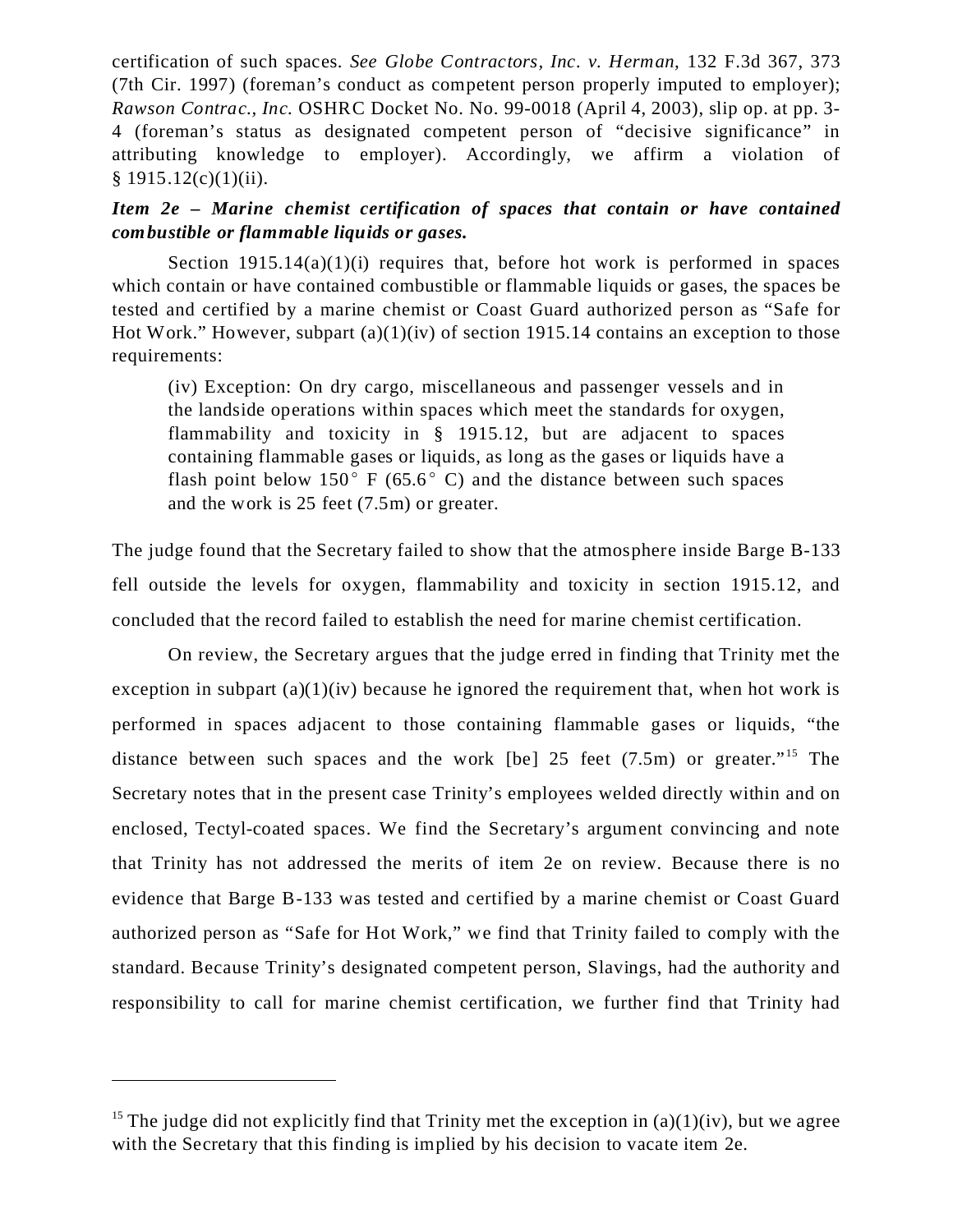certification of such spaces. *See Globe Contractors, Inc. v. Herman*, 132 F.3d 367, 373 (7th Cir. 1997) (foreman's conduct as competent person properly imputed to employer); *Rawson Contrac., Inc.* OSHRC Docket No. No. 99-0018 (April 4, 2003), slip op. at pp. 3-4 (foreman's status as designated competent person of "decisive significance" in attributing knowledge to employer). Accordingly, we affirm a violation of § 1915.12(c)(1)(ii).

***Item 2e – Marine chemist certification of spaces that contain or have contained combustible or flammable liquids or gases.***

Section 1915.14(a)(1)(i) requires that, before hot work is performed in spaces which contain or have contained combustible or flammable liquids or gases, the spaces be tested and certified by a marine chemist or Coast Guard authorized person as "Safe for Hot Work." However, subpart (a)(1)(iv) of section 1915.14 contains an exception to those requirements:

> (iv) Exception: On dry cargo, miscellaneous and passenger vessels and in the landside operations within spaces which meet the standards for oxygen, flammability and toxicity in § 1915.12, but are adjacent to spaces containing flammable gases or liquids, as long as the gases or liquids have a flash point below 150° F (65.6° C) and the distance between such spaces and the work is 25 feet (7.5m) or greater.

The judge found that the Secretary failed to show that the atmosphere inside Barge B-133 fell outside the levels for oxygen, flammability and toxicity in section 1915.12, and concluded that the record failed to establish the need for marine chemist certification.

On review, the Secretary argues that the judge erred in finding that Trinity met the exception in subpart (a)(1)(iv) because he ignored the requirement that, when hot work is performed in spaces adjacent to those containing flammable gases or liquids, "the distance between such spaces and the work [be] 25 feet (7.5m) or greater."[15] The Secretary notes that in the present case Trinity's employees welded directly within and on enclosed, Tectyl-coated spaces. We find the Secretary's argument convincing and note that Trinity has not addressed the merits of item 2e on review. Because there is no evidence that Barge B-133 was tested and certified by a marine chemist or Coast Guard authorized person as "Safe for Hot Work," we find that Trinity failed to comply with the standard. Because Trinity's designated competent person, Slavings, had the authority and responsibility to call for marine chemist certification, we further find that Trinity had

---

[15] The judge did not explicitly find that Trinity met the exception in (a)(1)(iv), but we agree with the Secretary that this finding is implied by his decision to vacate item 2e.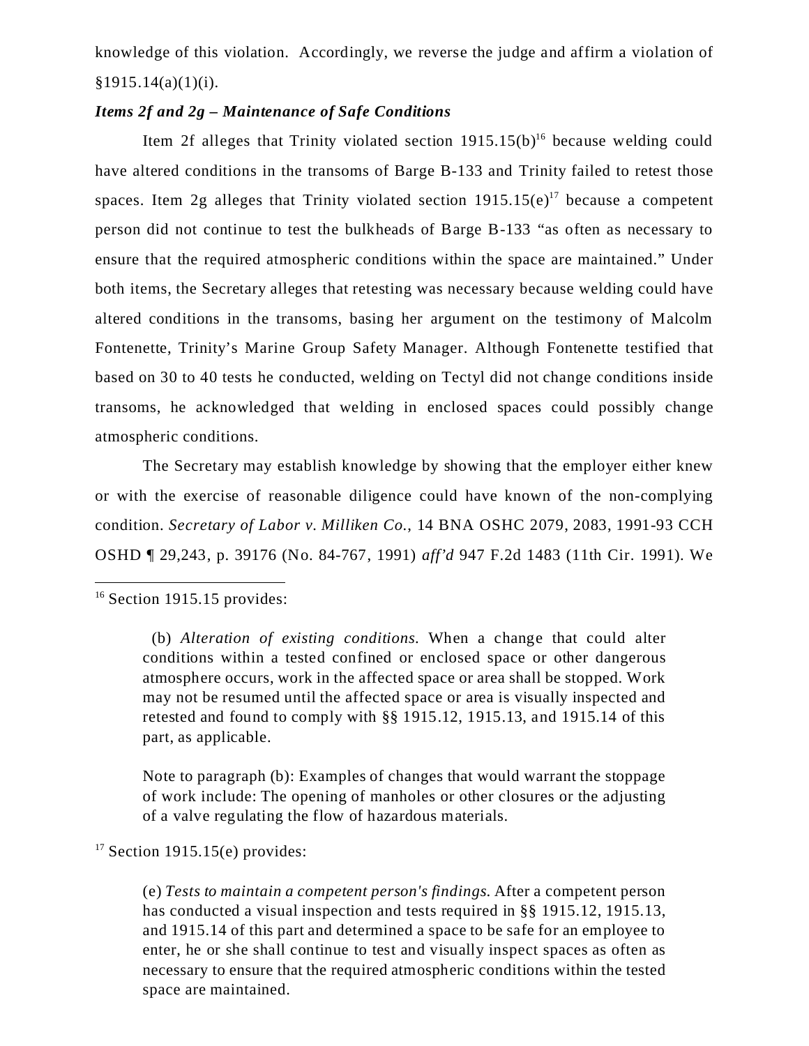knowledge of this violation. Accordingly, we reverse the judge and affirm a violation of §1915.14(a)(1)(i).

***Items 2f and 2g – Maintenance of Safe Conditions***

Item 2f alleges that Trinity violated section 1915.15(b)[16] because welding could have altered conditions in the transoms of Barge B-133 and Trinity failed to retest those spaces. Item 2g alleges that Trinity violated section 1915.15(e)[17] because a competent person did not continue to test the bulkheads of Barge B-133 "as often as necessary to ensure that the required atmospheric conditions within the space are maintained." Under both items, the Secretary alleges that retesting was necessary because welding could have altered conditions in the transoms, basing her argument on the testimony of Malcolm Fontenette, Trinity's Marine Group Safety Manager. Although Fontenette testified that based on 30 to 40 tests he conducted, welding on Tectyl did not change conditions inside transoms, he acknowledged that welding in enclosed spaces could possibly change atmospheric conditions.

The Secretary may establish knowledge by showing that the employer either knew or with the exercise of reasonable diligence could have known of the non-complying condition. *Secretary of Labor v. Milliken Co.*, 14 BNA OSHC 2079, 2083, 1991-93 CCH OSHD ¶ 29,243, p. 39176 (No. 84-767, 1991) *aff'd* 947 F.2d 1483 (11th Cir. 1991). We

---

[16] Section 1915.15 provides:

> (b) *Alteration of existing conditions.* When a change that could alter conditions within a tested confined or enclosed space or other dangerous atmosphere occurs, work in the affected space or area shall be stopped. Work may not be resumed until the affected space or area is visually inspected and retested and found to comply with §§ 1915.12, 1915.13, and 1915.14 of this part, as applicable.
>
> Note to paragraph (b): Examples of changes that would warrant the stoppage of work include: The opening of manholes or other closures or the adjusting of a valve regulating the flow of hazardous materials.

[17] Section 1915.15(e) provides:

> (e) *Tests to maintain a competent person's findings.* After a competent person has conducted a visual inspection and tests required in §§ 1915.12, 1915.13, and 1915.14 of this part and determined a space to be safe for an employee to enter, he or she shall continue to test and visually inspect spaces as often as necessary to ensure that the required atmospheric conditions within the tested space are maintained.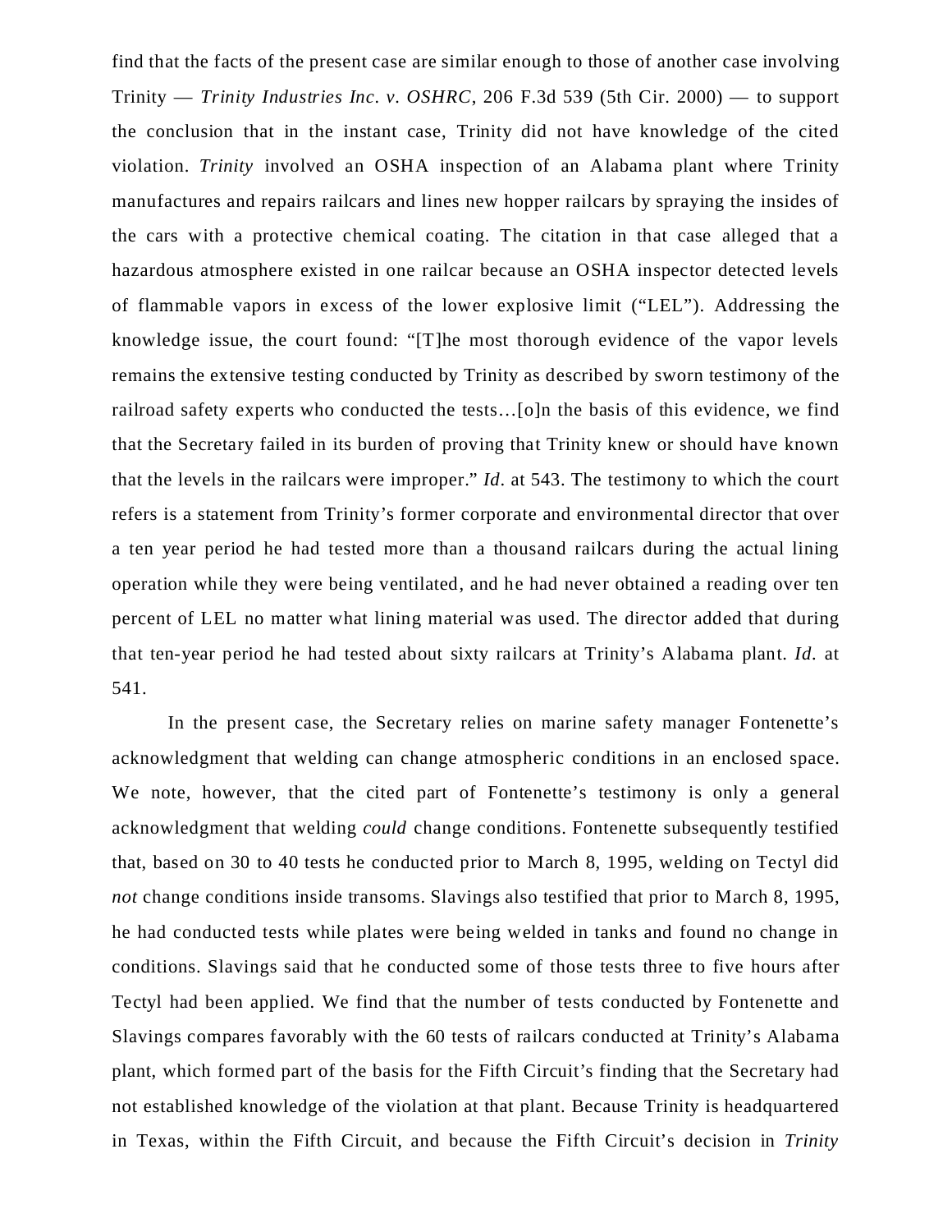find that the facts of the present case are similar enough to those of another case involving Trinity — *Trinity Industries Inc. v. OSHRC*, 206 F.3d 539 (5th Cir. 2000) — to support the conclusion that in the instant case, Trinity did not have knowledge of the cited violation. *Trinity* involved an OSHA inspection of an Alabama plant where Trinity manufactures and repairs railcars and lines new hopper railcars by spraying the insides of the cars with a protective chemical coating. The citation in that case alleged that a hazardous atmosphere existed in one railcar because an OSHA inspector detected levels of flammable vapors in excess of the lower explosive limit ("LEL"). Addressing the knowledge issue, the court found: "[T]he most thorough evidence of the vapor levels remains the extensive testing conducted by Trinity as described by sworn testimony of the railroad safety experts who conducted the tests…[o]n the basis of this evidence, we find that the Secretary failed in its burden of proving that Trinity knew or should have known that the levels in the railcars were improper." *Id.* at 543. The testimony to which the court refers is a statement from Trinity's former corporate and environmental director that over a ten year period he had tested more than a thousand railcars during the actual lining operation while they were being ventilated, and he had never obtained a reading over ten percent of LEL no matter what lining material was used. The director added that during that ten-year period he had tested about sixty railcars at Trinity's Alabama plant. *Id.* at 541.

In the present case, the Secretary relies on marine safety manager Fontenette's acknowledgment that welding can change atmospheric conditions in an enclosed space. We note, however, that the cited part of Fontenette's testimony is only a general acknowledgment that welding *could* change conditions. Fontenette subsequently testified that, based on 30 to 40 tests he conducted prior to March 8, 1995, welding on Tectyl did *not* change conditions inside transoms. Slavings also testified that prior to March 8, 1995, he had conducted tests while plates were being welded in tanks and found no change in conditions. Slavings said that he conducted some of those tests three to five hours after Tectyl had been applied. We find that the number of tests conducted by Fontenette and Slavings compares favorably with the 60 tests of railcars conducted at Trinity's Alabama plant, which formed part of the basis for the Fifth Circuit's finding that the Secretary had not established knowledge of the violation at that plant. Because Trinity is headquartered in Texas, within the Fifth Circuit, and because the Fifth Circuit's decision in *Trinity*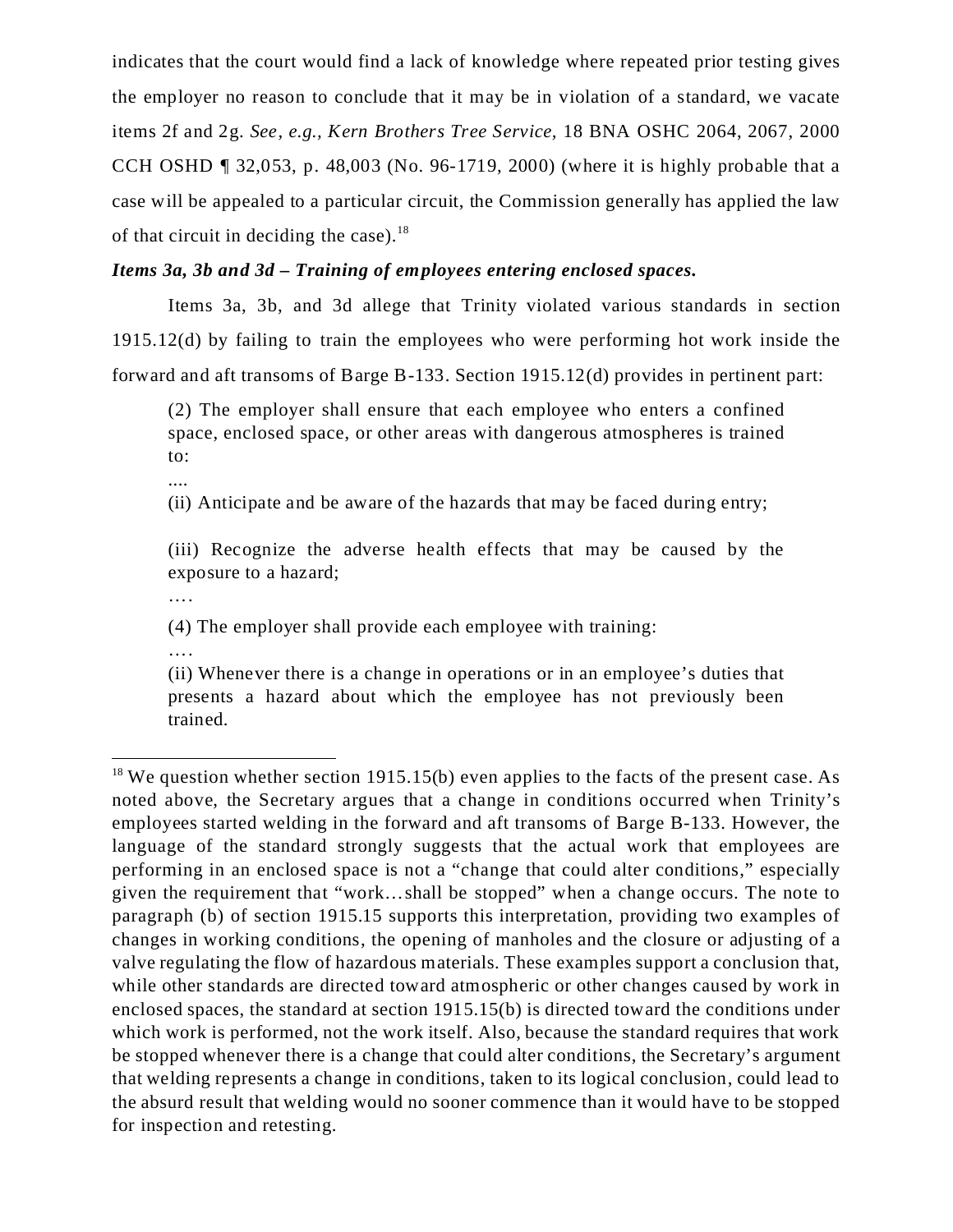indicates that the court would find a lack of knowledge where repeated prior testing gives the employer no reason to conclude that it may be in violation of a standard, we vacate items 2f and 2g. *See, e.g., Kern Brothers Tree Service,* 18 BNA OSHC 2064, 2067, 2000 CCH OSHD ¶ 32,053, p. 48,003 (No. 96-1719, 2000) (where it is highly probable that a case will be appealed to a particular circuit, the Commission generally has applied the law of that circuit in deciding the case).[18]

***Items 3a, 3b and 3d – Training of employees entering enclosed spaces.***

Items 3a, 3b, and 3d allege that Trinity violated various standards in section 1915.12(d) by failing to train the employees who were performing hot work inside the forward and aft transoms of Barge B-133. Section 1915.12(d) provides in pertinent part:

> (2) The employer shall ensure that each employee who enters a confined space, enclosed space, or other areas with dangerous atmospheres is trained to:
>
> ....
>
> (ii) Anticipate and be aware of the hazards that may be faced during entry;
>
> (iii) Recognize the adverse health effects that may be caused by the exposure to a hazard;
>
> ….
>
> (4) The employer shall provide each employee with training:
>
> ….
>
> (ii) Whenever there is a change in operations or in an employee's duties that presents a hazard about which the employee has not previously been trained.

---

[18] We question whether section 1915.15(b) even applies to the facts of the present case. As noted above, the Secretary argues that a change in conditions occurred when Trinity's employees started welding in the forward and aft transoms of Barge B-133. However, the language of the standard strongly suggests that the actual work that employees are performing in an enclosed space is not a "change that could alter conditions," especially given the requirement that "work…shall be stopped" when a change occurs. The note to paragraph (b) of section 1915.15 supports this interpretation, providing two examples of changes in working conditions, the opening of manholes and the closure or adjusting of a valve regulating the flow of hazardous materials. These examples support a conclusion that, while other standards are directed toward atmospheric or other changes caused by work in enclosed spaces, the standard at section 1915.15(b) is directed toward the conditions under which work is performed, not the work itself. Also, because the standard requires that work be stopped whenever there is a change that could alter conditions, the Secretary's argument that welding represents a change in conditions, taken to its logical conclusion, could lead to the absurd result that welding would no sooner commence than it would have to be stopped for inspection and retesting.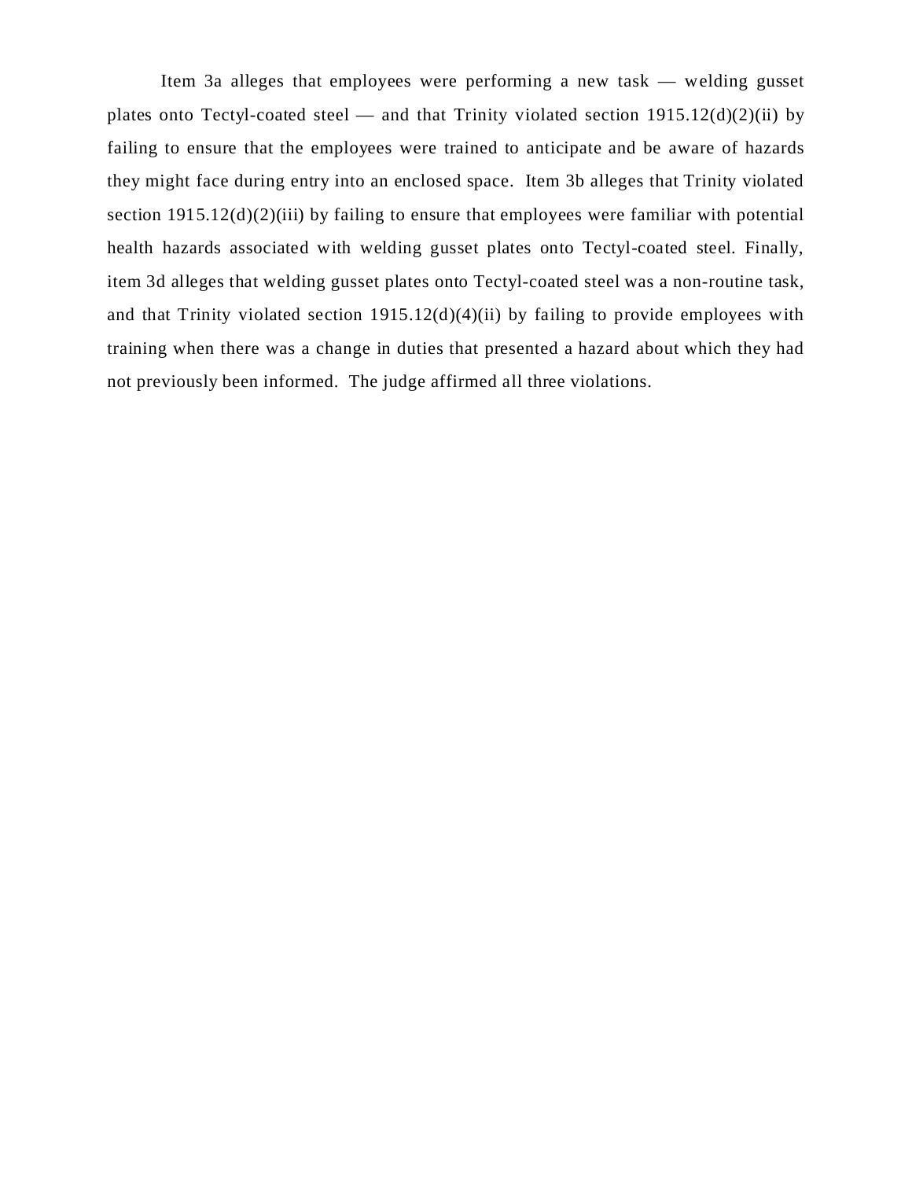Item 3a alleges that employees were performing a new task — welding gusset plates onto Tectyl-coated steel — and that Trinity violated section 1915.12(d)(2)(ii) by failing to ensure that the employees were trained to anticipate and be aware of hazards they might face during entry into an enclosed space. Item 3b alleges that Trinity violated section 1915.12(d)(2)(iii) by failing to ensure that employees were familiar with potential health hazards associated with welding gusset plates onto Tectyl-coated steel. Finally, item 3d alleges that welding gusset plates onto Tectyl-coated steel was a non-routine task, and that Trinity violated section 1915.12(d)(4)(ii) by failing to provide employees with training when there was a change in duties that presented a hazard about which they had not previously been informed. The judge affirmed all three violations.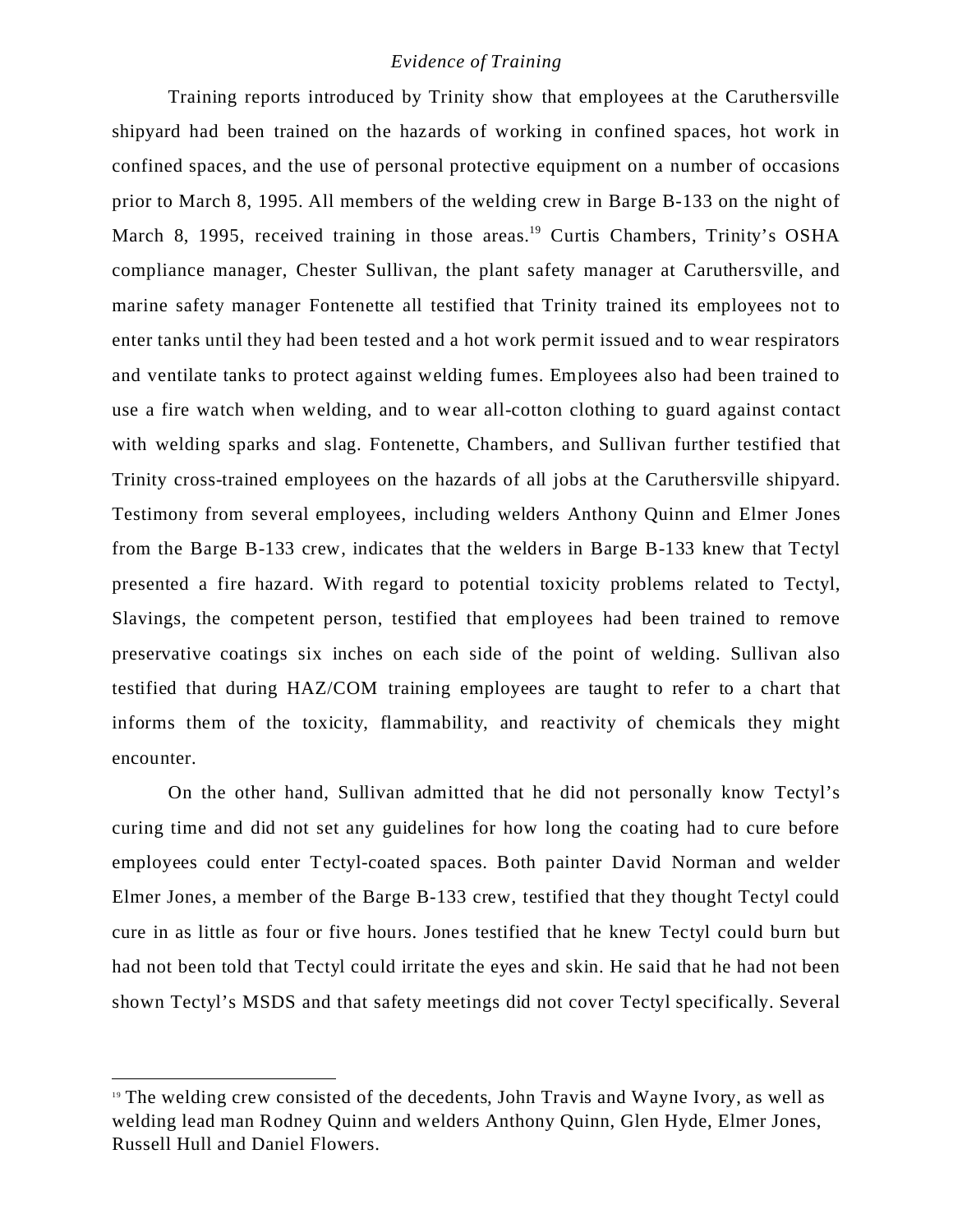*Evidence of Training*

Training reports introduced by Trinity show that employees at the Caruthersville shipyard had been trained on the hazards of working in confined spaces, hot work in confined spaces, and the use of personal protective equipment on a number of occasions prior to March 8, 1995. All members of the welding crew in Barge B-133 on the night of March 8, 1995, received training in those areas.[19] Curtis Chambers, Trinity's OSHA compliance manager, Chester Sullivan, the plant safety manager at Caruthersville, and marine safety manager Fontenette all testified that Trinity trained its employees not to enter tanks until they had been tested and a hot work permit issued and to wear respirators and ventilate tanks to protect against welding fumes. Employees also had been trained to use a fire watch when welding, and to wear all-cotton clothing to guard against contact with welding sparks and slag. Fontenette, Chambers, and Sullivan further testified that Trinity cross-trained employees on the hazards of all jobs at the Caruthersville shipyard. Testimony from several employees, including welders Anthony Quinn and Elmer Jones from the Barge B-133 crew, indicates that the welders in Barge B-133 knew that Tectyl presented a fire hazard. With regard to potential toxicity problems related to Tectyl, Slavings, the competent person, testified that employees had been trained to remove preservative coatings six inches on each side of the point of welding. Sullivan also testified that during HAZ/COM training employees are taught to refer to a chart that informs them of the toxicity, flammability, and reactivity of chemicals they might encounter.

On the other hand, Sullivan admitted that he did not personally know Tectyl's curing time and did not set any guidelines for how long the coating had to cure before employees could enter Tectyl-coated spaces. Both painter David Norman and welder Elmer Jones, a member of the Barge B-133 crew, testified that they thought Tectyl could cure in as little as four or five hours. Jones testified that he knew Tectyl could burn but had not been told that Tectyl could irritate the eyes and skin. He said that he had not been shown Tectyl's MSDS and that safety meetings did not cover Tectyl specifically. Several

---

[19] The welding crew consisted of the decedents, John Travis and Wayne Ivory, as well as welding lead man Rodney Quinn and welders Anthony Quinn, Glen Hyde, Elmer Jones, Russell Hull and Daniel Flowers.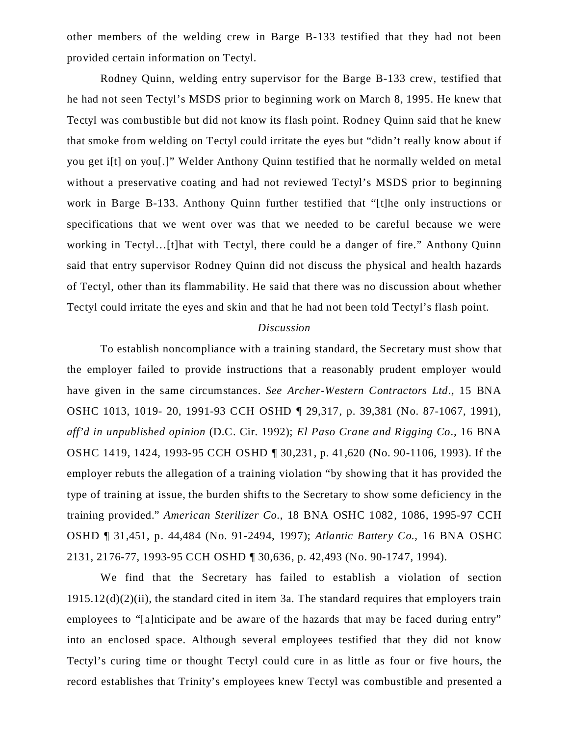other members of the welding crew in Barge B-133 testified that they had not been provided certain information on Tectyl.

Rodney Quinn, welding entry supervisor for the Barge B-133 crew, testified that he had not seen Tectyl's MSDS prior to beginning work on March 8, 1995. He knew that Tectyl was combustible but did not know its flash point. Rodney Quinn said that he knew that smoke from welding on Tectyl could irritate the eyes but "didn't really know about if you get i[t] on you[.]" Welder Anthony Quinn testified that he normally welded on metal without a preservative coating and had not reviewed Tectyl's MSDS prior to beginning work in Barge B-133. Anthony Quinn further testified that "[t]he only instructions or specifications that we went over was that we needed to be careful because we were working in Tectyl…[t]hat with Tectyl, there could be a danger of fire." Anthony Quinn said that entry supervisor Rodney Quinn did not discuss the physical and health hazards of Tectyl, other than its flammability. He said that there was no discussion about whether Tectyl could irritate the eyes and skin and that he had not been told Tectyl's flash point.

*Discussion*

To establish noncompliance with a training standard, the Secretary must show that the employer failed to provide instructions that a reasonably prudent employer would have given in the same circumstances. *See Archer-Western Contractors Ltd.*, 15 BNA OSHC 1013, 1019- 20, 1991-93 CCH OSHD ¶ 29,317, p. 39,381 (No. 87-1067, 1991), *aff'd in unpublished opinion* (D.C. Cir. 1992); *El Paso Crane and Rigging Co.,* 16 BNA OSHC 1419, 1424, 1993-95 CCH OSHD ¶ 30,231, p. 41,620 (No. 90-1106, 1993). If the employer rebuts the allegation of a training violation "by showing that it has provided the type of training at issue, the burden shifts to the Secretary to show some deficiency in the training provided." *American Sterilizer Co.,* 18 BNA OSHC 1082, 1086, 1995-97 CCH OSHD ¶ 31,451, p. 44,484 (No. 91-2494, 1997); *Atlantic Battery Co.,* 16 BNA OSHC 2131, 2176-77, 1993-95 CCH OSHD ¶ 30,636, p. 42,493 (No. 90-1747, 1994).

We find that the Secretary has failed to establish a violation of section 1915.12(d)(2)(ii), the standard cited in item 3a. The standard requires that employers train employees to "[a]nticipate and be aware of the hazards that may be faced during entry" into an enclosed space. Although several employees testified that they did not know Tectyl's curing time or thought Tectyl could cure in as little as four or five hours, the record establishes that Trinity's employees knew Tectyl was combustible and presented a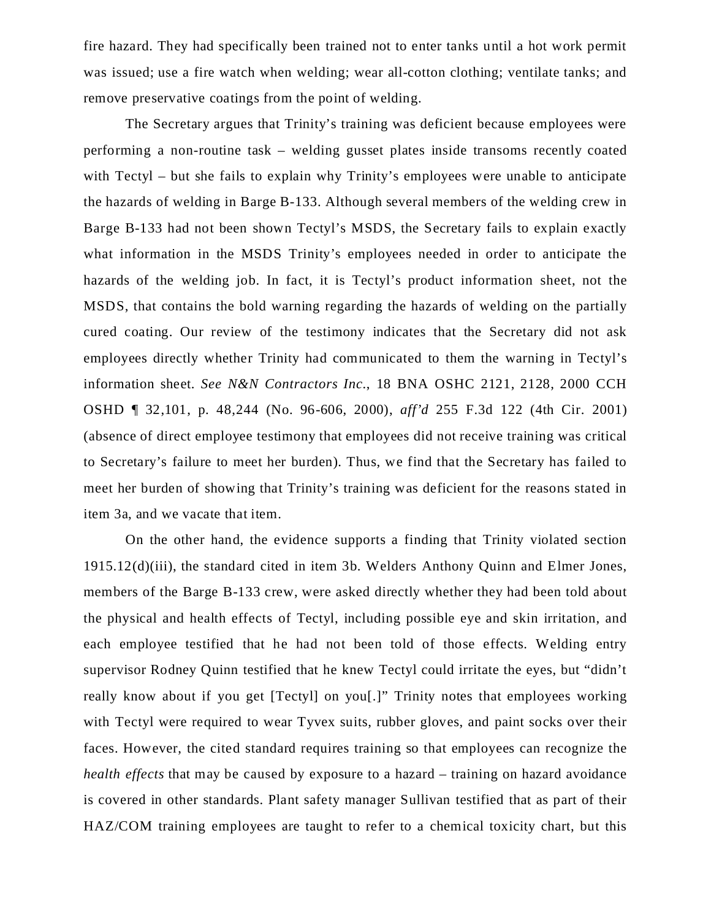fire hazard. They had specifically been trained not to enter tanks until a hot work permit was issued; use a fire watch when welding; wear all-cotton clothing; ventilate tanks; and remove preservative coatings from the point of welding.

The Secretary argues that Trinity's training was deficient because employees were performing a non-routine task – welding gusset plates inside transoms recently coated with Tectyl – but she fails to explain why Trinity's employees were unable to anticipate the hazards of welding in Barge B-133. Although several members of the welding crew in Barge B-133 had not been shown Tectyl's MSDS, the Secretary fails to explain exactly what information in the MSDS Trinity's employees needed in order to anticipate the hazards of the welding job. In fact, it is Tectyl's product information sheet, not the MSDS, that contains the bold warning regarding the hazards of welding on the partially cured coating. Our review of the testimony indicates that the Secretary did not ask employees directly whether Trinity had communicated to them the warning in Tectyl's information sheet. *See N&N Contractors Inc.*, 18 BNA OSHC 2121, 2128, 2000 CCH OSHD ¶ 32,101, p. 48,244 (No. 96-606, 2000), *aff'd* 255 F.3d 122 (4th Cir. 2001) (absence of direct employee testimony that employees did not receive training was critical to Secretary's failure to meet her burden). Thus, we find that the Secretary has failed to meet her burden of showing that Trinity's training was deficient for the reasons stated in item 3a, and we vacate that item.

On the other hand, the evidence supports a finding that Trinity violated section 1915.12(d)(iii), the standard cited in item 3b. Welders Anthony Quinn and Elmer Jones, members of the Barge B-133 crew, were asked directly whether they had been told about the physical and health effects of Tectyl, including possible eye and skin irritation, and each employee testified that he had not been told of those effects. Welding entry supervisor Rodney Quinn testified that he knew Tectyl could irritate the eyes, but "didn't really know about if you get [Tectyl] on you[.]" Trinity notes that employees working with Tectyl were required to wear Tyvex suits, rubber gloves, and paint socks over their faces. However, the cited standard requires training so that employees can recognize the *health effects* that may be caused by exposure to a hazard – training on hazard avoidance is covered in other standards. Plant safety manager Sullivan testified that as part of their HAZ/COM training employees are taught to refer to a chemical toxicity chart, but this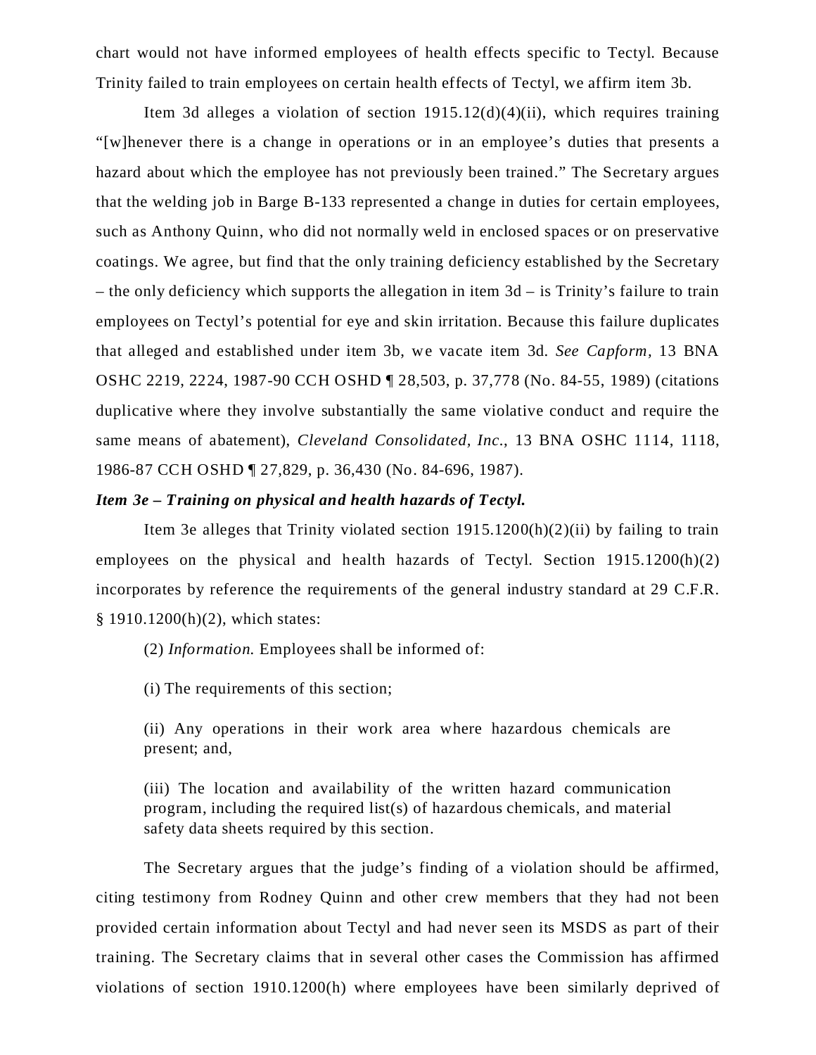chart would not have informed employees of health effects specific to Tectyl. Because Trinity failed to train employees on certain health effects of Tectyl, we affirm item 3b.

Item 3d alleges a violation of section 1915.12(d)(4)(ii), which requires training "[w]henever there is a change in operations or in an employee's duties that presents a hazard about which the employee has not previously been trained." The Secretary argues that the welding job in Barge B-133 represented a change in duties for certain employees, such as Anthony Quinn, who did not normally weld in enclosed spaces or on preservative coatings. We agree, but find that the only training deficiency established by the Secretary – the only deficiency which supports the allegation in item 3d – is Trinity's failure to train employees on Tectyl's potential for eye and skin irritation. Because this failure duplicates that alleged and established under item 3b, we vacate item 3d. *See Capform*, 13 BNA OSHC 2219, 2224, 1987-90 CCH OSHD ¶ 28,503, p. 37,778 (No. 84-55, 1989) (citations duplicative where they involve substantially the same violative conduct and require the same means of abatement), *Cleveland Consolidated, Inc.*, 13 BNA OSHC 1114, 1118, 1986-87 CCH OSHD ¶ 27,829, p. 36,430 (No. 84-696, 1987).

***Item 3e – Training on physical and health hazards of Tectyl.***

Item 3e alleges that Trinity violated section 1915.1200(h)(2)(ii) by failing to train employees on the physical and health hazards of Tectyl. Section 1915.1200(h)(2) incorporates by reference the requirements of the general industry standard at 29 C.F.R. § 1910.1200(h)(2), which states:

> (2) *Information.* Employees shall be informed of:
>
> (i) The requirements of this section;
>
> (ii) Any operations in their work area where hazardous chemicals are present; and,
>
> (iii) The location and availability of the written hazard communication program, including the required list(s) of hazardous chemicals, and material safety data sheets required by this section.

The Secretary argues that the judge's finding of a violation should be affirmed, citing testimony from Rodney Quinn and other crew members that they had not been provided certain information about Tectyl and had never seen its MSDS as part of their training. The Secretary claims that in several other cases the Commission has affirmed violations of section 1910.1200(h) where employees have been similarly deprived of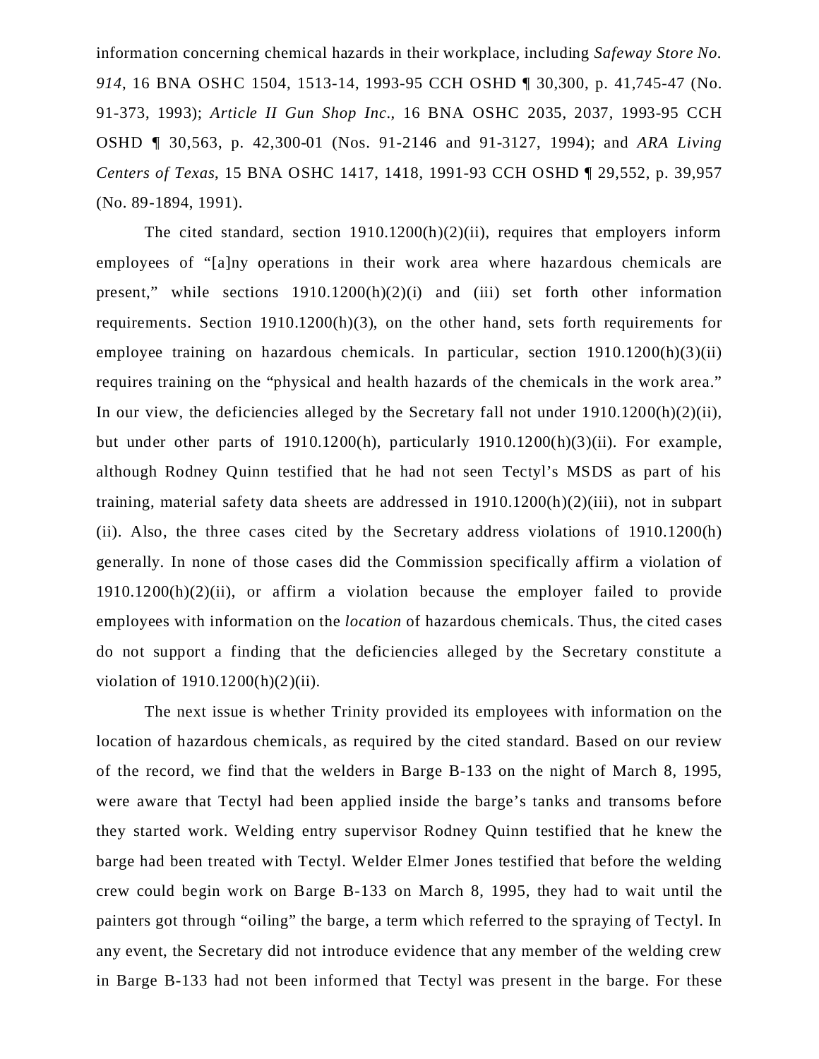information concerning chemical hazards in their workplace, including *Safeway Store No. 914*, 16 BNA OSHC 1504, 1513-14, 1993-95 CCH OSHD ¶ 30,300, p. 41,745-47 (No. 91-373, 1993); *Article II Gun Shop Inc.*, 16 BNA OSHC 2035, 2037, 1993-95 CCH OSHD ¶ 30,563, p. 42,300-01 (Nos. 91-2146 and 91-3127, 1994); and *ARA Living Centers of Texas*, 15 BNA OSHC 1417, 1418, 1991-93 CCH OSHD ¶ 29,552, p. 39,957 (No. 89-1894, 1991).

The cited standard, section 1910.1200(h)(2)(ii), requires that employers inform employees of "[a]ny operations in their work area where hazardous chemicals are present," while sections 1910.1200(h)(2)(i) and (iii) set forth other information requirements. Section 1910.1200(h)(3), on the other hand, sets forth requirements for employee training on hazardous chemicals. In particular, section 1910.1200(h)(3)(ii) requires training on the "physical and health hazards of the chemicals in the work area." In our view, the deficiencies alleged by the Secretary fall not under 1910.1200(h)(2)(ii), but under other parts of 1910.1200(h), particularly 1910.1200(h)(3)(ii). For example, although Rodney Quinn testified that he had not seen Tectyl's MSDS as part of his training, material safety data sheets are addressed in 1910.1200(h)(2)(iii), not in subpart (ii). Also, the three cases cited by the Secretary address violations of 1910.1200(h) generally. In none of those cases did the Commission specifically affirm a violation of 1910.1200(h)(2)(ii), or affirm a violation because the employer failed to provide employees with information on the *location* of hazardous chemicals. Thus, the cited cases do not support a finding that the deficiencies alleged by the Secretary constitute a violation of 1910.1200(h)(2)(ii).

The next issue is whether Trinity provided its employees with information on the location of hazardous chemicals, as required by the cited standard. Based on our review of the record, we find that the welders in Barge B-133 on the night of March 8, 1995, were aware that Tectyl had been applied inside the barge's tanks and transoms before they started work. Welding entry supervisor Rodney Quinn testified that he knew the barge had been treated with Tectyl. Welder Elmer Jones testified that before the welding crew could begin work on Barge B-133 on March 8, 1995, they had to wait until the painters got through "oiling" the barge, a term which referred to the spraying of Tectyl. In any event, the Secretary did not introduce evidence that any member of the welding crew in Barge B-133 had not been informed that Tectyl was present in the barge. For these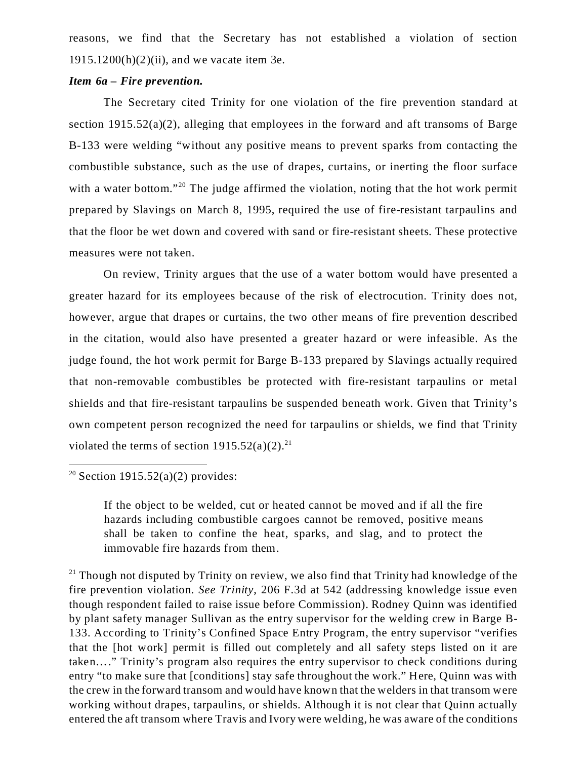reasons, we find that the Secretary has not established a violation of section 1915.1200(h)(2)(ii), and we vacate item 3e.

***Item 6a – Fire prevention.***

The Secretary cited Trinity for one violation of the fire prevention standard at section 1915.52(a)(2), alleging that employees in the forward and aft transoms of Barge B-133 were welding "without any positive means to prevent sparks from contacting the combustible substance, such as the use of drapes, curtains, or inerting the floor surface with a water bottom."[20] The judge affirmed the violation, noting that the hot work permit prepared by Slavings on March 8, 1995, required the use of fire-resistant tarpaulins and that the floor be wet down and covered with sand or fire-resistant sheets. These protective measures were not taken.

On review, Trinity argues that the use of a water bottom would have presented a greater hazard for its employees because of the risk of electrocution. Trinity does not, however, argue that drapes or curtains, the two other means of fire prevention described in the citation, would also have presented a greater hazard or were infeasible. As the judge found, the hot work permit for Barge B-133 prepared by Slavings actually required that non-removable combustibles be protected with fire-resistant tarpaulins or metal shields and that fire-resistant tarpaulins be suspended beneath work. Given that Trinity's own competent person recognized the need for tarpaulins or shields, we find that Trinity violated the terms of section 1915.52(a)(2).[21]

---

[20] Section 1915.52(a)(2) provides:

> If the object to be welded, cut or heated cannot be moved and if all the fire hazards including combustible cargoes cannot be removed, positive means shall be taken to confine the heat, sparks, and slag, and to protect the immovable fire hazards from them.

[21] Though not disputed by Trinity on review, we also find that Trinity had knowledge of the fire prevention violation. *See Trinity*, 206 F.3d at 542 (addressing knowledge issue even though respondent failed to raise issue before Commission). Rodney Quinn was identified by plant safety manager Sullivan as the entry supervisor for the welding crew in Barge B-133. According to Trinity's Confined Space Entry Program, the entry supervisor "verifies that the [hot work] permit is filled out completely and all safety steps listed on it are taken...." Trinity's program also requires the entry supervisor to check conditions during entry "to make sure that [conditions] stay safe throughout the work." Here, Quinn was with the crew in the forward transom and would have known that the welders in that transom were working without drapes, tarpaulins, or shields. Although it is not clear that Quinn actually entered the aft transom where Travis and Ivory were welding, he was aware of the conditions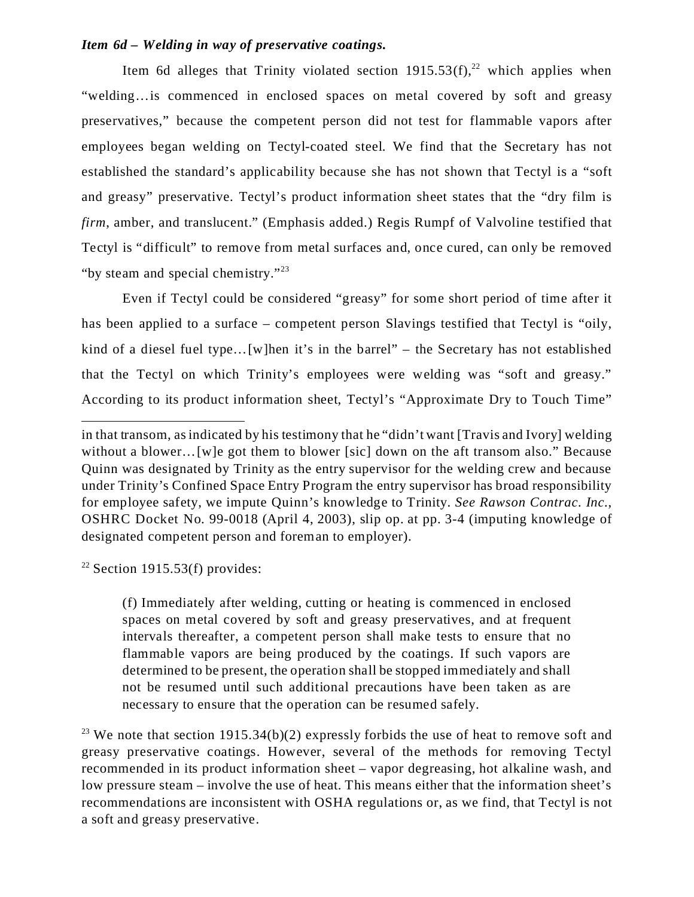***Item 6d – Welding in way of preservative coatings.***

Item 6d alleges that Trinity violated section 1915.53(f),[22] which applies when "welding…is commenced in enclosed spaces on metal covered by soft and greasy preservatives," because the competent person did not test for flammable vapors after employees began welding on Tectyl-coated steel. We find that the Secretary has not established the standard's applicability because she has not shown that Tectyl is a "soft and greasy" preservative. Tectyl's product information sheet states that the "dry film is *firm*, amber, and translucent." (Emphasis added.) Regis Rumpf of Valvoline testified that Tectyl is "difficult" to remove from metal surfaces and, once cured, can only be removed "by steam and special chemistry."[23]

Even if Tectyl could be considered "greasy" for some short period of time after it has been applied to a surface – competent person Slavings testified that Tectyl is "oily, kind of a diesel fuel type…[w]hen it's in the barrel" – the Secretary has not established that the Tectyl on which Trinity's employees were welding was "soft and greasy." According to its product information sheet, Tectyl's "Approximate Dry to Touch Time"

---

in that transom, as indicated by his testimony that he "didn't want [Travis and Ivory] welding without a blower…[w]e got them to blower [sic] down on the aft transom also." Because Quinn was designated by Trinity as the entry supervisor for the welding crew and because under Trinity's Confined Space Entry Program the entry supervisor has broad responsibility for employee safety, we impute Quinn's knowledge to Trinity. *See Rawson Contrac. Inc.*, OSHRC Docket No. 99-0018 (April 4, 2003), slip op. at pp. 3-4 (imputing knowledge of designated competent person and foreman to employer).

[22] Section 1915.53(f) provides:

> (f) Immediately after welding, cutting or heating is commenced in enclosed spaces on metal covered by soft and greasy preservatives, and at frequent intervals thereafter, a competent person shall make tests to ensure that no flammable vapors are being produced by the coatings. If such vapors are determined to be present, the operation shall be stopped immediately and shall not be resumed until such additional precautions have been taken as are necessary to ensure that the operation can be resumed safely.

[23] We note that section 1915.34(b)(2) expressly forbids the use of heat to remove soft and greasy preservative coatings. However, several of the methods for removing Tectyl recommended in its product information sheet – vapor degreasing, hot alkaline wash, and low pressure steam – involve the use of heat. This means either that the information sheet's recommendations are inconsistent with OSHA regulations or, as we find, that Tectyl is not a soft and greasy preservative.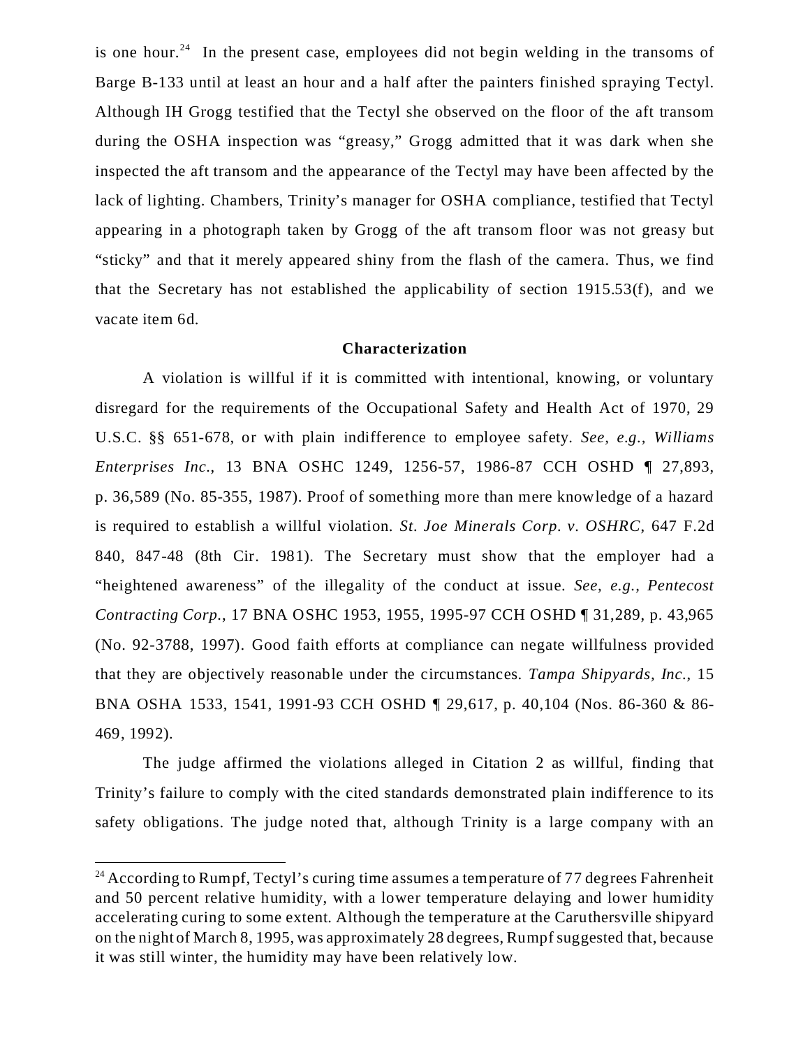is one hour.[24] In the present case, employees did not begin welding in the transoms of Barge B-133 until at least an hour and a half after the painters finished spraying Tectyl. Although IH Grogg testified that the Tectyl she observed on the floor of the aft transom during the OSHA inspection was "greasy," Grogg admitted that it was dark when she inspected the aft transom and the appearance of the Tectyl may have been affected by the lack of lighting. Chambers, Trinity's manager for OSHA compliance, testified that Tectyl appearing in a photograph taken by Grogg of the aft transom floor was not greasy but "sticky" and that it merely appeared shiny from the flash of the camera. Thus, we find that the Secretary has not established the applicability of section 1915.53(f), and we vacate item 6d.

**Characterization**

A violation is willful if it is committed with intentional, knowing, or voluntary disregard for the requirements of the Occupational Safety and Health Act of 1970, 29 U.S.C. §§ 651-678, or with plain indifference to employee safety. *See, e.g., Williams Enterprises Inc.*, 13 BNA OSHC 1249, 1256-57, 1986-87 CCH OSHD ¶ 27,893, p. 36,589 (No. 85-355, 1987). Proof of something more than mere knowledge of a hazard is required to establish a willful violation. *St. Joe Minerals Corp. v. OSHRC*, 647 F.2d 840, 847-48 (8th Cir. 1981). The Secretary must show that the employer had a "heightened awareness" of the illegality of the conduct at issue. *See, e.g., Pentecost Contracting Corp.*, 17 BNA OSHC 1953, 1955, 1995-97 CCH OSHD ¶ 31,289, p. 43,965 (No. 92-3788, 1997). Good faith efforts at compliance can negate willfulness provided that they are objectively reasonable under the circumstances. *Tampa Shipyards, Inc.*, 15 BNA OSHA 1533, 1541, 1991-93 CCH OSHD ¶ 29,617, p. 40,104 (Nos. 86-360 & 86-469, 1992).

The judge affirmed the violations alleged in Citation 2 as willful, finding that Trinity's failure to comply with the cited standards demonstrated plain indifference to its safety obligations. The judge noted that, although Trinity is a large company with an

[24] According to Rumpf, Tectyl's curing time assumes a temperature of 77 degrees Fahrenheit and 50 percent relative humidity, with a lower temperature delaying and lower humidity accelerating curing to some extent. Although the temperature at the Caruthersville shipyard on the night of March 8, 1995, was approximately 28 degrees, Rumpf suggested that, because it was still winter, the humidity may have been relatively low.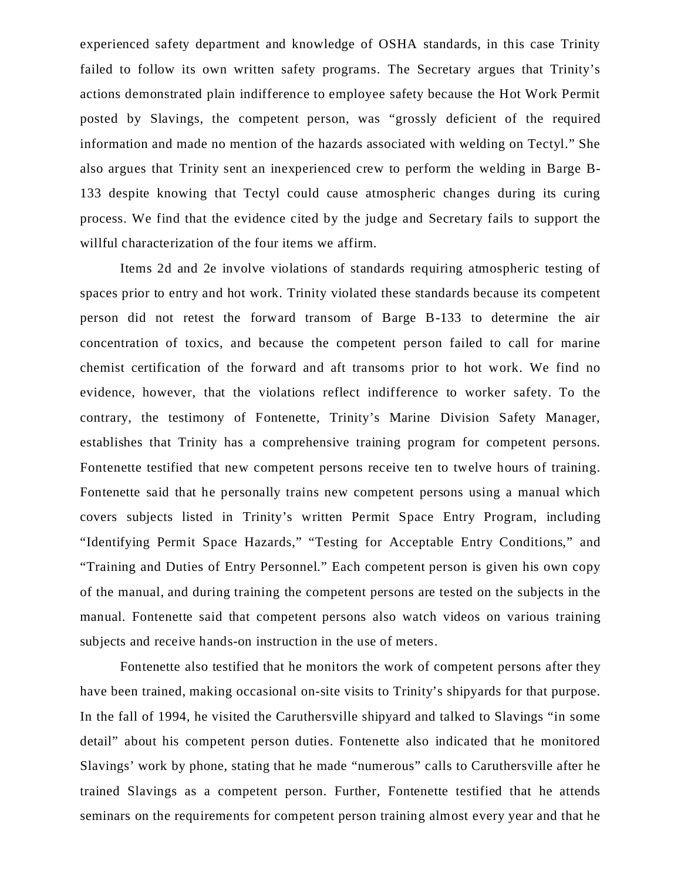experienced safety department and knowledge of OSHA standards, in this case Trinity failed to follow its own written safety programs. The Secretary argues that Trinity's actions demonstrated plain indifference to employee safety because the Hot Work Permit posted by Slavings, the competent person, was "grossly deficient of the required information and made no mention of the hazards associated with welding on Tectyl." She also argues that Trinity sent an inexperienced crew to perform the welding in Barge B-133 despite knowing that Tectyl could cause atmospheric changes during its curing process. We find that the evidence cited by the judge and Secretary fails to support the willful characterization of the four items we affirm.

Items 2d and 2e involve violations of standards requiring atmospheric testing of spaces prior to entry and hot work. Trinity violated these standards because its competent person did not retest the forward transom of Barge B-133 to determine the air concentration of toxics, and because the competent person failed to call for marine chemist certification of the forward and aft transoms prior to hot work. We find no evidence, however, that the violations reflect indifference to worker safety. To the contrary, the testimony of Fontenette, Trinity's Marine Division Safety Manager, establishes that Trinity has a comprehensive training program for competent persons. Fontenette testified that new competent persons receive ten to twelve hours of training. Fontenette said that he personally trains new competent persons using a manual which covers subjects listed in Trinity's written Permit Space Entry Program, including "Identifying Permit Space Hazards," "Testing for Acceptable Entry Conditions," and "Training and Duties of Entry Personnel." Each competent person is given his own copy of the manual, and during training the competent persons are tested on the subjects in the manual. Fontenette said that competent persons also watch videos on various training subjects and receive hands-on instruction in the use of meters.

Fontenette also testified that he monitors the work of competent persons after they have been trained, making occasional on-site visits to Trinity's shipyards for that purpose. In the fall of 1994, he visited the Caruthersville shipyard and talked to Slavings "in some detail" about his competent person duties. Fontenette also indicated that he monitored Slavings' work by phone, stating that he made "numerous" calls to Caruthersville after he trained Slavings as a competent person. Further, Fontenette testified that he attends seminars on the requirements for competent person training almost every year and that he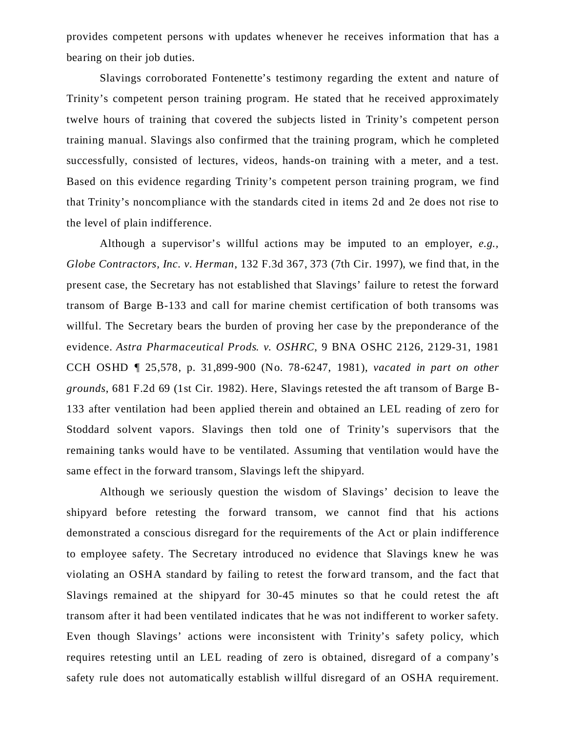provides competent persons with updates whenever he receives information that has a bearing on their job duties.

Slavings corroborated Fontenette's testimony regarding the extent and nature of Trinity's competent person training program. He stated that he received approximately twelve hours of training that covered the subjects listed in Trinity's competent person training manual. Slavings also confirmed that the training program, which he completed successfully, consisted of lectures, videos, hands-on training with a meter, and a test. Based on this evidence regarding Trinity's competent person training program, we find that Trinity's noncompliance with the standards cited in items 2d and 2e does not rise to the level of plain indifference.

Although a supervisor's willful actions may be imputed to an employer, *e.g.*, *Globe Contractors, Inc. v. Herman*, 132 F.3d 367, 373 (7th Cir. 1997), we find that, in the present case, the Secretary has not established that Slavings' failure to retest the forward transom of Barge B-133 and call for marine chemist certification of both transoms was willful. The Secretary bears the burden of proving her case by the preponderance of the evidence. *Astra Pharmaceutical Prods. v. OSHRC*, 9 BNA OSHC 2126, 2129-31, 1981 CCH OSHD ¶ 25,578, p. 31,899-900 (No. 78-6247, 1981), *vacated in part on other grounds*, 681 F.2d 69 (1st Cir. 1982). Here, Slavings retested the aft transom of Barge B-133 after ventilation had been applied therein and obtained an LEL reading of zero for Stoddard solvent vapors. Slavings then told one of Trinity's supervisors that the remaining tanks would have to be ventilated. Assuming that ventilation would have the same effect in the forward transom, Slavings left the shipyard.

Although we seriously question the wisdom of Slavings' decision to leave the shipyard before retesting the forward transom, we cannot find that his actions demonstrated a conscious disregard for the requirements of the Act or plain indifference to employee safety. The Secretary introduced no evidence that Slavings knew he was violating an OSHA standard by failing to retest the forward transom, and the fact that Slavings remained at the shipyard for 30-45 minutes so that he could retest the aft transom after it had been ventilated indicates that he was not indifferent to worker safety. Even though Slavings' actions were inconsistent with Trinity's safety policy, which requires retesting until an LEL reading of zero is obtained, disregard of a company's safety rule does not automatically establish willful disregard of an OSHA requirement.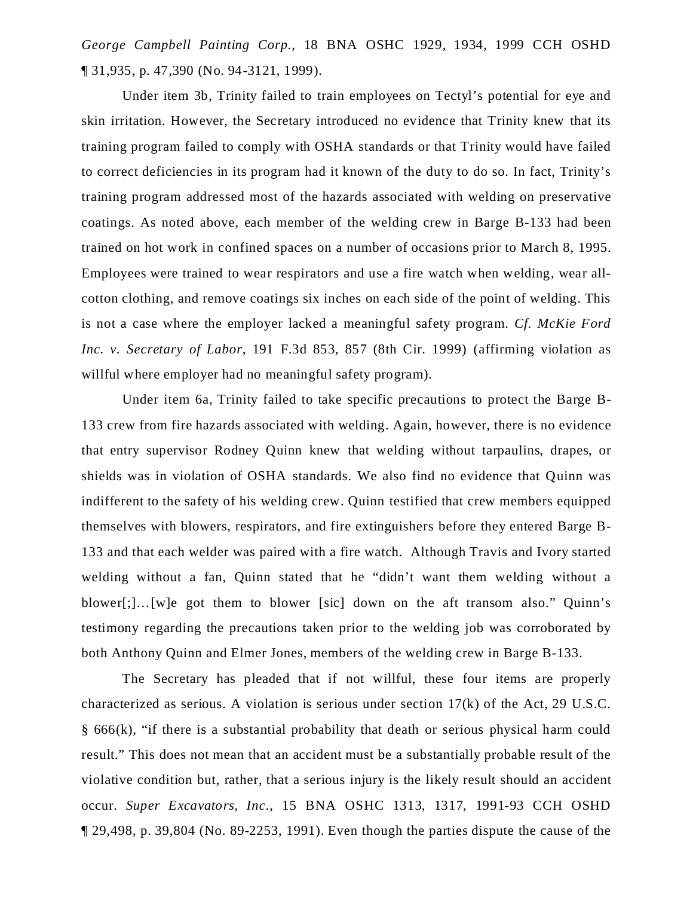*George Campbell Painting Corp.*, 18 BNA OSHC 1929, 1934, 1999 CCH OSHD ¶ 31,935, p. 47,390 (No. 94-3121, 1999).

Under item 3b, Trinity failed to train employees on Tectyl's potential for eye and skin irritation. However, the Secretary introduced no evidence that Trinity knew that its training program failed to comply with OSHA standards or that Trinity would have failed to correct deficiencies in its program had it known of the duty to do so. In fact, Trinity's training program addressed most of the hazards associated with welding on preservative coatings. As noted above, each member of the welding crew in Barge B-133 had been trained on hot work in confined spaces on a number of occasions prior to March 8, 1995. Employees were trained to wear respirators and use a fire watch when welding, wear all-cotton clothing, and remove coatings six inches on each side of the point of welding. This is not a case where the employer lacked a meaningful safety program. *Cf. McKie Ford Inc. v. Secretary of Labor*, 191 F.3d 853, 857 (8th Cir. 1999) (affirming violation as willful where employer had no meaningful safety program).

Under item 6a, Trinity failed to take specific precautions to protect the Barge B-133 crew from fire hazards associated with welding. Again, however, there is no evidence that entry supervisor Rodney Quinn knew that welding without tarpaulins, drapes, or shields was in violation of OSHA standards. We also find no evidence that Quinn was indifferent to the safety of his welding crew. Quinn testified that crew members equipped themselves with blowers, respirators, and fire extinguishers before they entered Barge B-133 and that each welder was paired with a fire watch. Although Travis and Ivory started welding without a fan, Quinn stated that he "didn't want them welding without a blower[;]…[w]e got them to blower [sic] down on the aft transom also." Quinn's testimony regarding the precautions taken prior to the welding job was corroborated by both Anthony Quinn and Elmer Jones, members of the welding crew in Barge B-133.

The Secretary has pleaded that if not willful, these four items are properly characterized as serious. A violation is serious under section 17(k) of the Act, 29 U.S.C. § 666(k), "if there is a substantial probability that death or serious physical harm could result." This does not mean that an accident must be a substantially probable result of the violative condition but, rather, that a serious injury is the likely result should an accident occur. *Super Excavators, Inc.*, 15 BNA OSHC 1313, 1317, 1991-93 CCH OSHD ¶ 29,498, p. 39,804 (No. 89-2253, 1991). Even though the parties dispute the cause of the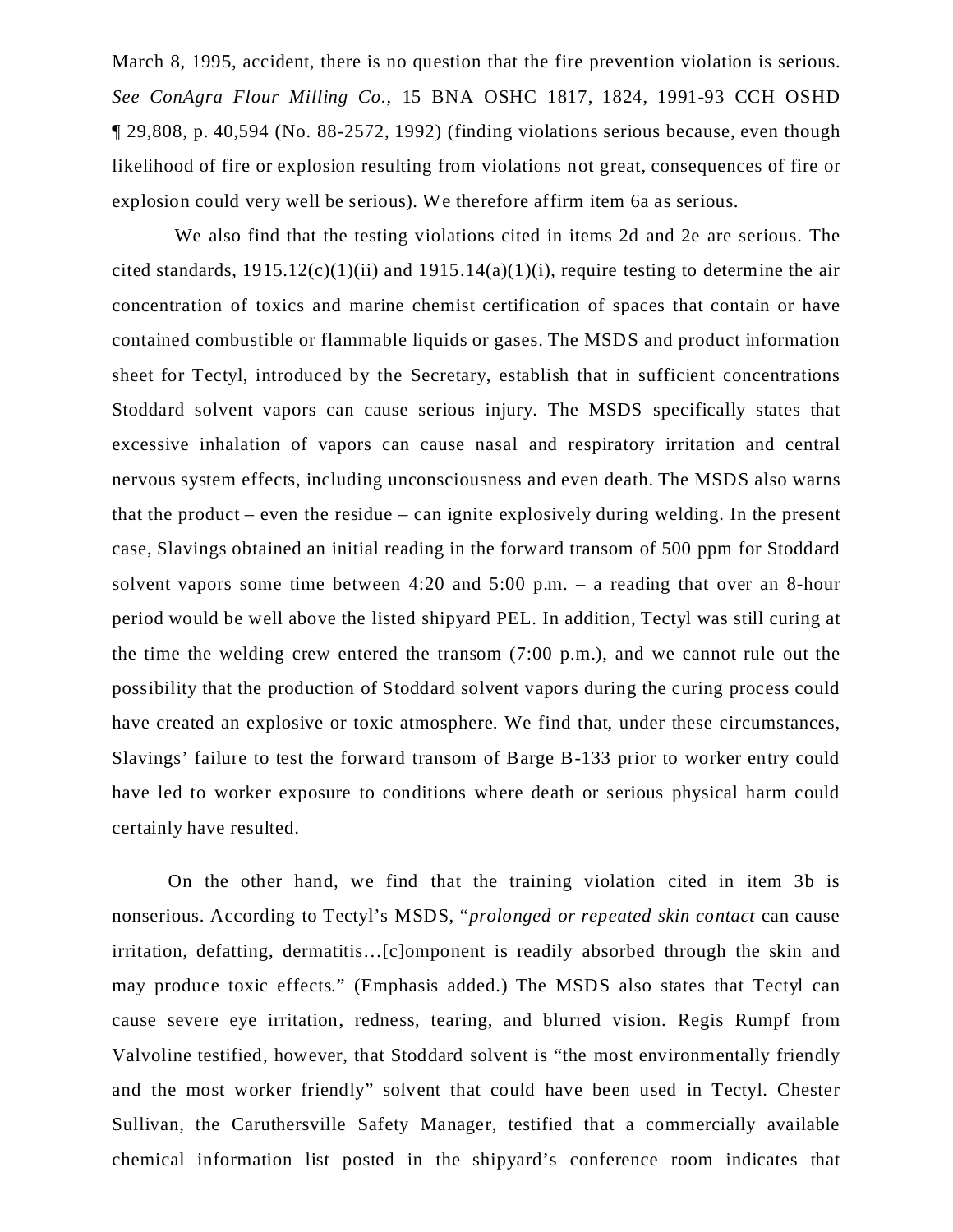March 8, 1995, accident, there is no question that the fire prevention violation is serious. *See ConAgra Flour Milling Co.*, 15 BNA OSHC 1817, 1824, 1991-93 CCH OSHD ¶ 29,808, p. 40,594 (No. 88-2572, 1992) (finding violations serious because, even though likelihood of fire or explosion resulting from violations not great, consequences of fire or explosion could very well be serious). We therefore affirm item 6a as serious.

We also find that the testing violations cited in items 2d and 2e are serious. The cited standards, 1915.12(c)(1)(ii) and 1915.14(a)(1)(i), require testing to determine the air concentration of toxics and marine chemist certification of spaces that contain or have contained combustible or flammable liquids or gases. The MSDS and product information sheet for Tectyl, introduced by the Secretary, establish that in sufficient concentrations Stoddard solvent vapors can cause serious injury. The MSDS specifically states that excessive inhalation of vapors can cause nasal and respiratory irritation and central nervous system effects, including unconsciousness and even death. The MSDS also warns that the product – even the residue – can ignite explosively during welding. In the present case, Slavings obtained an initial reading in the forward transom of 500 ppm for Stoddard solvent vapors some time between 4:20 and 5:00 p.m. – a reading that over an 8-hour period would be well above the listed shipyard PEL. In addition, Tectyl was still curing at the time the welding crew entered the transom (7:00 p.m.), and we cannot rule out the possibility that the production of Stoddard solvent vapors during the curing process could have created an explosive or toxic atmosphere. We find that, under these circumstances, Slavings' failure to test the forward transom of Barge B-133 prior to worker entry could have led to worker exposure to conditions where death or serious physical harm could certainly have resulted.

On the other hand, we find that the training violation cited in item 3b is nonserious. According to Tectyl's MSDS, "*prolonged or repeated skin contact* can cause irritation, defatting, dermatitis…[c]omponent is readily absorbed through the skin and may produce toxic effects." (Emphasis added.) The MSDS also states that Tectyl can cause severe eye irritation, redness, tearing, and blurred vision. Regis Rumpf from Valvoline testified, however, that Stoddard solvent is "the most environmentally friendly and the most worker friendly" solvent that could have been used in Tectyl. Chester Sullivan, the Caruthersville Safety Manager, testified that a commercially available chemical information list posted in the shipyard's conference room indicates that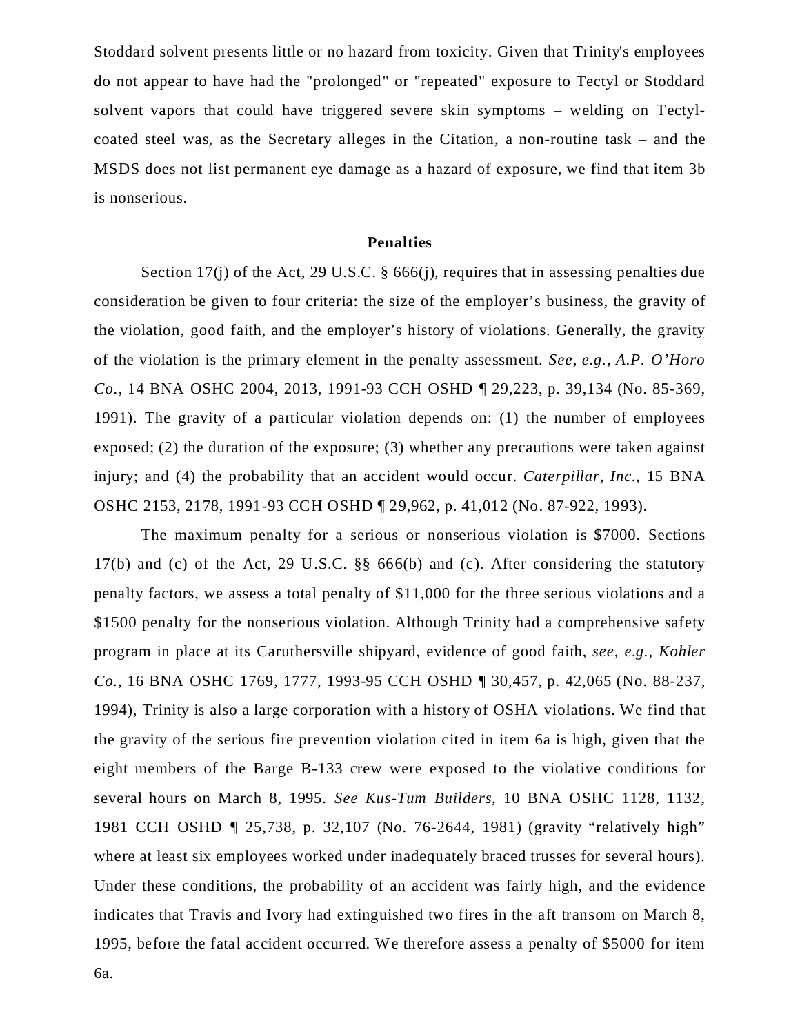Stoddard solvent presents little or no hazard from toxicity. Given that Trinity's employees do not appear to have had the "prolonged" or "repeated" exposure to Tectyl or Stoddard solvent vapors that could have triggered severe skin symptoms – welding on Tectyl-coated steel was, as the Secretary alleges in the Citation, a non-routine task – and the MSDS does not list permanent eye damage as a hazard of exposure, we find that item 3b is nonserious.

## Penalties

Section 17(j) of the Act, 29 U.S.C. § 666(j), requires that in assessing penalties due consideration be given to four criteria: the size of the employer's business, the gravity of the violation, good faith, and the employer's history of violations. Generally, the gravity of the violation is the primary element in the penalty assessment. *See, e.g., A.P. O'Horo Co.*, 14 BNA OSHC 2004, 2013, 1991-93 CCH OSHD ¶ 29,223, p. 39,134 (No. 85-369, 1991). The gravity of a particular violation depends on: (1) the number of employees exposed; (2) the duration of the exposure; (3) whether any precautions were taken against injury; and (4) the probability that an accident would occur. *Caterpillar, Inc.*, 15 BNA OSHC 2153, 2178, 1991-93 CCH OSHD ¶ 29,962, p. 41,012 (No. 87-922, 1993).

The maximum penalty for a serious or nonserious violation is $7000. Sections 17(b) and (c) of the Act, 29 U.S.C. §§ 666(b) and (c). After considering the statutory penalty factors, we assess a total penalty of $11,000 for the three serious violations and a $1500 penalty for the nonserious violation. Although Trinity had a comprehensive safety program in place at its Caruthersville shipyard, evidence of good faith, *see, e.g., Kohler Co.*, 16 BNA OSHC 1769, 1777, 1993-95 CCH OSHD ¶ 30,457, p. 42,065 (No. 88-237, 1994), Trinity is also a large corporation with a history of OSHA violations. We find that the gravity of the serious fire prevention violation cited in item 6a is high, given that the eight members of the Barge B-133 crew were exposed to the violative conditions for several hours on March 8, 1995. *See Kus-Tum Builders*, 10 BNA OSHC 1128, 1132, 1981 CCH OSHD ¶ 25,738, p. 32,107 (No. 76-2644, 1981) (gravity "relatively high" where at least six employees worked under inadequately braced trusses for several hours). Under these conditions, the probability of an accident was fairly high, and the evidence indicates that Travis and Ivory had extinguished two fires in the aft transom on March 8, 1995, before the fatal accident occurred. We therefore assess a penalty of $5000 for item 6a.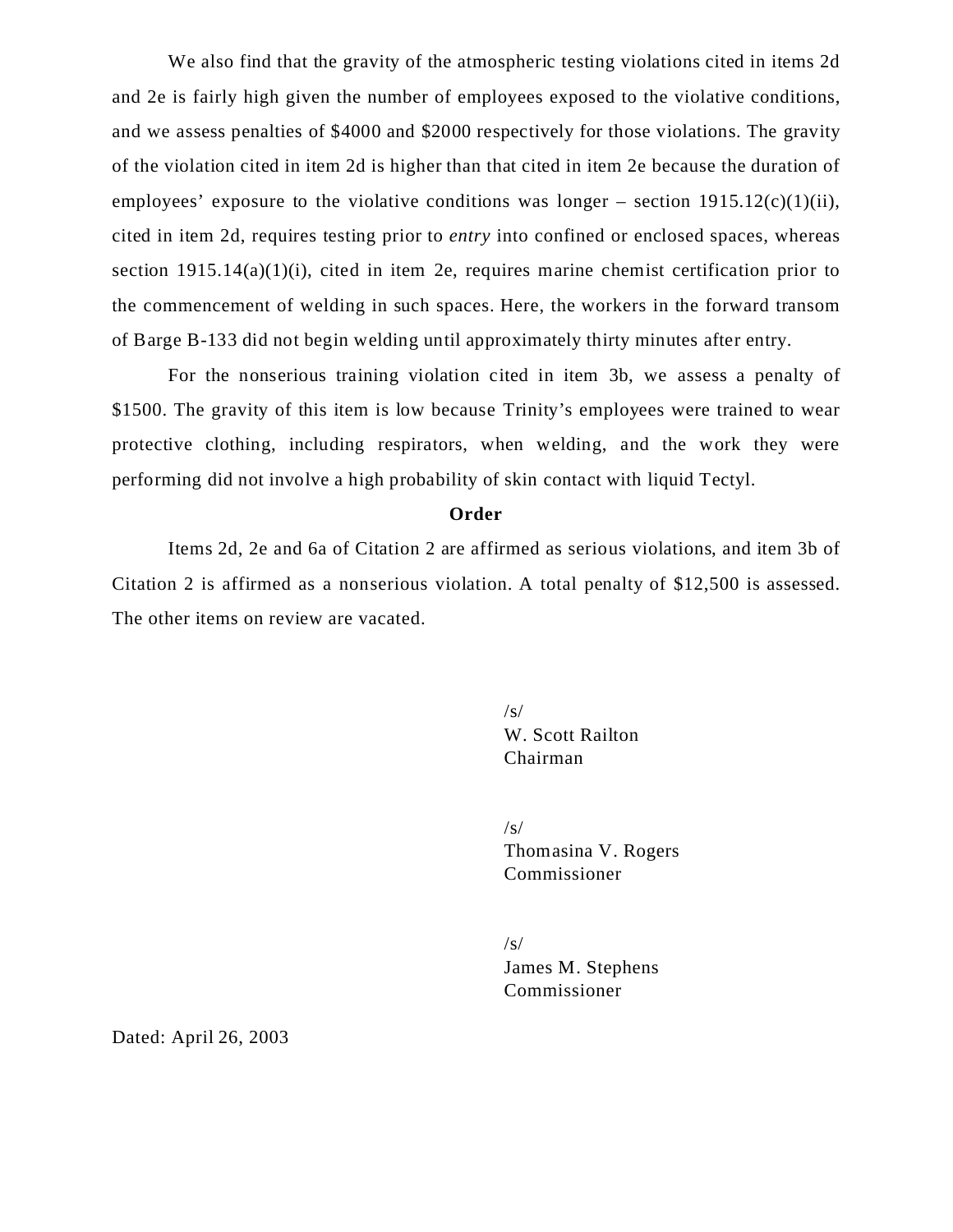We also find that the gravity of the atmospheric testing violations cited in items 2d and 2e is fairly high given the number of employees exposed to the violative conditions, and we assess penalties of $4000 and $2000 respectively for those violations. The gravity of the violation cited in item 2d is higher than that cited in item 2e because the duration of employees' exposure to the violative conditions was longer – section 1915.12(c)(1)(ii), cited in item 2d, requires testing prior to *entry* into confined or enclosed spaces, whereas section 1915.14(a)(1)(i), cited in item 2e, requires marine chemist certification prior to the commencement of welding in such spaces. Here, the workers in the forward transom of Barge B-133 did not begin welding until approximately thirty minutes after entry.

For the nonserious training violation cited in item 3b, we assess a penalty of $1500. The gravity of this item is low because Trinity's employees were trained to wear protective clothing, including respirators, when welding, and the work they were performing did not involve a high probability of skin contact with liquid Tectyl.

**Order**

Items 2d, 2e and 6a of Citation 2 are affirmed as serious violations, and item 3b of Citation 2 is affirmed as a nonserious violation. A total penalty of $12,500 is assessed. The other items on review are vacated.

/s/
W. Scott Railton
Chairman

/s/
Thomasina V. Rogers
Commissioner

/s/
James M. Stephens
Commissioner

Dated: April 26, 2003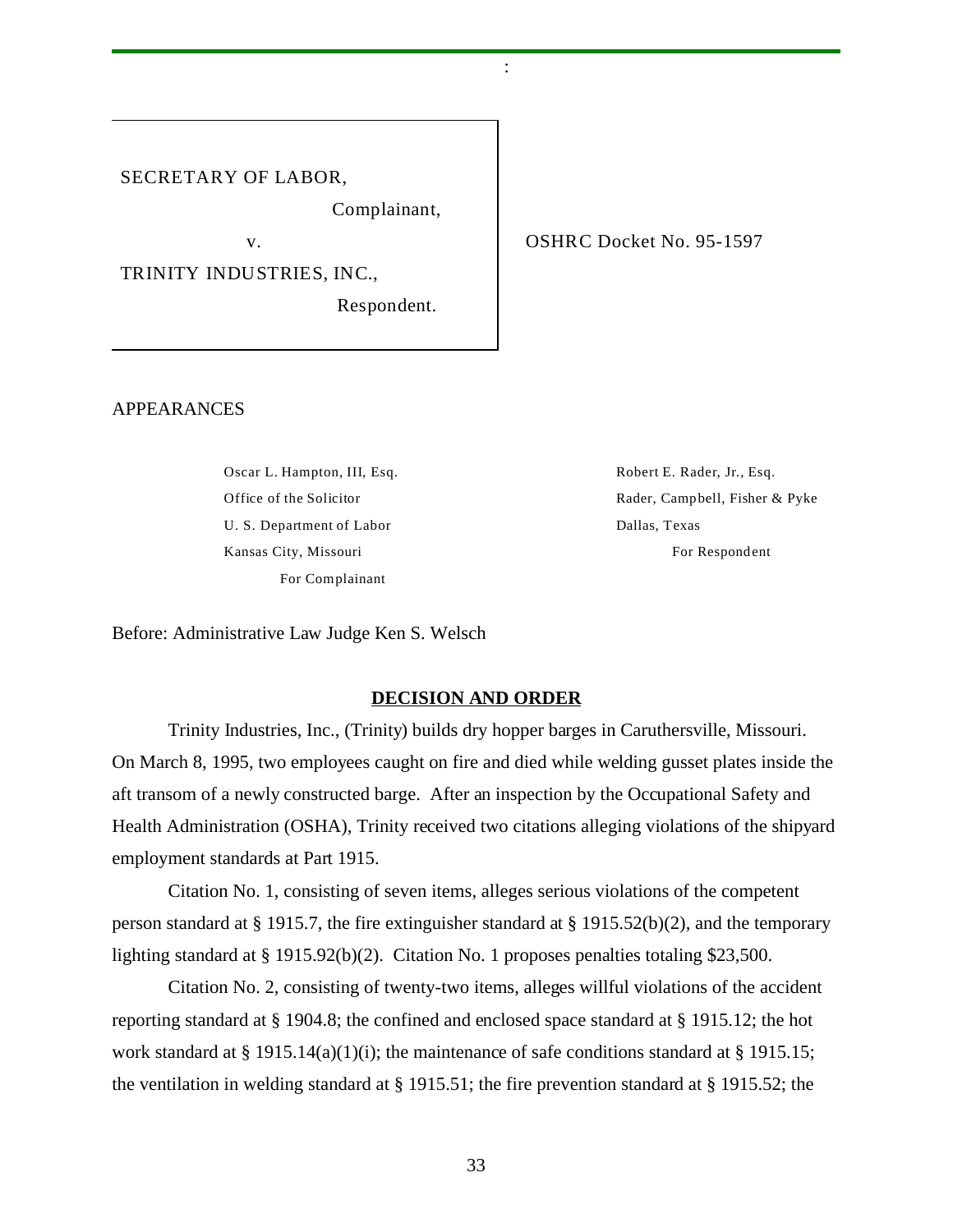SECRETARY OF LABOR,

Complainant,

v.

TRINITY INDUSTRIES, INC.,

Respondent.

OSHRC Docket No. 95-1597

APPEARANCES

Oscar L. Hampton, III, Esq.
Office of the Solicitor
U. S. Department of Labor
Kansas City, Missouri
For Complainant

Robert E. Rader, Jr., Esq.
Rader, Campbell, Fisher & Pyke
Dallas, Texas
For Respondent

Before: Administrative Law Judge Ken S. Welsch

## DECISION AND ORDER

Trinity Industries, Inc., (Trinity) builds dry hopper barges in Caruthersville, Missouri. On March 8, 1995, two employees caught on fire and died while welding gusset plates inside the aft transom of a newly constructed barge. After an inspection by the Occupational Safety and Health Administration (OSHA), Trinity received two citations alleging violations of the shipyard employment standards at Part 1915.

Citation No. 1, consisting of seven items, alleges serious violations of the competent person standard at § 1915.7, the fire extinguisher standard at § 1915.52(b)(2), and the temporary lighting standard at § 1915.92(b)(2). Citation No. 1 proposes penalties totaling $23,500.

Citation No. 2, consisting of twenty-two items, alleges willful violations of the accident reporting standard at § 1904.8; the confined and enclosed space standard at § 1915.12; the hot work standard at § 1915.14(a)(1)(i); the maintenance of safe conditions standard at § 1915.15; the ventilation in welding standard at § 1915.51; the fire prevention standard at § 1915.52; the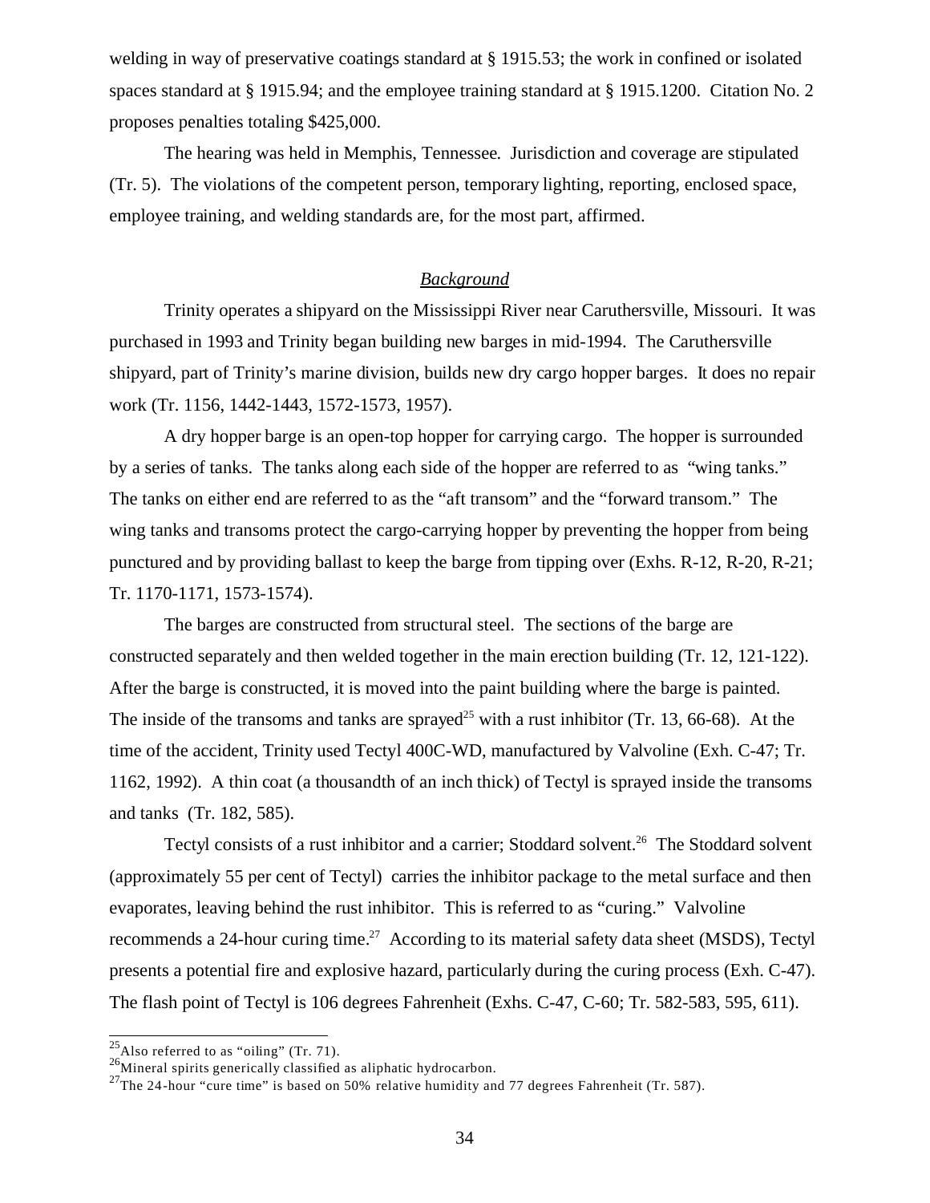welding in way of preservative coatings standard at § 1915.53; the work in confined or isolated spaces standard at § 1915.94; and the employee training standard at § 1915.1200. Citation No. 2 proposes penalties totaling $425,000.

The hearing was held in Memphis, Tennessee. Jurisdiction and coverage are stipulated (Tr. 5). The violations of the competent person, temporary lighting, reporting, enclosed space, employee training, and welding standards are, for the most part, affirmed.

## *Background*

Trinity operates a shipyard on the Mississippi River near Caruthersville, Missouri. It was purchased in 1993 and Trinity began building new barges in mid-1994. The Caruthersville shipyard, part of Trinity's marine division, builds new dry cargo hopper barges. It does no repair work (Tr. 1156, 1442-1443, 1572-1573, 1957).

A dry hopper barge is an open-top hopper for carrying cargo. The hopper is surrounded by a series of tanks. The tanks along each side of the hopper are referred to as "wing tanks." The tanks on either end are referred to as the "aft transom" and the "forward transom." The wing tanks and transoms protect the cargo-carrying hopper by preventing the hopper from being punctured and by providing ballast to keep the barge from tipping over (Exhs. R-12, R-20, R-21; Tr. 1170-1171, 1573-1574).

The barges are constructed from structural steel. The sections of the barge are constructed separately and then welded together in the main erection building (Tr. 12, 121-122). After the barge is constructed, it is moved into the paint building where the barge is painted. The inside of the transoms and tanks are sprayed[25] with a rust inhibitor (Tr. 13, 66-68). At the time of the accident, Trinity used Tectyl 400C-WD, manufactured by Valvoline (Exh. C-47; Tr. 1162, 1992). A thin coat (a thousandth of an inch thick) of Tectyl is sprayed inside the transoms and tanks (Tr. 182, 585).

Tectyl consists of a rust inhibitor and a carrier; Stoddard solvent.[26] The Stoddard solvent (approximately 55 per cent of Tectyl) carries the inhibitor package to the metal surface and then evaporates, leaving behind the rust inhibitor. This is referred to as "curing." Valvoline recommends a 24-hour curing time.[27] According to its material safety data sheet (MSDS), Tectyl presents a potential fire and explosive hazard, particularly during the curing process (Exh. C-47). The flash point of Tectyl is 106 degrees Fahrenheit (Exhs. C-47, C-60; Tr. 582-583, 595, 611).

---

[25] Also referred to as "oiling" (Tr. 71).

[26] Mineral spirits generically classified as aliphatic hydrocarbon.

[27] The 24-hour "cure time" is based on 50% relative humidity and 77 degrees Fahrenheit (Tr. 587).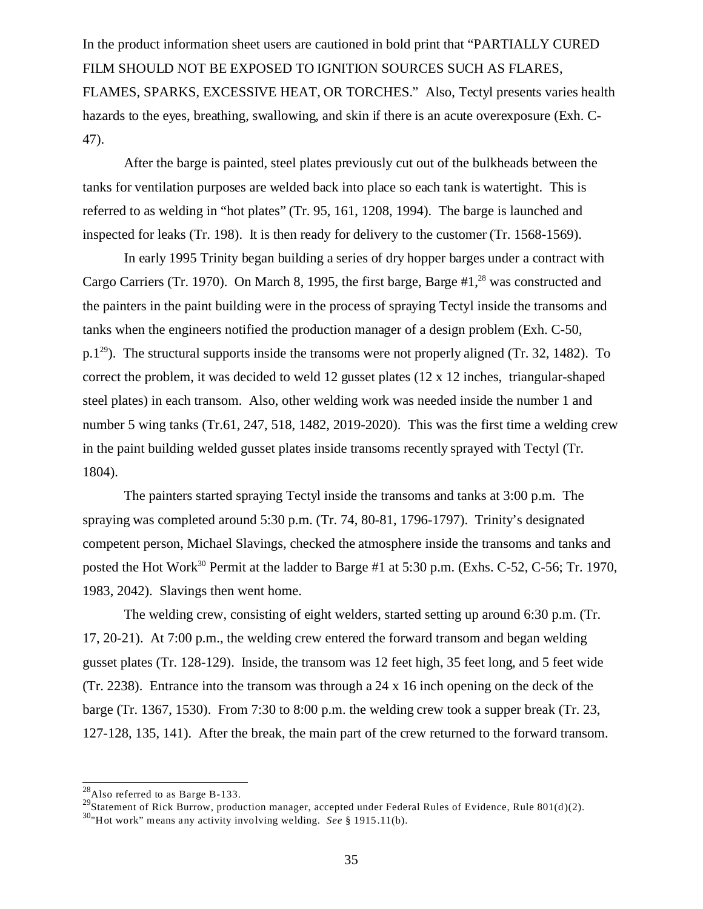In the product information sheet users are cautioned in bold print that "PARTIALLY CURED FILM SHOULD NOT BE EXPOSED TO IGNITION SOURCES SUCH AS FLARES, FLAMES, SPARKS, EXCESSIVE HEAT, OR TORCHES." Also, Tectyl presents varies health hazards to the eyes, breathing, swallowing, and skin if there is an acute overexposure (Exh. C-47).

After the barge is painted, steel plates previously cut out of the bulkheads between the tanks for ventilation purposes are welded back into place so each tank is watertight. This is referred to as welding in "hot plates" (Tr. 95, 161, 1208, 1994). The barge is launched and inspected for leaks (Tr. 198). It is then ready for delivery to the customer (Tr. 1568-1569).

In early 1995 Trinity began building a series of dry hopper barges under a contract with Cargo Carriers (Tr. 1970). On March 8, 1995, the first barge, Barge #1,[28] was constructed and the painters in the paint building were in the process of spraying Tectyl inside the transoms and tanks when the engineers notified the production manager of a design problem (Exh. C-50, p.1[29]). The structural supports inside the transoms were not properly aligned (Tr. 32, 1482). To correct the problem, it was decided to weld 12 gusset plates (12 x 12 inches, triangular-shaped steel plates) in each transom. Also, other welding work was needed inside the number 1 and number 5 wing tanks (Tr.61, 247, 518, 1482, 2019-2020). This was the first time a welding crew in the paint building welded gusset plates inside transoms recently sprayed with Tectyl (Tr. 1804).

The painters started spraying Tectyl inside the transoms and tanks at 3:00 p.m. The spraying was completed around 5:30 p.m. (Tr. 74, 80-81, 1796-1797). Trinity's designated competent person, Michael Slavings, checked the atmosphere inside the transoms and tanks and posted the Hot Work[30] Permit at the ladder to Barge #1 at 5:30 p.m. (Exhs. C-52, C-56; Tr. 1970, 1983, 2042). Slavings then went home.

The welding crew, consisting of eight welders, started setting up around 6:30 p.m. (Tr. 17, 20-21). At 7:00 p.m., the welding crew entered the forward transom and began welding gusset plates (Tr. 128-129). Inside, the transom was 12 feet high, 35 feet long, and 5 feet wide (Tr. 2238). Entrance into the transom was through a 24 x 16 inch opening on the deck of the barge (Tr. 1367, 1530). From 7:30 to 8:00 p.m. the welding crew took a supper break (Tr. 23, 127-128, 135, 141). After the break, the main part of the crew returned to the forward transom.

---

[28] Also referred to as Barge B-133.

[29] Statement of Rick Burrow, production manager, accepted under Federal Rules of Evidence, Rule 801(d)(2).

[30] "Hot work" means any activity involving welding. *See* § 1915.11(b).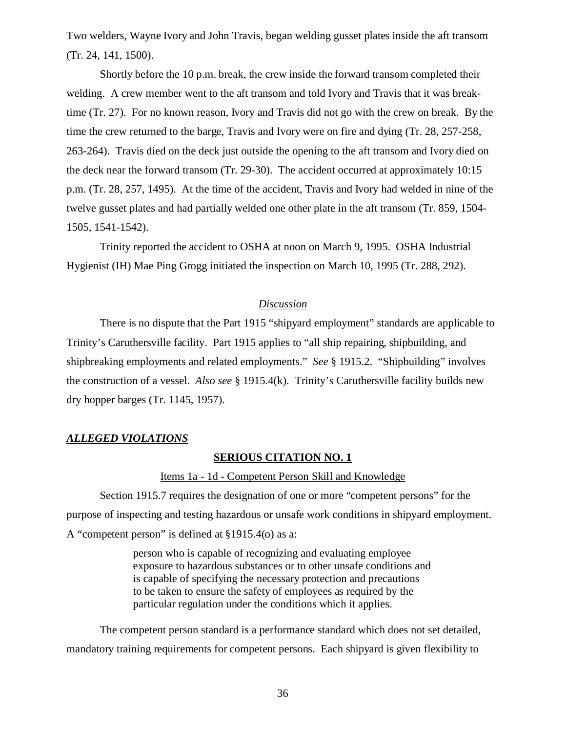Two welders, Wayne Ivory and John Travis, began welding gusset plates inside the aft transom (Tr. 24, 141, 1500).

Shortly before the 10 p.m. break, the crew inside the forward transom completed their welding. A crew member went to the aft transom and told Ivory and Travis that it was break-time (Tr. 27). For no known reason, Ivory and Travis did not go with the crew on break. By the time the crew returned to the barge, Travis and Ivory were on fire and dying (Tr. 28, 257-258, 263-264). Travis died on the deck just outside the opening to the aft transom and Ivory died on the deck near the forward transom (Tr. 29-30). The accident occurred at approximately 10:15 p.m. (Tr. 28, 257, 1495). At the time of the accident, Travis and Ivory had welded in nine of the twelve gusset plates and had partially welded one other plate in the aft transom (Tr. 859, 1504-1505, 1541-1542).

Trinity reported the accident to OSHA at noon on March 9, 1995. OSHA Industrial Hygienist (IH) Mae Ping Grogg initiated the inspection on March 10, 1995 (Tr. 288, 292).

## *Discussion*

There is no dispute that the Part 1915 "shipyard employment" standards are applicable to Trinity's Caruthersville facility. Part 1915 applies to "all ship repairing, shipbuilding, and shipbreaking employments and related employments." *See* § 1915.2. "Shipbuilding" involves the construction of a vessel. *Also see* § 1915.4(k). Trinity's Caruthersville facility builds new dry hopper barges (Tr. 1145, 1957).

## ***ALLEGED VIOLATIONS***

### **SERIOUS CITATION NO. 1**

#### Items 1a - 1d - Competent Person Skill and Knowledge

Section 1915.7 requires the designation of one or more "competent persons" for the purpose of inspecting and testing hazardous or unsafe work conditions in shipyard employment. A "competent person" is defined at §1915.4(o) as a:

> person who is capable of recognizing and evaluating employee exposure to hazardous substances or to other unsafe conditions and is capable of specifying the necessary protection and precautions to be taken to ensure the safety of employees as required by the particular regulation under the conditions which it applies.

The competent person standard is a performance standard which does not set detailed, mandatory training requirements for competent persons. Each shipyard is given flexibility to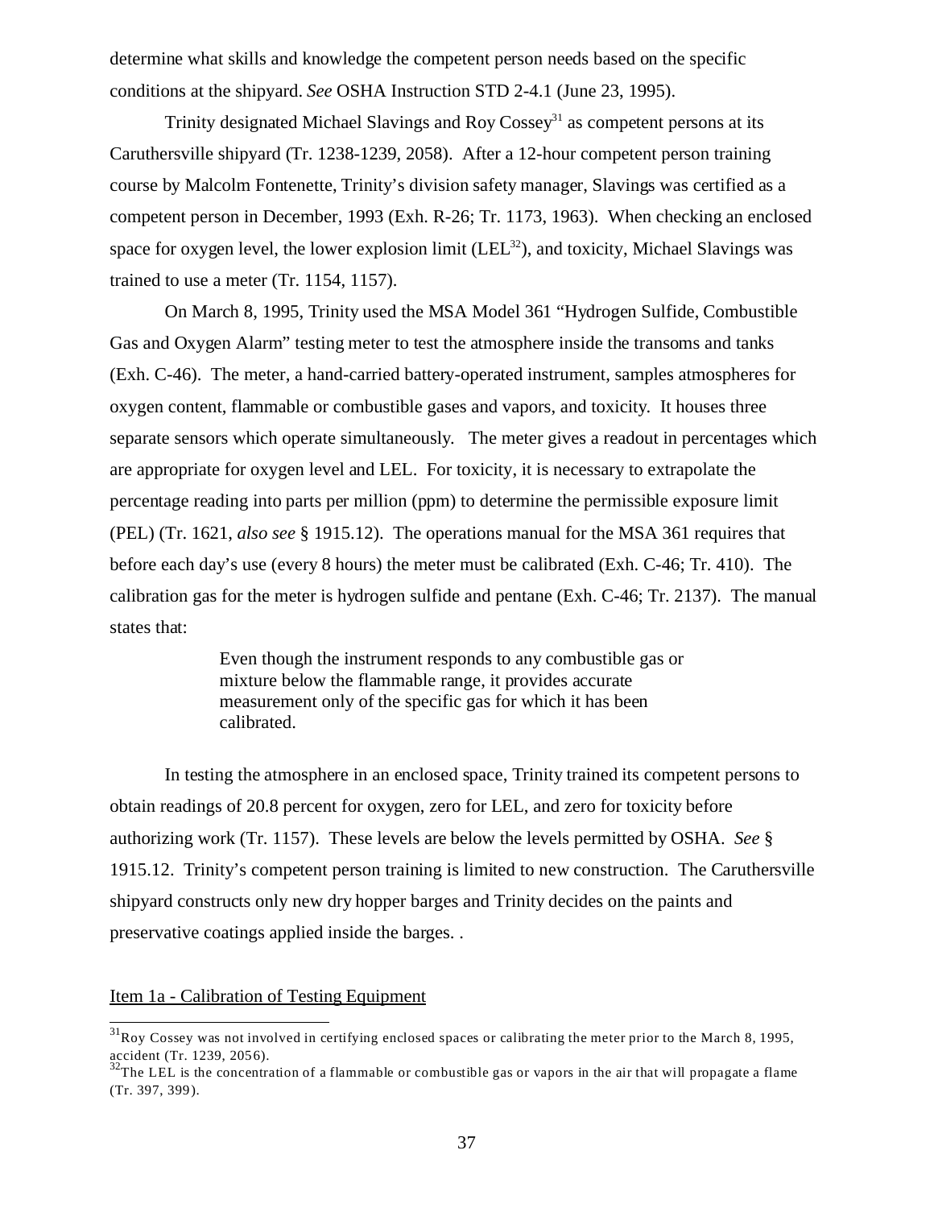determine what skills and knowledge the competent person needs based on the specific conditions at the shipyard. *See* OSHA Instruction STD 2-4.1 (June 23, 1995).

Trinity designated Michael Slavings and Roy Cossey[31] as competent persons at its Caruthersville shipyard (Tr. 1238-1239, 2058). After a 12-hour competent person training course by Malcolm Fontenette, Trinity's division safety manager, Slavings was certified as a competent person in December, 1993 (Exh. R-26; Tr. 1173, 1963). When checking an enclosed space for oxygen level, the lower explosion limit (LEL[32]), and toxicity, Michael Slavings was trained to use a meter (Tr. 1154, 1157).

On March 8, 1995, Trinity used the MSA Model 361 "Hydrogen Sulfide, Combustible Gas and Oxygen Alarm" testing meter to test the atmosphere inside the transoms and tanks (Exh. C-46). The meter, a hand-carried battery-operated instrument, samples atmospheres for oxygen content, flammable or combustible gases and vapors, and toxicity. It houses three separate sensors which operate simultaneously. The meter gives a readout in percentages which are appropriate for oxygen level and LEL. For toxicity, it is necessary to extrapolate the percentage reading into parts per million (ppm) to determine the permissible exposure limit (PEL) (Tr. 1621, *also see* § 1915.12). The operations manual for the MSA 361 requires that before each day's use (every 8 hours) the meter must be calibrated (Exh. C-46; Tr. 410). The calibration gas for the meter is hydrogen sulfide and pentane (Exh. C-46; Tr. 2137). The manual states that:

> Even though the instrument responds to any combustible gas or mixture below the flammable range, it provides accurate measurement only of the specific gas for which it has been calibrated.

In testing the atmosphere in an enclosed space, Trinity trained its competent persons to obtain readings of 20.8 percent for oxygen, zero for LEL, and zero for toxicity before authorizing work (Tr. 1157). These levels are below the levels permitted by OSHA. *See* § 1915.12. Trinity's competent person training is limited to new construction. The Caruthersville shipyard constructs only new dry hopper barges and Trinity decides on the paints and preservative coatings applied inside the barges. .

Item 1a - Calibration of Testing Equipment

---

[31] Roy Cossey was not involved in certifying enclosed spaces or calibrating the meter prior to the March 8, 1995, accident (Tr. 1239, 2056).

[32] The LEL is the concentration of a flammable or combustible gas or vapors in the air that will propagate a flame (Tr. 397, 399).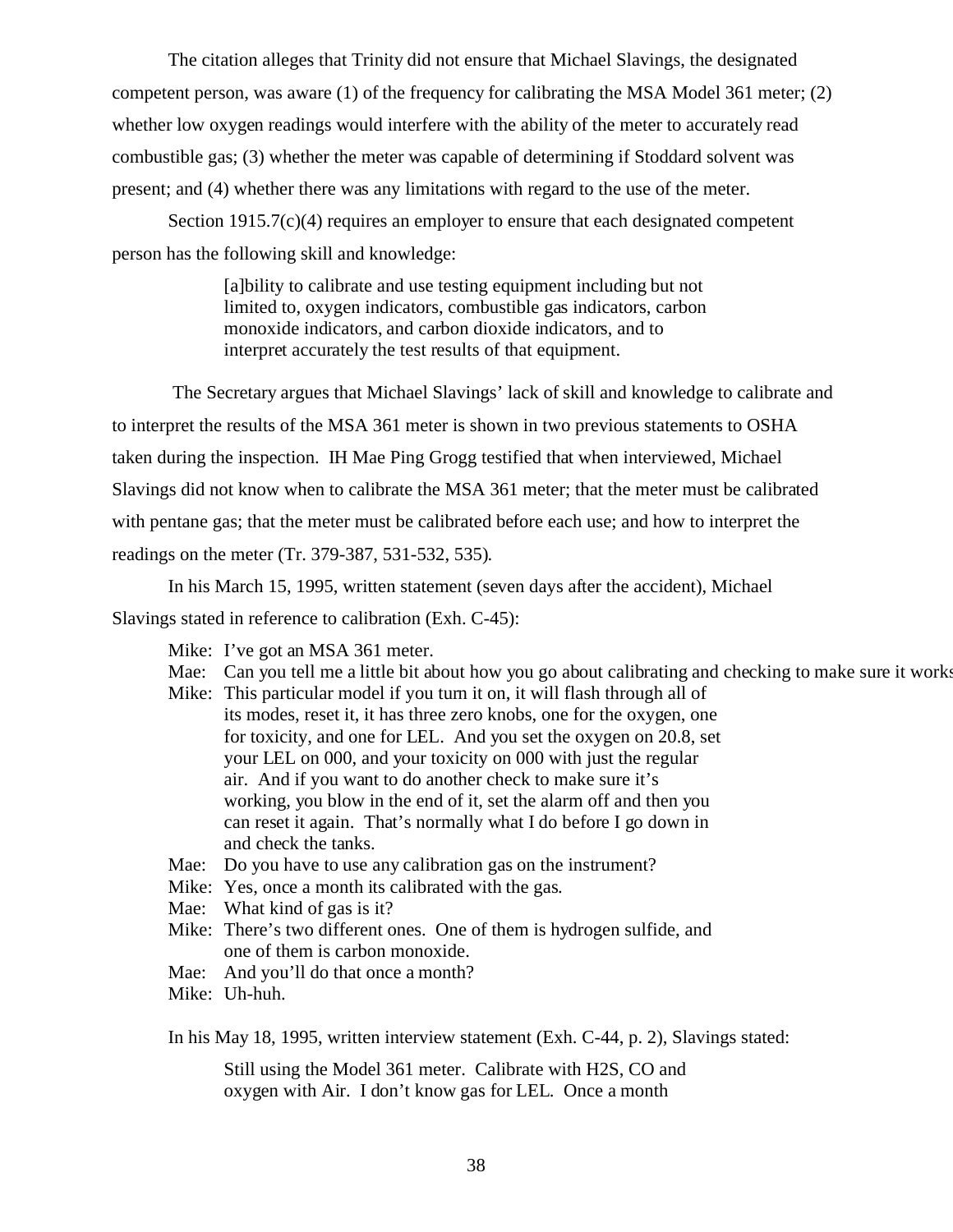The citation alleges that Trinity did not ensure that Michael Slavings, the designated competent person, was aware (1) of the frequency for calibrating the MSA Model 361 meter; (2) whether low oxygen readings would interfere with the ability of the meter to accurately read combustible gas; (3) whether the meter was capable of determining if Stoddard solvent was present; and (4) whether there was any limitations with regard to the use of the meter.

Section 1915.7(c)(4) requires an employer to ensure that each designated competent person has the following skill and knowledge:

> [a]bility to calibrate and use testing equipment including but not limited to, oxygen indicators, combustible gas indicators, carbon monoxide indicators, and carbon dioxide indicators, and to interpret accurately the test results of that equipment.

The Secretary argues that Michael Slavings' lack of skill and knowledge to calibrate and to interpret the results of the MSA 361 meter is shown in two previous statements to OSHA taken during the inspection. IH Mae Ping Grogg testified that when interviewed, Michael Slavings did not know when to calibrate the MSA 361 meter; that the meter must be calibrated with pentane gas; that the meter must be calibrated before each use; and how to interpret the readings on the meter (Tr. 379-387, 531-532, 535).

In his March 15, 1995, written statement (seven days after the accident), Michael Slavings stated in reference to calibration (Exh. C-45):

> Mike: I've got an MSA 361 meter.
>
> Mae: Can you tell me a little bit about how you go about calibrating and checking to make sure it works
>
> Mike: This particular model if you turn it on, it will flash through all of its modes, reset it, it has three zero knobs, one for the oxygen, one for toxicity, and one for LEL. And you set the oxygen on 20.8, set your LEL on 000, and your toxicity on 000 with just the regular air. And if you want to do another check to make sure it's working, you blow in the end of it, set the alarm off and then you can reset it again. That's normally what I do before I go down in and check the tanks.
>
> Mae: Do you have to use any calibration gas on the instrument?
>
> Mike: Yes, once a month its calibrated with the gas.
>
> Mae: What kind of gas is it?
>
> Mike: There's two different ones. One of them is hydrogen sulfide, and one of them is carbon monoxide.
>
> Mae: And you'll do that once a month?
>
> Mike: Uh-huh.

In his May 18, 1995, written interview statement (Exh. C-44, p. 2), Slavings stated:

> Still using the Model 361 meter. Calibrate with H2S, CO and oxygen with Air. I don't know gas for LEL. Once a month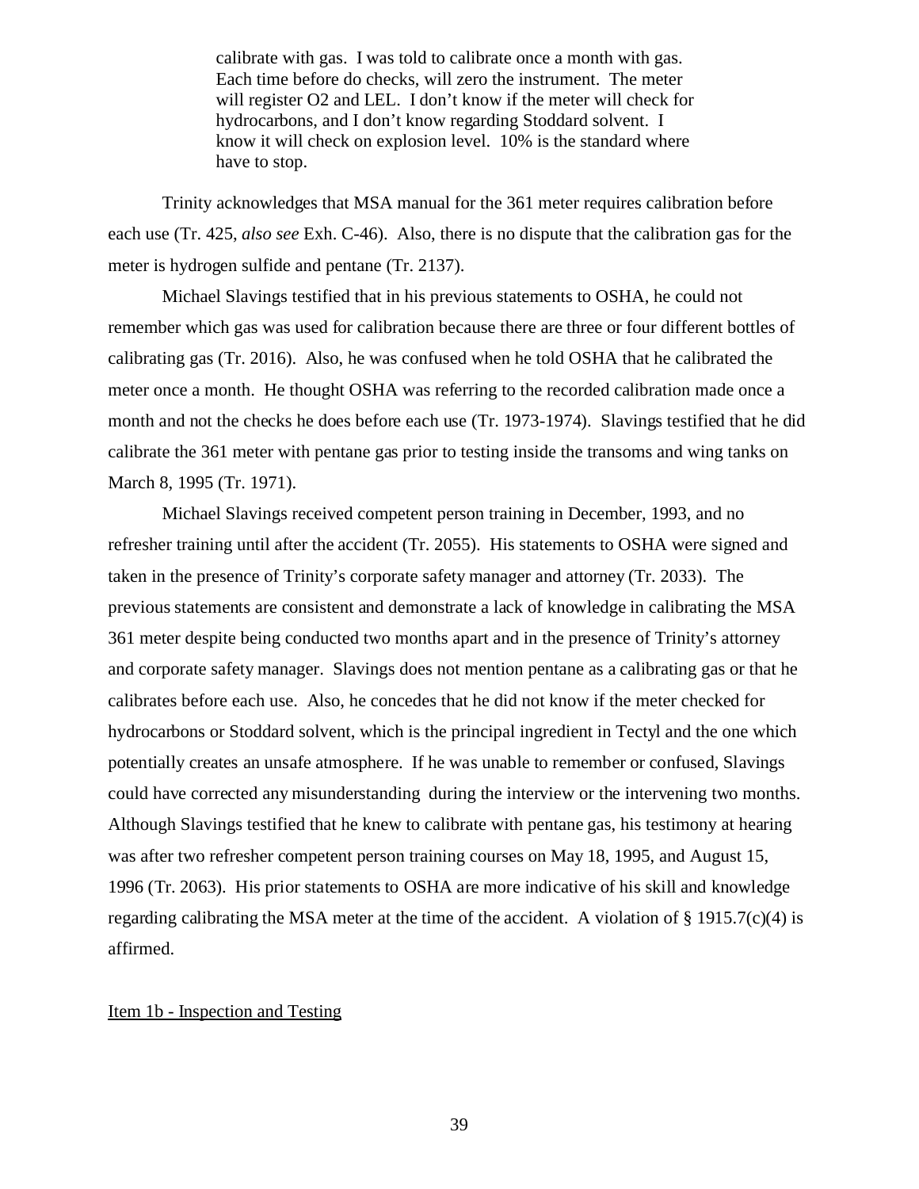> calibrate with gas. I was told to calibrate once a month with gas. Each time before do checks, will zero the instrument. The meter will register O2 and LEL. I don't know if the meter will check for hydrocarbons, and I don't know regarding Stoddard solvent. I know it will check on explosion level. 10% is the standard where have to stop.

Trinity acknowledges that MSA manual for the 361 meter requires calibration before each use (Tr. 425, *also see* Exh. C-46). Also, there is no dispute that the calibration gas for the meter is hydrogen sulfide and pentane (Tr. 2137).

Michael Slavings testified that in his previous statements to OSHA, he could not remember which gas was used for calibration because there are three or four different bottles of calibrating gas (Tr. 2016). Also, he was confused when he told OSHA that he calibrated the meter once a month. He thought OSHA was referring to the recorded calibration made once a month and not the checks he does before each use (Tr. 1973-1974). Slavings testified that he did calibrate the 361 meter with pentane gas prior to testing inside the transoms and wing tanks on March 8, 1995 (Tr. 1971).

Michael Slavings received competent person training in December, 1993, and no refresher training until after the accident (Tr. 2055). His statements to OSHA were signed and taken in the presence of Trinity's corporate safety manager and attorney (Tr. 2033). The previous statements are consistent and demonstrate a lack of knowledge in calibrating the MSA 361 meter despite being conducted two months apart and in the presence of Trinity's attorney and corporate safety manager. Slavings does not mention pentane as a calibrating gas or that he calibrates before each use. Also, he concedes that he did not know if the meter checked for hydrocarbons or Stoddard solvent, which is the principal ingredient in Tectyl and the one which potentially creates an unsafe atmosphere. If he was unable to remember or confused, Slavings could have corrected any misunderstanding during the interview or the intervening two months. Although Slavings testified that he knew to calibrate with pentane gas, his testimony at hearing was after two refresher competent person training courses on May 18, 1995, and August 15, 1996 (Tr. 2063). His prior statements to OSHA are more indicative of his skill and knowledge regarding calibrating the MSA meter at the time of the accident. A violation of § 1915.7(c)(4) is affirmed.

Item 1b - Inspection and Testing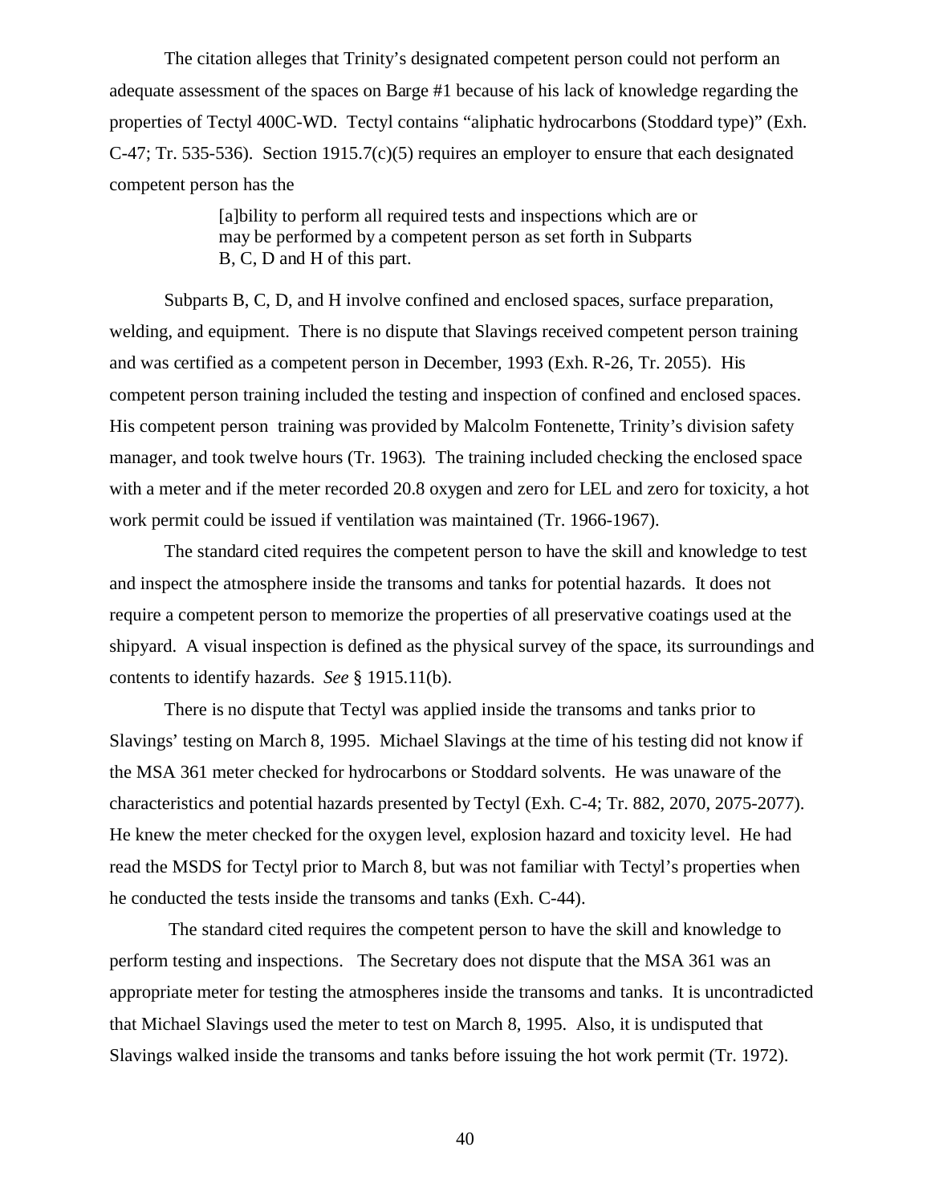The citation alleges that Trinity's designated competent person could not perform an adequate assessment of the spaces on Barge #1 because of his lack of knowledge regarding the properties of Tectyl 400C-WD. Tectyl contains "aliphatic hydrocarbons (Stoddard type)" (Exh. C-47; Tr. 535-536). Section 1915.7(c)(5) requires an employer to ensure that each designated competent person has the

> [a]bility to perform all required tests and inspections which are or may be performed by a competent person as set forth in Subparts B, C, D and H of this part.

Subparts B, C, D, and H involve confined and enclosed spaces, surface preparation, welding, and equipment. There is no dispute that Slavings received competent person training and was certified as a competent person in December, 1993 (Exh. R-26, Tr. 2055). His competent person training included the testing and inspection of confined and enclosed spaces. His competent person training was provided by Malcolm Fontenette, Trinity's division safety manager, and took twelve hours (Tr. 1963). The training included checking the enclosed space with a meter and if the meter recorded 20.8 oxygen and zero for LEL and zero for toxicity, a hot work permit could be issued if ventilation was maintained (Tr. 1966-1967).

The standard cited requires the competent person to have the skill and knowledge to test and inspect the atmosphere inside the transoms and tanks for potential hazards. It does not require a competent person to memorize the properties of all preservative coatings used at the shipyard. A visual inspection is defined as the physical survey of the space, its surroundings and contents to identify hazards. *See* § 1915.11(b).

There is no dispute that Tectyl was applied inside the transoms and tanks prior to Slavings' testing on March 8, 1995. Michael Slavings at the time of his testing did not know if the MSA 361 meter checked for hydrocarbons or Stoddard solvents. He was unaware of the characteristics and potential hazards presented by Tectyl (Exh. C-4; Tr. 882, 2070, 2075-2077). He knew the meter checked for the oxygen level, explosion hazard and toxicity level. He had read the MSDS for Tectyl prior to March 8, but was not familiar with Tectyl's properties when he conducted the tests inside the transoms and tanks (Exh. C-44).

The standard cited requires the competent person to have the skill and knowledge to perform testing and inspections. The Secretary does not dispute that the MSA 361 was an appropriate meter for testing the atmospheres inside the transoms and tanks. It is uncontradicted that Michael Slavings used the meter to test on March 8, 1995. Also, it is undisputed that Slavings walked inside the transoms and tanks before issuing the hot work permit (Tr. 1972).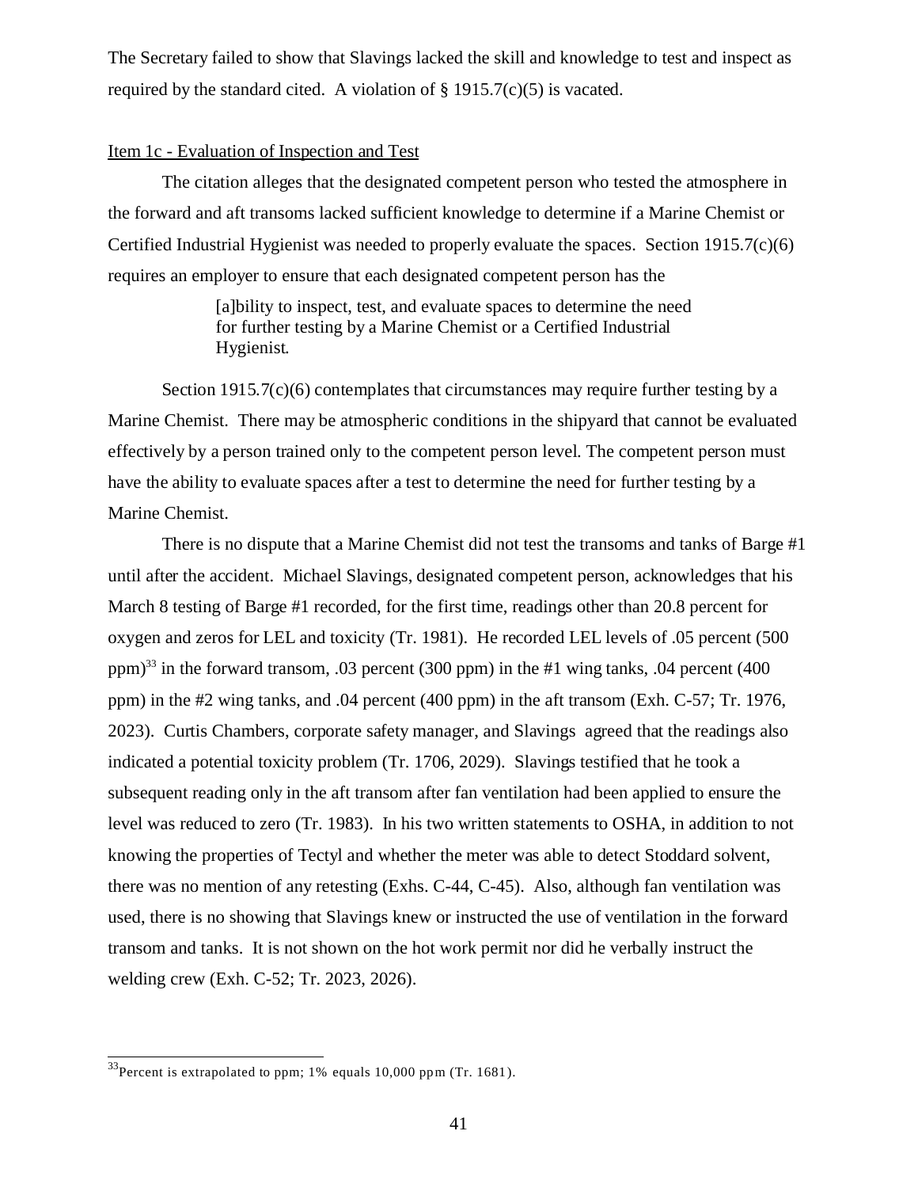The Secretary failed to show that Slavings lacked the skill and knowledge to test and inspect as required by the standard cited. A violation of § 1915.7(c)(5) is vacated.

Item 1c - Evaluation of Inspection and Test

The citation alleges that the designated competent person who tested the atmosphere in the forward and aft transoms lacked sufficient knowledge to determine if a Marine Chemist or Certified Industrial Hygienist was needed to properly evaluate the spaces. Section 1915.7(c)(6) requires an employer to ensure that each designated competent person has the

> [a]bility to inspect, test, and evaluate spaces to determine the need for further testing by a Marine Chemist or a Certified Industrial Hygienist.

Section 1915.7(c)(6) contemplates that circumstances may require further testing by a Marine Chemist. There may be atmospheric conditions in the shipyard that cannot be evaluated effectively by a person trained only to the competent person level. The competent person must have the ability to evaluate spaces after a test to determine the need for further testing by a Marine Chemist.

There is no dispute that a Marine Chemist did not test the transoms and tanks of Barge #1 until after the accident. Michael Slavings, designated competent person, acknowledges that his March 8 testing of Barge #1 recorded, for the first time, readings other than 20.8 percent for oxygen and zeros for LEL and toxicity (Tr. 1981). He recorded LEL levels of .05 percent (500 ppm)[33] in the forward transom, .03 percent (300 ppm) in the #1 wing tanks, .04 percent (400 ppm) in the #2 wing tanks, and .04 percent (400 ppm) in the aft transom (Exh. C-57; Tr. 1976, 2023). Curtis Chambers, corporate safety manager, and Slavings agreed that the readings also indicated a potential toxicity problem (Tr. 1706, 2029). Slavings testified that he took a subsequent reading only in the aft transom after fan ventilation had been applied to ensure the level was reduced to zero (Tr. 1983). In his two written statements to OSHA, in addition to not knowing the properties of Tectyl and whether the meter was able to detect Stoddard solvent, there was no mention of any retesting (Exhs. C-44, C-45). Also, although fan ventilation was used, there is no showing that Slavings knew or instructed the use of ventilation in the forward transom and tanks. It is not shown on the hot work permit nor did he verbally instruct the welding crew (Exh. C-52; Tr. 2023, 2026).

---

[33]Percent is extrapolated to ppm; 1% equals 10,000 ppm (Tr. 1681).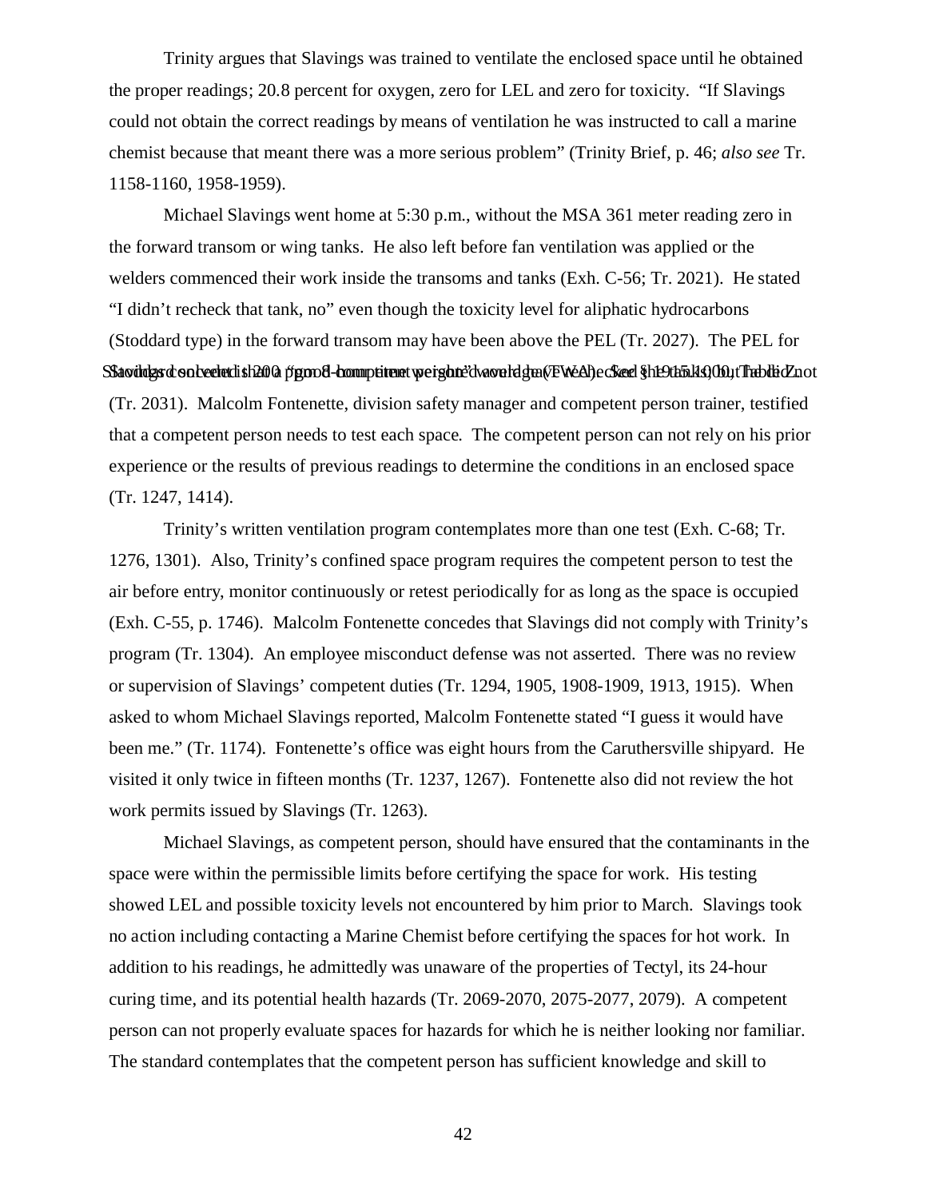Trinity argues that Slavings was trained to ventilate the enclosed space until he obtained the proper readings; 20.8 percent for oxygen, zero for LEL and zero for toxicity. "If Slavings could not obtain the correct readings by means of ventilation he was instructed to call a marine chemist because that meant there was a more serious problem" (Trinity Brief, p. 46; *also see* Tr. 1158-1160, 1958-1959).

Michael Slavings went home at 5:30 p.m., without the MSA 361 meter reading zero in the forward transom or wing tanks. He also left before fan ventilation was applied or the welders commenced their work inside the transoms and tanks (Exh. C-56; Tr. 2021). He stated "I didn't recheck that tank, no" even though the toxicity level for aliphatic hydrocarbons (Stoddard type) in the forward transom may have been above the PEL (Tr. 2027). The PEL for Stoddard solvent is 200 ppm 8-hour time weighted average (TWA). See § 1915.1000, Table Z. Slavings conceded that a "good competent person" would have checked the tanks, but he did not (Tr. 2031). Malcolm Fontenette, division safety manager and competent person trainer, testified that a competent person needs to test each space. The competent person can not rely on his prior experience or the results of previous readings to determine the conditions in an enclosed space (Tr. 1247, 1414).

Trinity's written ventilation program contemplates more than one test (Exh. C-68; Tr. 1276, 1301). Also, Trinity's confined space program requires the competent person to test the air before entry, monitor continuously or retest periodically for as long as the space is occupied (Exh. C-55, p. 1746). Malcolm Fontenette concedes that Slavings did not comply with Trinity's program (Tr. 1304). An employee misconduct defense was not asserted. There was no review or supervision of Slavings' competent duties (Tr. 1294, 1905, 1908-1909, 1913, 1915). When asked to whom Michael Slavings reported, Malcolm Fontenette stated "I guess it would have been me." (Tr. 1174). Fontenette's office was eight hours from the Caruthersville shipyard. He visited it only twice in fifteen months (Tr. 1237, 1267). Fontenette also did not review the hot work permits issued by Slavings (Tr. 1263).

Michael Slavings, as competent person, should have ensured that the contaminants in the space were within the permissible limits before certifying the space for work. His testing showed LEL and possible toxicity levels not encountered by him prior to March. Slavings took no action including contacting a Marine Chemist before certifying the spaces for hot work. In addition to his readings, he admittedly was unaware of the properties of Tectyl, its 24-hour curing time, and its potential health hazards (Tr. 2069-2070, 2075-2077, 2079). A competent person can not properly evaluate spaces for hazards for which he is neither looking nor familiar. The standard contemplates that the competent person has sufficient knowledge and skill to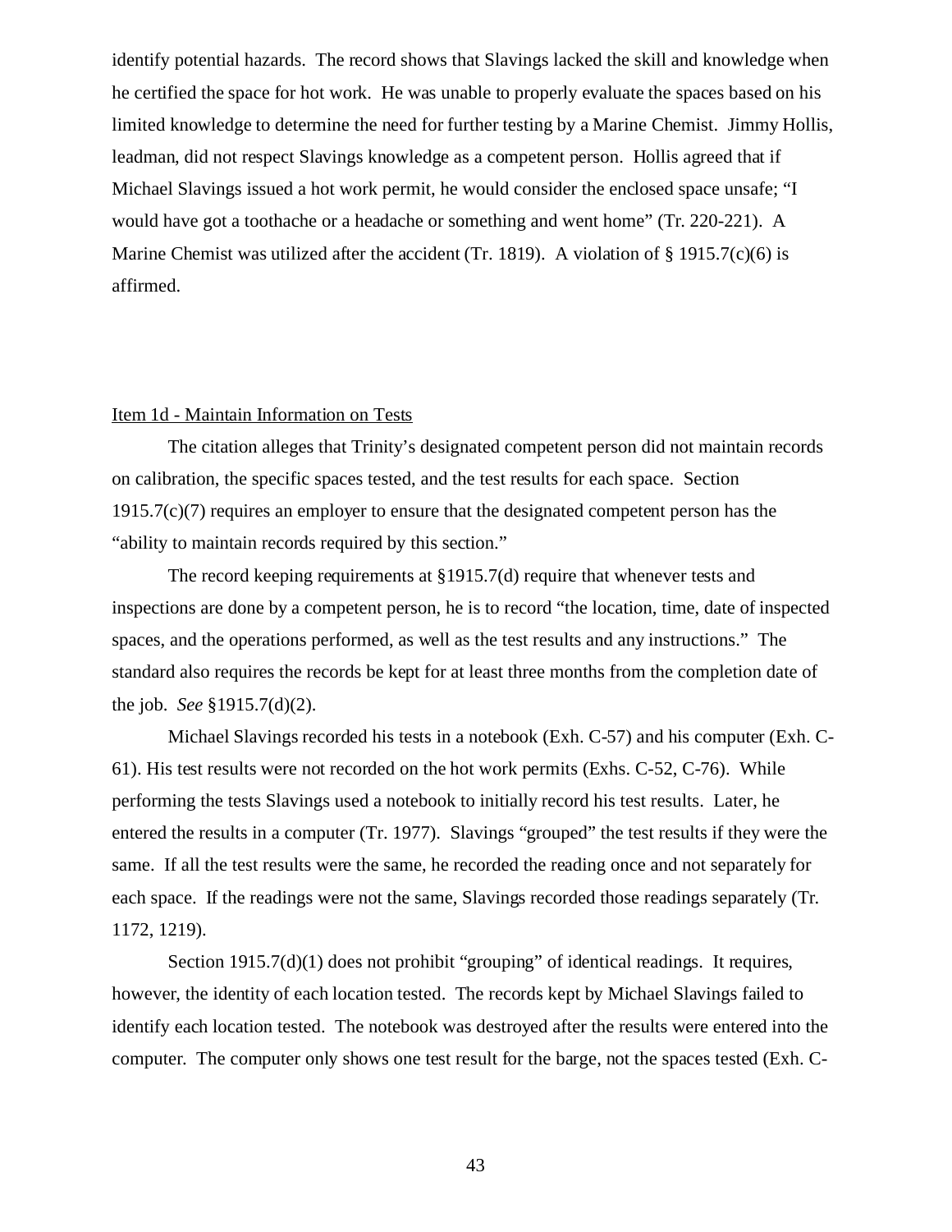identify potential hazards. The record shows that Slavings lacked the skill and knowledge when he certified the space for hot work. He was unable to properly evaluate the spaces based on his limited knowledge to determine the need for further testing by a Marine Chemist. Jimmy Hollis, leadman, did not respect Slavings knowledge as a competent person. Hollis agreed that if Michael Slavings issued a hot work permit, he would consider the enclosed space unsafe; "I would have got a toothache or a headache or something and went home" (Tr. 220-221). A Marine Chemist was utilized after the accident (Tr. 1819). A violation of § 1915.7(c)(6) is affirmed.

<u>Item 1d - Maintain Information on Tests</u>

The citation alleges that Trinity's designated competent person did not maintain records on calibration, the specific spaces tested, and the test results for each space. Section 1915.7(c)(7) requires an employer to ensure that the designated competent person has the "ability to maintain records required by this section."

The record keeping requirements at §1915.7(d) require that whenever tests and inspections are done by a competent person, he is to record "the location, time, date of inspected spaces, and the operations performed, as well as the test results and any instructions." The standard also requires the records be kept for at least three months from the completion date of the job. *See* §1915.7(d)(2).

Michael Slavings recorded his tests in a notebook (Exh. C-57) and his computer (Exh. C-61). His test results were not recorded on the hot work permits (Exhs. C-52, C-76). While performing the tests Slavings used a notebook to initially record his test results. Later, he entered the results in a computer (Tr. 1977). Slavings "grouped" the test results if they were the same. If all the test results were the same, he recorded the reading once and not separately for each space. If the readings were not the same, Slavings recorded those readings separately (Tr. 1172, 1219).

Section 1915.7(d)(1) does not prohibit "grouping" of identical readings. It requires, however, the identity of each location tested. The records kept by Michael Slavings failed to identify each location tested. The notebook was destroyed after the results were entered into the computer. The computer only shows one test result for the barge, not the spaces tested (Exh. C-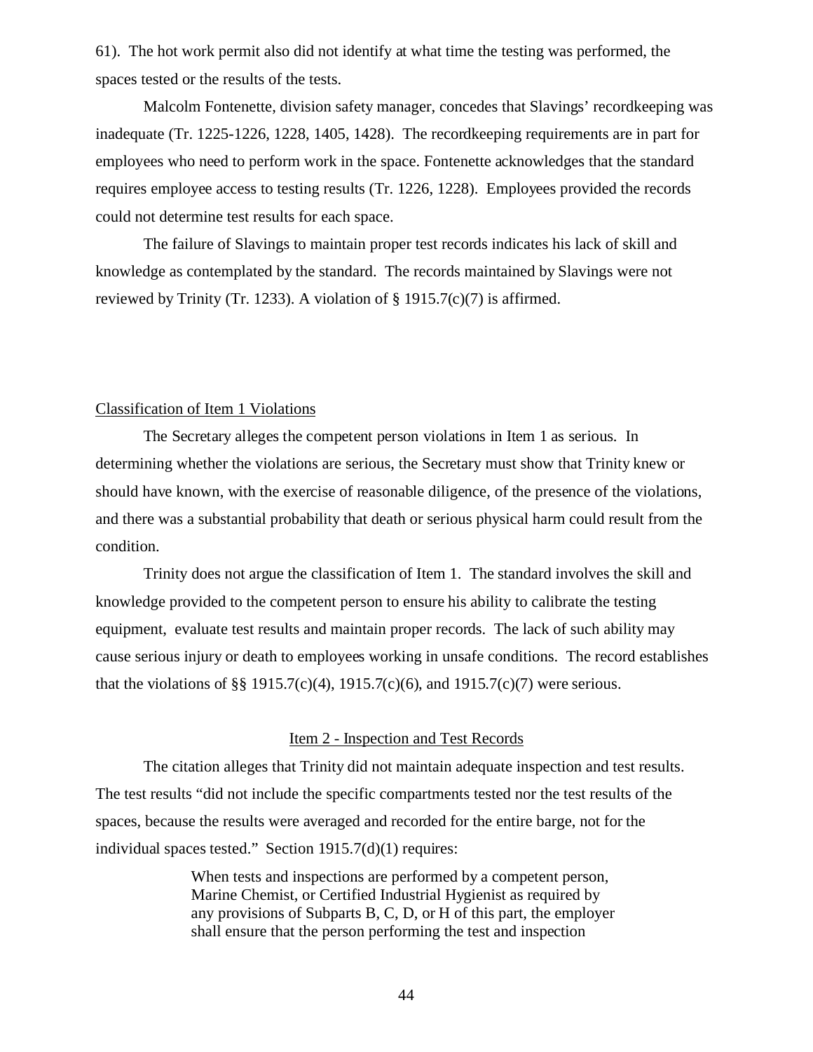61). The hot work permit also did not identify at what time the testing was performed, the spaces tested or the results of the tests.

Malcolm Fontenette, division safety manager, concedes that Slavings' recordkeeping was inadequate (Tr. 1225-1226, 1228, 1405, 1428). The recordkeeping requirements are in part for employees who need to perform work in the space. Fontenette acknowledges that the standard requires employee access to testing results (Tr. 1226, 1228). Employees provided the records could not determine test results for each space.

The failure of Slavings to maintain proper test records indicates his lack of skill and knowledge as contemplated by the standard. The records maintained by Slavings were not reviewed by Trinity (Tr. 1233). A violation of § 1915.7(c)(7) is affirmed.

Classification of Item 1 Violations

The Secretary alleges the competent person violations in Item 1 as serious. In determining whether the violations are serious, the Secretary must show that Trinity knew or should have known, with the exercise of reasonable diligence, of the presence of the violations, and there was a substantial probability that death or serious physical harm could result from the condition.

Trinity does not argue the classification of Item 1. The standard involves the skill and knowledge provided to the competent person to ensure his ability to calibrate the testing equipment, evaluate test results and maintain proper records. The lack of such ability may cause serious injury or death to employees working in unsafe conditions. The record establishes that the violations of §§ 1915.7(c)(4), 1915.7(c)(6), and 1915.7(c)(7) were serious.

Item 2 - Inspection and Test Records

The citation alleges that Trinity did not maintain adequate inspection and test results. The test results "did not include the specific compartments tested nor the test results of the spaces, because the results were averaged and recorded for the entire barge, not for the individual spaces tested." Section 1915.7(d)(1) requires:

> When tests and inspections are performed by a competent person, Marine Chemist, or Certified Industrial Hygienist as required by any provisions of Subparts B, C, D, or H of this part, the employer shall ensure that the person performing the test and inspection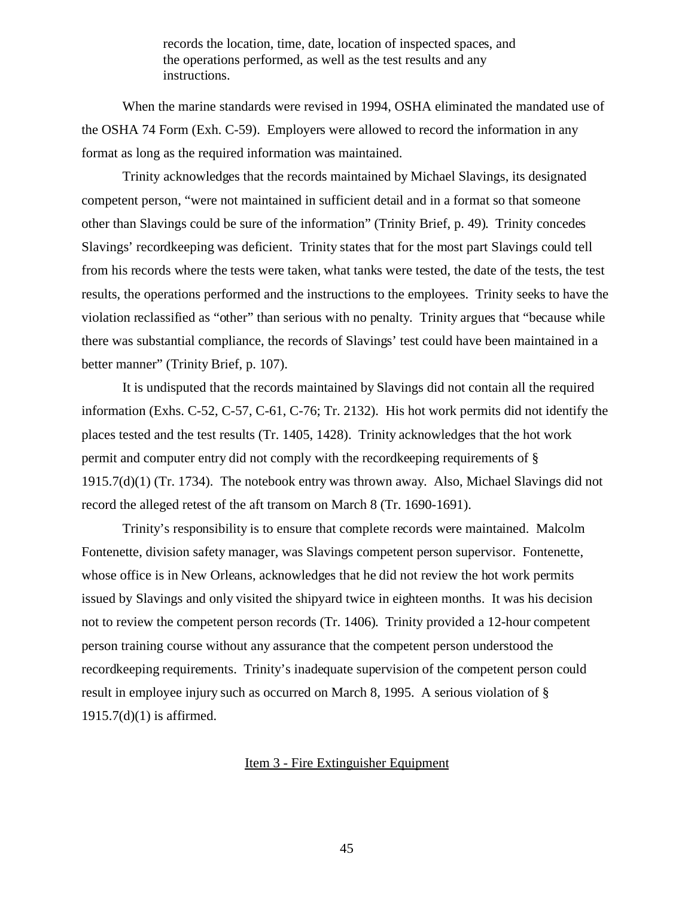> records the location, time, date, location of inspected spaces, and the operations performed, as well as the test results and any instructions.

When the marine standards were revised in 1994, OSHA eliminated the mandated use of the OSHA 74 Form (Exh. C-59). Employers were allowed to record the information in any format as long as the required information was maintained.

Trinity acknowledges that the records maintained by Michael Slavings, its designated competent person, "were not maintained in sufficient detail and in a format so that someone other than Slavings could be sure of the information" (Trinity Brief, p. 49). Trinity concedes Slavings' recordkeeping was deficient. Trinity states that for the most part Slavings could tell from his records where the tests were taken, what tanks were tested, the date of the tests, the test results, the operations performed and the instructions to the employees. Trinity seeks to have the violation reclassified as "other" than serious with no penalty. Trinity argues that "because while there was substantial compliance, the records of Slavings' test could have been maintained in a better manner" (Trinity Brief, p. 107).

It is undisputed that the records maintained by Slavings did not contain all the required information (Exhs. C-52, C-57, C-61, C-76; Tr. 2132). His hot work permits did not identify the places tested and the test results (Tr. 1405, 1428). Trinity acknowledges that the hot work permit and computer entry did not comply with the recordkeeping requirements of § 1915.7(d)(1) (Tr. 1734). The notebook entry was thrown away. Also, Michael Slavings did not record the alleged retest of the aft transom on March 8 (Tr. 1690-1691).

Trinity's responsibility is to ensure that complete records were maintained. Malcolm Fontenette, division safety manager, was Slavings competent person supervisor. Fontenette, whose office is in New Orleans, acknowledges that he did not review the hot work permits issued by Slavings and only visited the shipyard twice in eighteen months. It was his decision not to review the competent person records (Tr. 1406). Trinity provided a 12-hour competent person training course without any assurance that the competent person understood the recordkeeping requirements. Trinity's inadequate supervision of the competent person could result in employee injury such as occurred on March 8, 1995. A serious violation of § 1915.7(d)(1) is affirmed.

<u>Item 3 - Fire Extinguisher Equipment</u>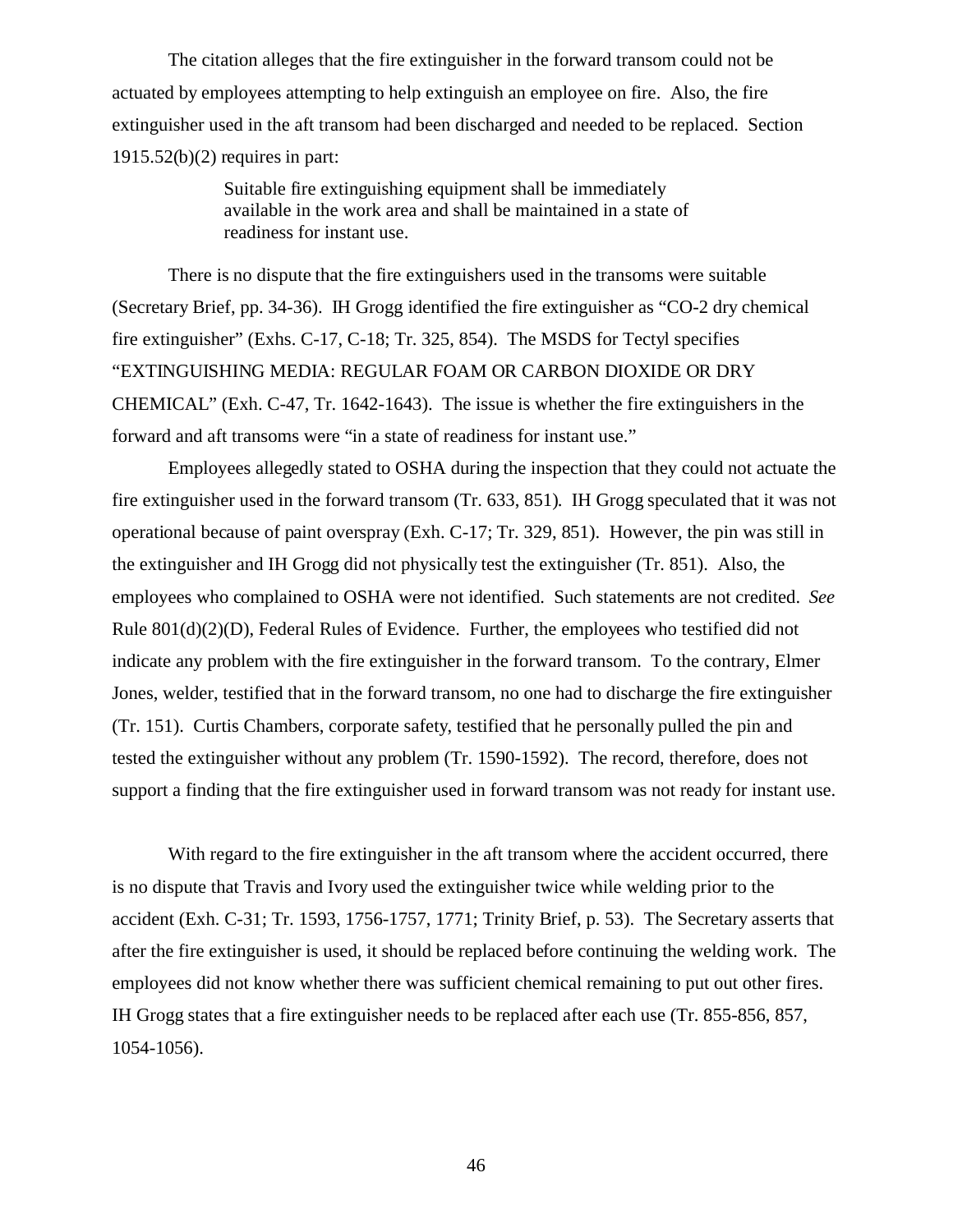The citation alleges that the fire extinguisher in the forward transom could not be actuated by employees attempting to help extinguish an employee on fire. Also, the fire extinguisher used in the aft transom had been discharged and needed to be replaced. Section 1915.52(b)(2) requires in part:

> Suitable fire extinguishing equipment shall be immediately available in the work area and shall be maintained in a state of readiness for instant use.

There is no dispute that the fire extinguishers used in the transoms were suitable (Secretary Brief, pp. 34-36). IH Grogg identified the fire extinguisher as "CO-2 dry chemical fire extinguisher" (Exhs. C-17, C-18; Tr. 325, 854). The MSDS for Tectyl specifies "EXTINGUISHING MEDIA: REGULAR FOAM OR CARBON DIOXIDE OR DRY CHEMICAL" (Exh. C-47, Tr. 1642-1643). The issue is whether the fire extinguishers in the forward and aft transoms were "in a state of readiness for instant use."

Employees allegedly stated to OSHA during the inspection that they could not actuate the fire extinguisher used in the forward transom (Tr. 633, 851). IH Grogg speculated that it was not operational because of paint overspray (Exh. C-17; Tr. 329, 851). However, the pin was still in the extinguisher and IH Grogg did not physically test the extinguisher (Tr. 851). Also, the employees who complained to OSHA were not identified. Such statements are not credited. *See* Rule 801(d)(2)(D), Federal Rules of Evidence. Further, the employees who testified did not indicate any problem with the fire extinguisher in the forward transom. To the contrary, Elmer Jones, welder, testified that in the forward transom, no one had to discharge the fire extinguisher (Tr. 151). Curtis Chambers, corporate safety, testified that he personally pulled the pin and tested the extinguisher without any problem (Tr. 1590-1592). The record, therefore, does not support a finding that the fire extinguisher used in forward transom was not ready for instant use.

With regard to the fire extinguisher in the aft transom where the accident occurred, there is no dispute that Travis and Ivory used the extinguisher twice while welding prior to the accident (Exh. C-31; Tr. 1593, 1756-1757, 1771; Trinity Brief, p. 53). The Secretary asserts that after the fire extinguisher is used, it should be replaced before continuing the welding work. The employees did not know whether there was sufficient chemical remaining to put out other fires. IH Grogg states that a fire extinguisher needs to be replaced after each use (Tr. 855-856, 857, 1054-1056).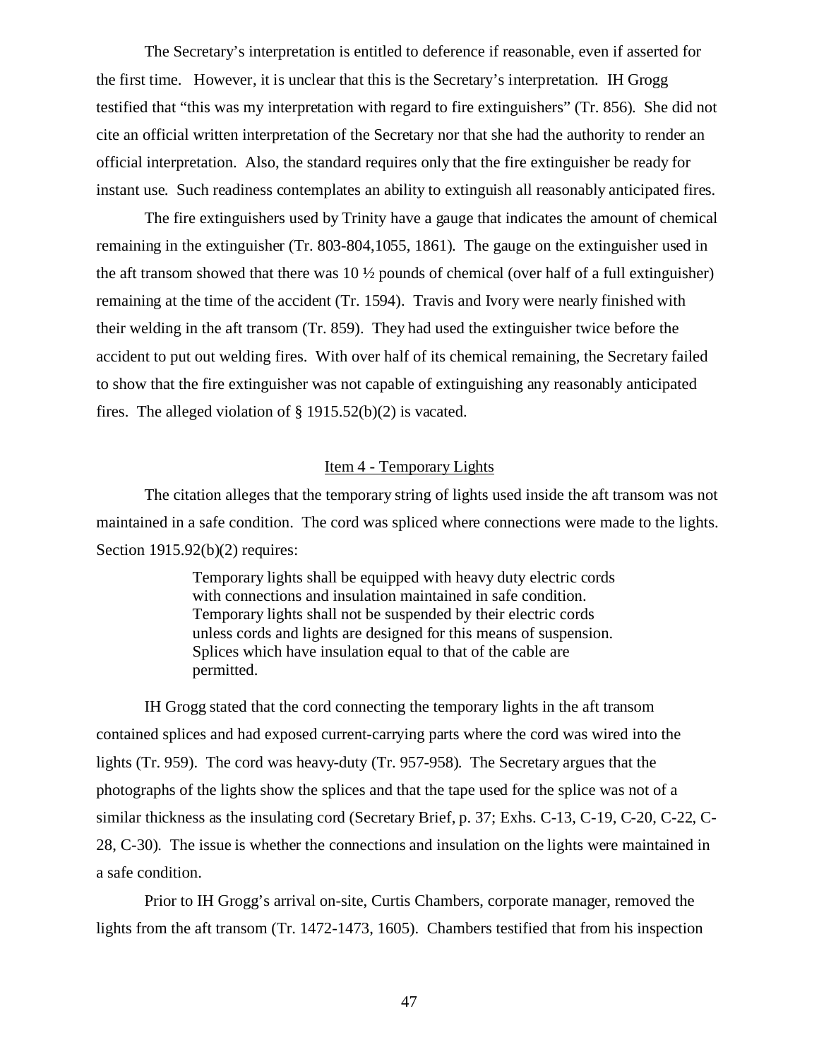The Secretary's interpretation is entitled to deference if reasonable, even if asserted for the first time. However, it is unclear that this is the Secretary's interpretation. IH Grogg testified that "this was my interpretation with regard to fire extinguishers" (Tr. 856). She did not cite an official written interpretation of the Secretary nor that she had the authority to render an official interpretation. Also, the standard requires only that the fire extinguisher be ready for instant use. Such readiness contemplates an ability to extinguish all reasonably anticipated fires.

The fire extinguishers used by Trinity have a gauge that indicates the amount of chemical remaining in the extinguisher (Tr. 803-804,1055, 1861). The gauge on the extinguisher used in the aft transom showed that there was 10 ½ pounds of chemical (over half of a full extinguisher) remaining at the time of the accident (Tr. 1594). Travis and Ivory were nearly finished with their welding in the aft transom (Tr. 859). They had used the extinguisher twice before the accident to put out welding fires. With over half of its chemical remaining, the Secretary failed to show that the fire extinguisher was not capable of extinguishing any reasonably anticipated fires. The alleged violation of § 1915.52(b)(2) is vacated.

Item 4 - Temporary Lights

The citation alleges that the temporary string of lights used inside the aft transom was not maintained in a safe condition. The cord was spliced where connections were made to the lights. Section 1915.92(b)(2) requires:

> Temporary lights shall be equipped with heavy duty electric cords with connections and insulation maintained in safe condition. Temporary lights shall not be suspended by their electric cords unless cords and lights are designed for this means of suspension. Splices which have insulation equal to that of the cable are permitted.

IH Grogg stated that the cord connecting the temporary lights in the aft transom contained splices and had exposed current-carrying parts where the cord was wired into the lights (Tr. 959). The cord was heavy-duty (Tr. 957-958). The Secretary argues that the photographs of the lights show the splices and that the tape used for the splice was not of a similar thickness as the insulating cord (Secretary Brief, p. 37; Exhs. C-13, C-19, C-20, C-22, C-28, C-30). The issue is whether the connections and insulation on the lights were maintained in a safe condition.

Prior to IH Grogg's arrival on-site, Curtis Chambers, corporate manager, removed the lights from the aft transom (Tr. 1472-1473, 1605). Chambers testified that from his inspection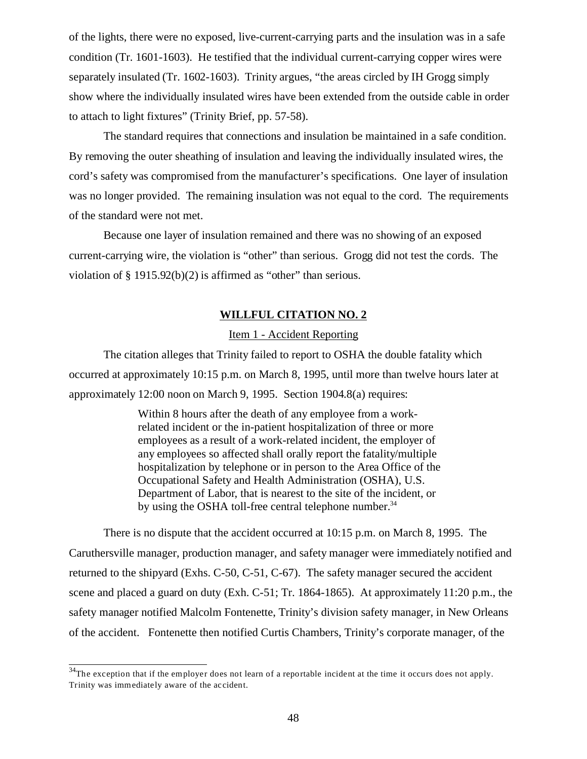of the lights, there were no exposed, live-current-carrying parts and the insulation was in a safe condition (Tr. 1601-1603). He testified that the individual current-carrying copper wires were separately insulated (Tr. 1602-1603). Trinity argues, "the areas circled by IH Grogg simply show where the individually insulated wires have been extended from the outside cable in order to attach to light fixtures" (Trinity Brief, pp. 57-58).

The standard requires that connections and insulation be maintained in a safe condition. By removing the outer sheathing of insulation and leaving the individually insulated wires, the cord's safety was compromised from the manufacturer's specifications. One layer of insulation was no longer provided. The remaining insulation was not equal to the cord. The requirements of the standard were not met.

Because one layer of insulation remained and there was no showing of an exposed current-carrying wire, the violation is "other" than serious. Grogg did not test the cords. The violation of § 1915.92(b)(2) is affirmed as "other" than serious.

## WILLFUL CITATION NO. 2

### Item 1 - Accident Reporting

The citation alleges that Trinity failed to report to OSHA the double fatality which occurred at approximately 10:15 p.m. on March 8, 1995, until more than twelve hours later at approximately 12:00 noon on March 9, 1995. Section 1904.8(a) requires:

> Within 8 hours after the death of any employee from a work-related incident or the in-patient hospitalization of three or more employees as a result of a work-related incident, the employer of any employees so affected shall orally report the fatality/multiple hospitalization by telephone or in person to the Area Office of the Occupational Safety and Health Administration (OSHA), U.S. Department of Labor, that is nearest to the site of the incident, or by using the OSHA toll-free central telephone number.[34]

There is no dispute that the accident occurred at 10:15 p.m. on March 8, 1995. The Caruthersville manager, production manager, and safety manager were immediately notified and returned to the shipyard (Exhs. C-50, C-51, C-67). The safety manager secured the accident scene and placed a guard on duty (Exh. C-51; Tr. 1864-1865). At approximately 11:20 p.m., the safety manager notified Malcolm Fontenette, Trinity's division safety manager, in New Orleans of the accident. Fontenette then notified Curtis Chambers, Trinity's corporate manager, of the

[34] The exception that if the employer does not learn of a reportable incident at the time it occurs does not apply. Trinity was immediately aware of the accident.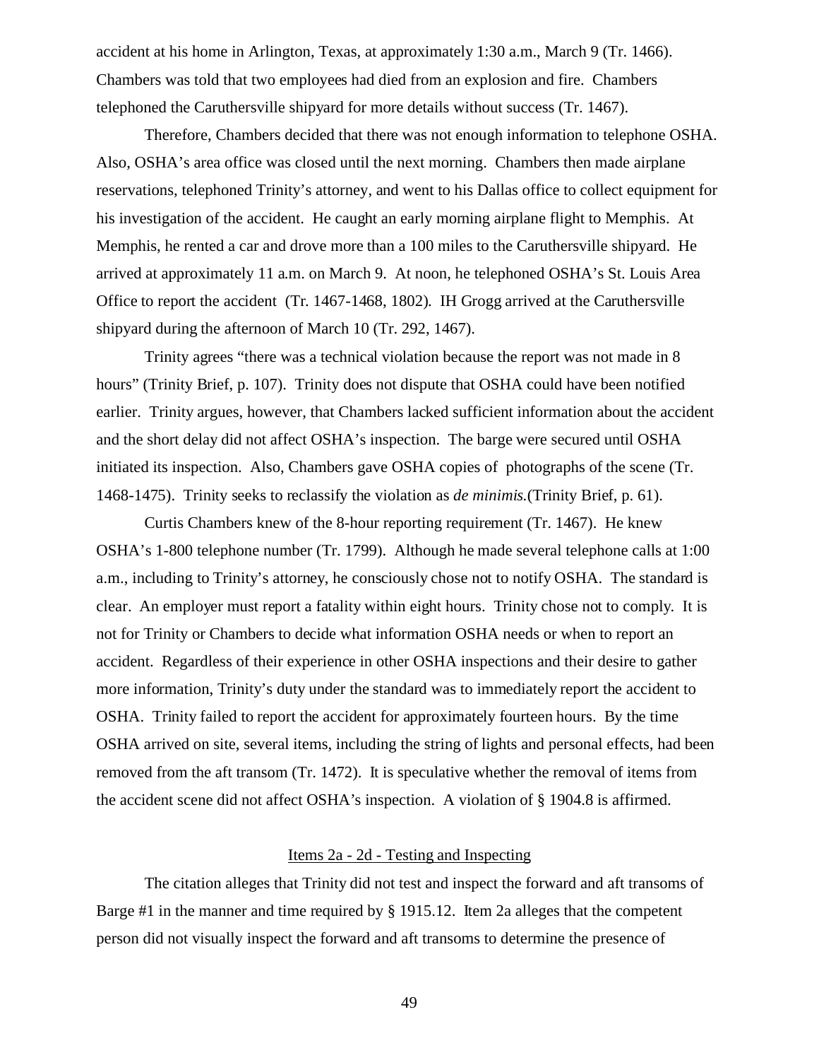accident at his home in Arlington, Texas, at approximately 1:30 a.m., March 9 (Tr. 1466). Chambers was told that two employees had died from an explosion and fire. Chambers telephoned the Caruthersville shipyard for more details without success (Tr. 1467).

Therefore, Chambers decided that there was not enough information to telephone OSHA. Also, OSHA's area office was closed until the next morning. Chambers then made airplane reservations, telephoned Trinity's attorney, and went to his Dallas office to collect equipment for his investigation of the accident. He caught an early morning airplane flight to Memphis. At Memphis, he rented a car and drove more than a 100 miles to the Caruthersville shipyard. He arrived at approximately 11 a.m. on March 9. At noon, he telephoned OSHA's St. Louis Area Office to report the accident (Tr. 1467-1468, 1802). IH Grogg arrived at the Caruthersville shipyard during the afternoon of March 10 (Tr. 292, 1467).

Trinity agrees "there was a technical violation because the report was not made in 8 hours" (Trinity Brief, p. 107). Trinity does not dispute that OSHA could have been notified earlier. Trinity argues, however, that Chambers lacked sufficient information about the accident and the short delay did not affect OSHA's inspection. The barge were secured until OSHA initiated its inspection. Also, Chambers gave OSHA copies of photographs of the scene (Tr. 1468-1475). Trinity seeks to reclassify the violation as *de minimis.*(Trinity Brief, p. 61).

Curtis Chambers knew of the 8-hour reporting requirement (Tr. 1467). He knew OSHA's 1-800 telephone number (Tr. 1799). Although he made several telephone calls at 1:00 a.m., including to Trinity's attorney, he consciously chose not to notify OSHA. The standard is clear. An employer must report a fatality within eight hours. Trinity chose not to comply. It is not for Trinity or Chambers to decide what information OSHA needs or when to report an accident. Regardless of their experience in other OSHA inspections and their desire to gather more information, Trinity's duty under the standard was to immediately report the accident to OSHA. Trinity failed to report the accident for approximately fourteen hours. By the time OSHA arrived on site, several items, including the string of lights and personal effects, had been removed from the aft transom (Tr. 1472). It is speculative whether the removal of items from the accident scene did not affect OSHA's inspection. A violation of § 1904.8 is affirmed.

<u>Items 2a - 2d - Testing and Inspecting</u>

The citation alleges that Trinity did not test and inspect the forward and aft transoms of Barge #1 in the manner and time required by § 1915.12. Item 2a alleges that the competent person did not visually inspect the forward and aft transoms to determine the presence of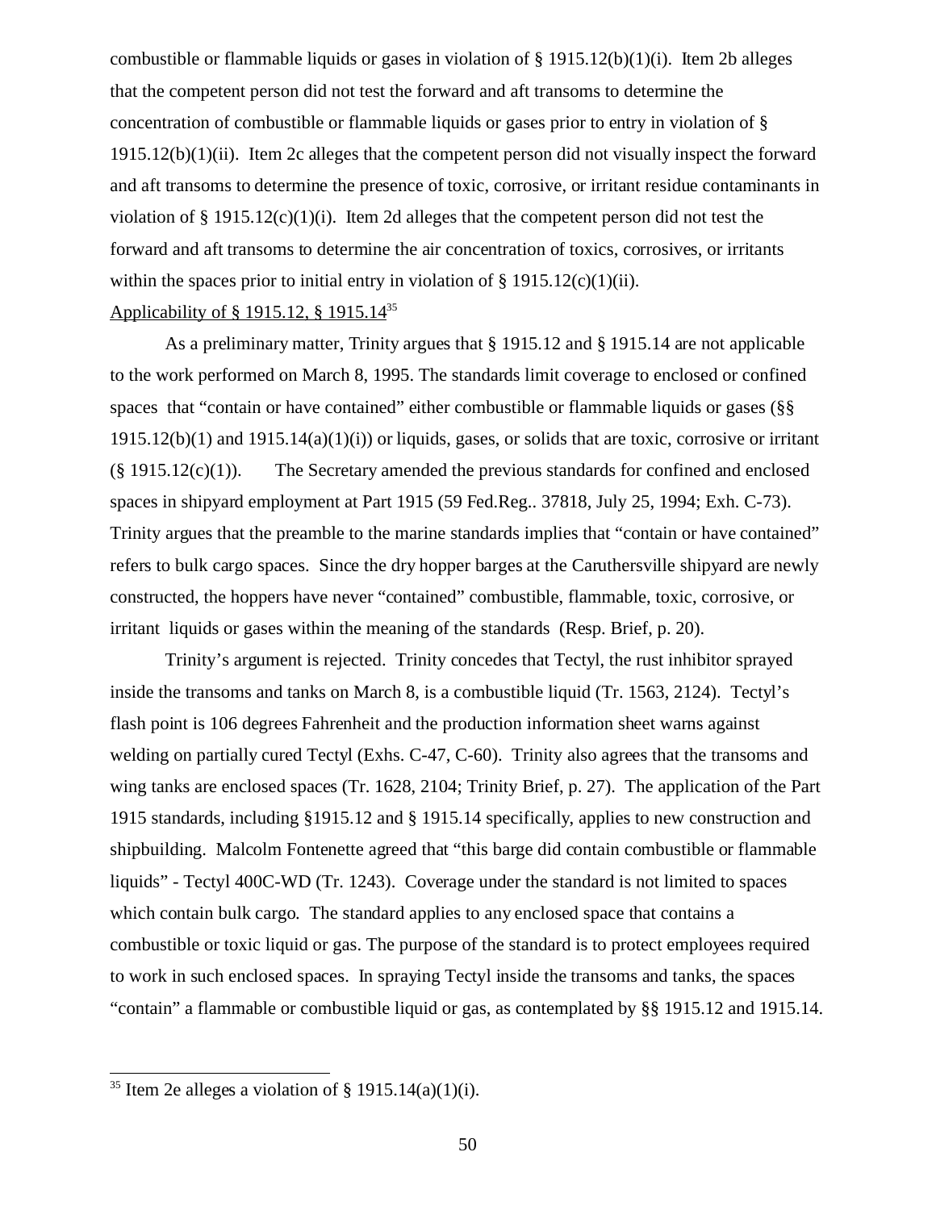combustible or flammable liquids or gases in violation of § 1915.12(b)(1)(i). Item 2b alleges that the competent person did not test the forward and aft transoms to determine the concentration of combustible or flammable liquids or gases prior to entry in violation of § 1915.12(b)(1)(ii). Item 2c alleges that the competent person did not visually inspect the forward and aft transoms to determine the presence of toxic, corrosive, or irritant residue contaminants in violation of § 1915.12(c)(1)(i). Item 2d alleges that the competent person did not test the forward and aft transoms to determine the air concentration of toxics, corrosives, or irritants within the spaces prior to initial entry in violation of § 1915.12(c)(1)(ii).

Applicability of § 1915.12, § 1915.14[35]

As a preliminary matter, Trinity argues that § 1915.12 and § 1915.14 are not applicable to the work performed on March 8, 1995. The standards limit coverage to enclosed or confined spaces that "contain or have contained" either combustible or flammable liquids or gases (§§ 1915.12(b)(1) and 1915.14(a)(1)(i)) or liquids, gases, or solids that are toxic, corrosive or irritant (§ 1915.12(c)(1)). The Secretary amended the previous standards for confined and enclosed spaces in shipyard employment at Part 1915 (59 Fed.Reg.. 37818, July 25, 1994; Exh. C-73). Trinity argues that the preamble to the marine standards implies that "contain or have contained" refers to bulk cargo spaces. Since the dry hopper barges at the Caruthersville shipyard are newly constructed, the hoppers have never "contained" combustible, flammable, toxic, corrosive, or irritant liquids or gases within the meaning of the standards (Resp. Brief, p. 20).

Trinity's argument is rejected. Trinity concedes that Tectyl, the rust inhibitor sprayed inside the transoms and tanks on March 8, is a combustible liquid (Tr. 1563, 2124). Tectyl's flash point is 106 degrees Fahrenheit and the production information sheet warns against welding on partially cured Tectyl (Exhs. C-47, C-60). Trinity also agrees that the transoms and wing tanks are enclosed spaces (Tr. 1628, 2104; Trinity Brief, p. 27). The application of the Part 1915 standards, including §1915.12 and § 1915.14 specifically, applies to new construction and shipbuilding. Malcolm Fontenette agreed that "this barge did contain combustible or flammable liquids" - Tectyl 400C-WD (Tr. 1243). Coverage under the standard is not limited to spaces which contain bulk cargo. The standard applies to any enclosed space that contains a combustible or toxic liquid or gas. The purpose of the standard is to protect employees required to work in such enclosed spaces. In spraying Tectyl inside the transoms and tanks, the spaces "contain" a flammable or combustible liquid or gas, as contemplated by §§ 1915.12 and 1915.14.

[35] Item 2e alleges a violation of § 1915.14(a)(1)(i).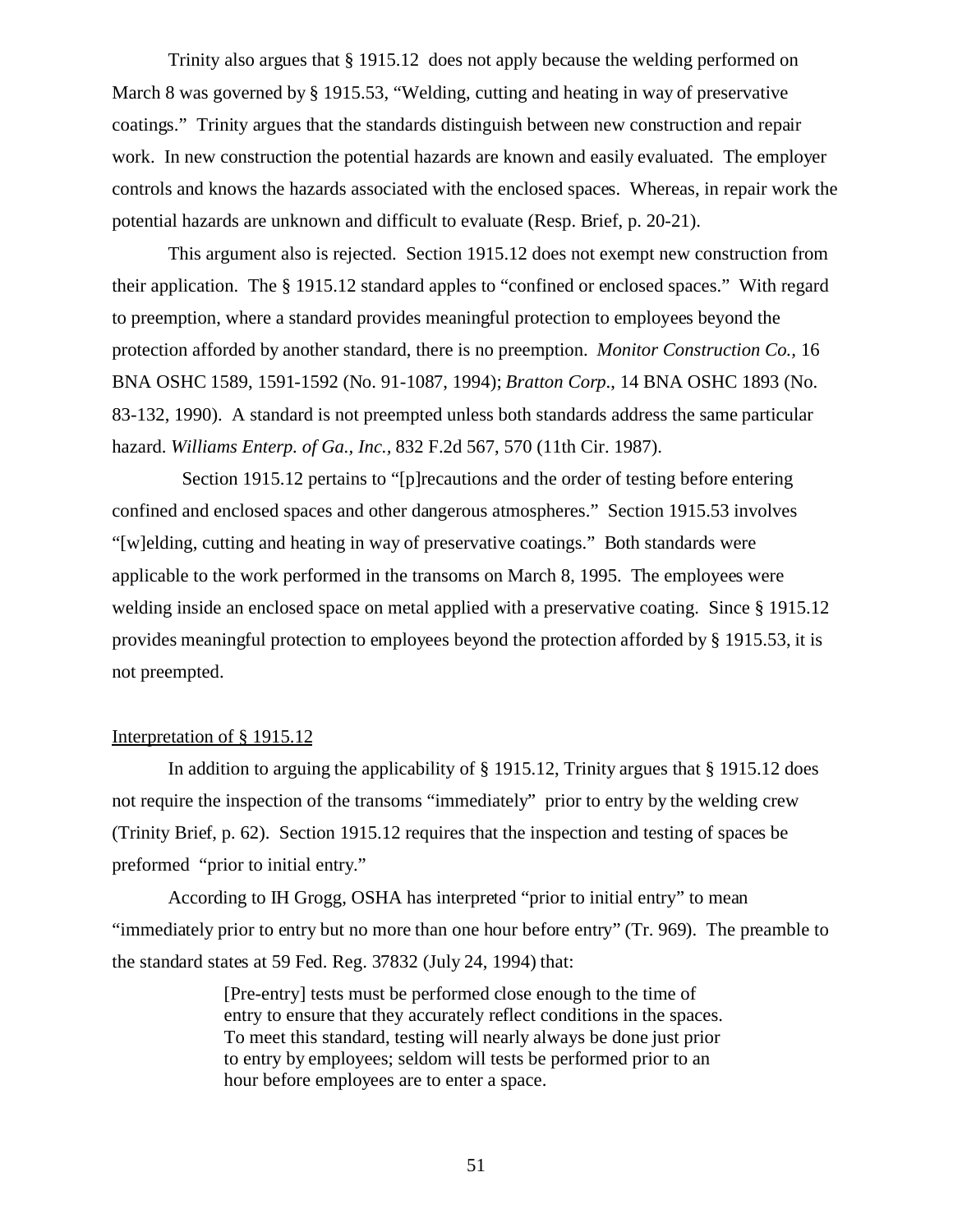Trinity also argues that § 1915.12 does not apply because the welding performed on March 8 was governed by § 1915.53, "Welding, cutting and heating in way of preservative coatings." Trinity argues that the standards distinguish between new construction and repair work. In new construction the potential hazards are known and easily evaluated. The employer controls and knows the hazards associated with the enclosed spaces. Whereas, in repair work the potential hazards are unknown and difficult to evaluate (Resp. Brief, p. 20-21).

This argument also is rejected. Section 1915.12 does not exempt new construction from their application. The § 1915.12 standard apples to "confined or enclosed spaces." With regard to preemption, where a standard provides meaningful protection to employees beyond the protection afforded by another standard, there is no preemption. *Monitor Construction Co.*, 16 BNA OSHC 1589, 1591-1592 (No. 91-1087, 1994); *Bratton Corp*., 14 BNA OSHC 1893 (No. 83-132, 1990). A standard is not preempted unless both standards address the same particular hazard. *Williams Enterp. of Ga., Inc.*, 832 F.2d 567, 570 (11th Cir. 1987).

Section 1915.12 pertains to "[p]recautions and the order of testing before entering confined and enclosed spaces and other dangerous atmospheres." Section 1915.53 involves "[w]elding, cutting and heating in way of preservative coatings." Both standards were applicable to the work performed in the transoms on March 8, 1995. The employees were welding inside an enclosed space on metal applied with a preservative coating. Since § 1915.12 provides meaningful protection to employees beyond the protection afforded by § 1915.53, it is not preempted.

<u>Interpretation of § 1915.12</u>

In addition to arguing the applicability of § 1915.12, Trinity argues that § 1915.12 does not require the inspection of the transoms "immediately" prior to entry by the welding crew (Trinity Brief, p. 62). Section 1915.12 requires that the inspection and testing of spaces be preformed "prior to initial entry."

According to IH Grogg, OSHA has interpreted "prior to initial entry" to mean "immediately prior to entry but no more than one hour before entry" (Tr. 969). The preamble to the standard states at 59 Fed. Reg. 37832 (July 24, 1994) that:

> [Pre-entry] tests must be performed close enough to the time of entry to ensure that they accurately reflect conditions in the spaces. To meet this standard, testing will nearly always be done just prior to entry by employees; seldom will tests be performed prior to an hour before employees are to enter a space.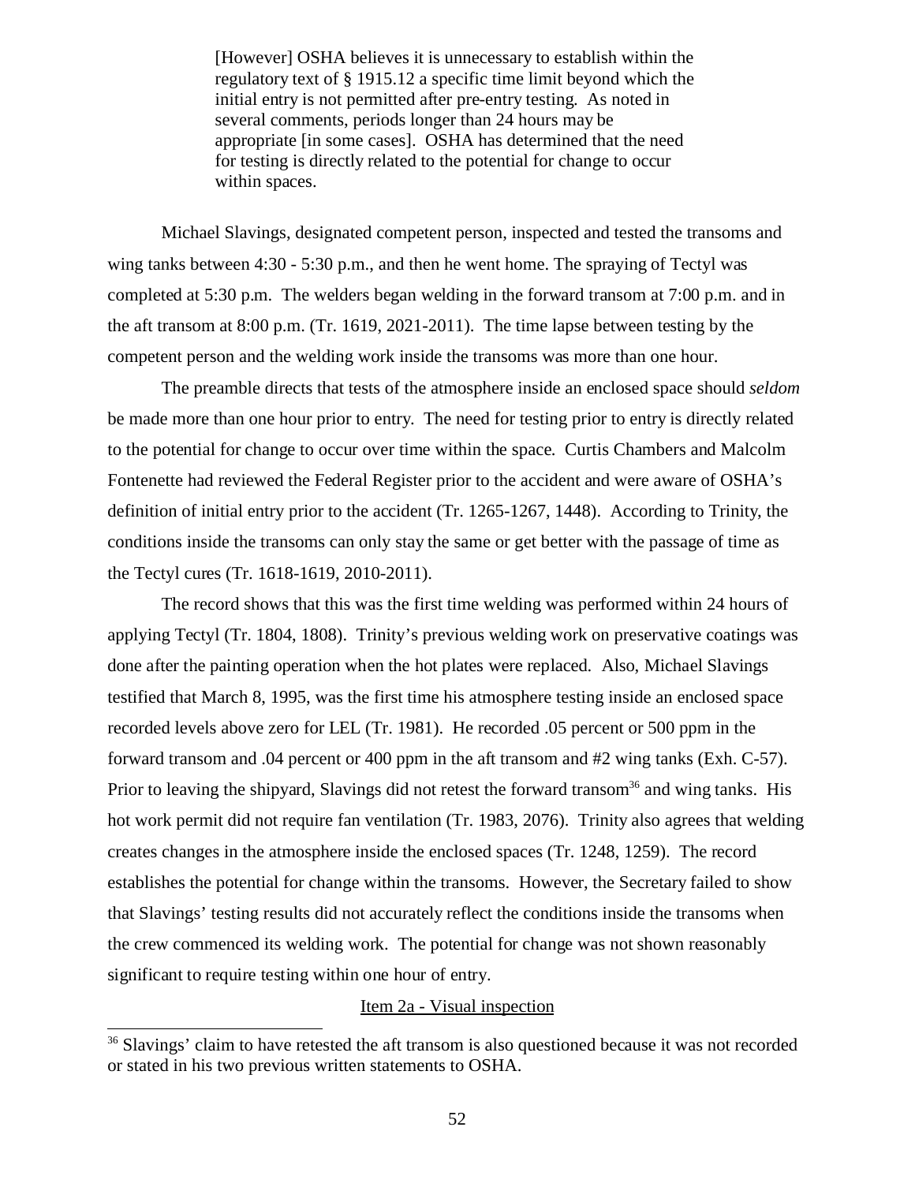> [However] OSHA believes it is unnecessary to establish within the regulatory text of § 1915.12 a specific time limit beyond which the initial entry is not permitted after pre-entry testing. As noted in several comments, periods longer than 24 hours may be appropriate [in some cases]. OSHA has determined that the need for testing is directly related to the potential for change to occur within spaces.

Michael Slavings, designated competent person, inspected and tested the transoms and wing tanks between 4:30 - 5:30 p.m., and then he went home. The spraying of Tectyl was completed at 5:30 p.m. The welders began welding in the forward transom at 7:00 p.m. and in the aft transom at 8:00 p.m. (Tr. 1619, 2021-2011). The time lapse between testing by the competent person and the welding work inside the transoms was more than one hour.

The preamble directs that tests of the atmosphere inside an enclosed space should *seldom* be made more than one hour prior to entry. The need for testing prior to entry is directly related to the potential for change to occur over time within the space. Curtis Chambers and Malcolm Fontenette had reviewed the Federal Register prior to the accident and were aware of OSHA's definition of initial entry prior to the accident (Tr. 1265-1267, 1448). According to Trinity, the conditions inside the transoms can only stay the same or get better with the passage of time as the Tectyl cures (Tr. 1618-1619, 2010-2011).

The record shows that this was the first time welding was performed within 24 hours of applying Tectyl (Tr. 1804, 1808). Trinity's previous welding work on preservative coatings was done after the painting operation when the hot plates were replaced. Also, Michael Slavings testified that March 8, 1995, was the first time his atmosphere testing inside an enclosed space recorded levels above zero for LEL (Tr. 1981). He recorded .05 percent or 500 ppm in the forward transom and .04 percent or 400 ppm in the aft transom and #2 wing tanks (Exh. C-57). Prior to leaving the shipyard, Slavings did not retest the forward transom[36] and wing tanks. His hot work permit did not require fan ventilation (Tr. 1983, 2076). Trinity also agrees that welding creates changes in the atmosphere inside the enclosed spaces (Tr. 1248, 1259). The record establishes the potential for change within the transoms. However, the Secretary failed to show that Slavings' testing results did not accurately reflect the conditions inside the transoms when the crew commenced its welding work. The potential for change was not shown reasonably significant to require testing within one hour of entry.

<u>Item 2a - Visual inspection</u>

[36] Slavings' claim to have retested the aft transom is also questioned because it was not recorded or stated in his two previous written statements to OSHA.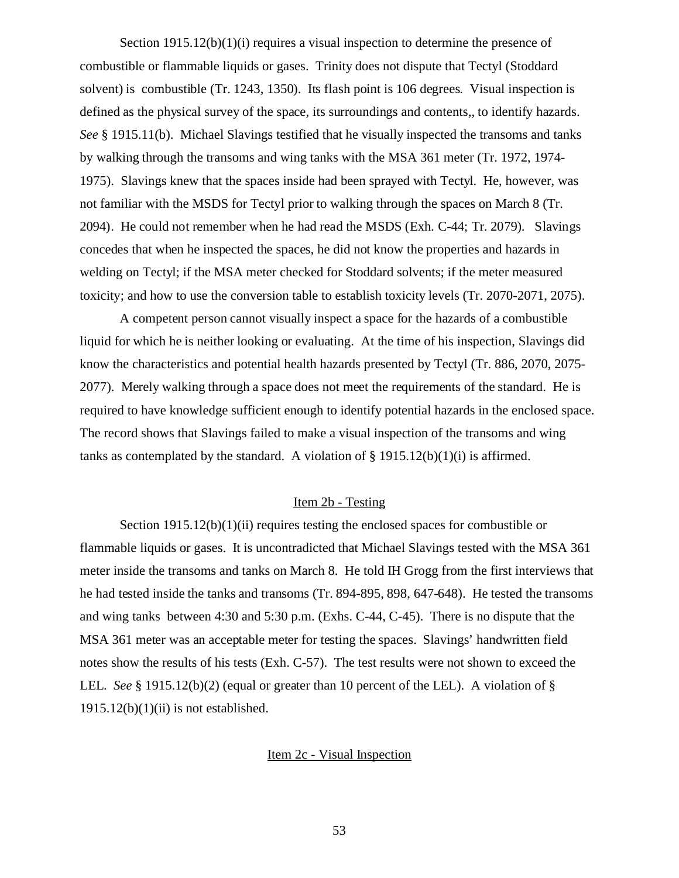Section 1915.12(b)(1)(i) requires a visual inspection to determine the presence of combustible or flammable liquids or gases. Trinity does not dispute that Tectyl (Stoddard solvent) is combustible (Tr. 1243, 1350). Its flash point is 106 degrees. Visual inspection is defined as the physical survey of the space, its surroundings and contents,, to identify hazards. *See* § 1915.11(b). Michael Slavings testified that he visually inspected the transoms and tanks by walking through the transoms and wing tanks with the MSA 361 meter (Tr. 1972, 1974-1975). Slavings knew that the spaces inside had been sprayed with Tectyl. He, however, was not familiar with the MSDS for Tectyl prior to walking through the spaces on March 8 (Tr. 2094). He could not remember when he had read the MSDS (Exh. C-44; Tr. 2079). Slavings concedes that when he inspected the spaces, he did not know the properties and hazards in welding on Tectyl; if the MSA meter checked for Stoddard solvents; if the meter measured toxicity; and how to use the conversion table to establish toxicity levels (Tr. 2070-2071, 2075).

A competent person cannot visually inspect a space for the hazards of a combustible liquid for which he is neither looking or evaluating. At the time of his inspection, Slavings did know the characteristics and potential health hazards presented by Tectyl (Tr. 886, 2070, 2075-2077). Merely walking through a space does not meet the requirements of the standard. He is required to have knowledge sufficient enough to identify potential hazards in the enclosed space. The record shows that Slavings failed to make a visual inspection of the transoms and wing tanks as contemplated by the standard. A violation of § 1915.12(b)(1)(i) is affirmed.

<u>Item 2b - Testing</u>

Section 1915.12(b)(1)(ii) requires testing the enclosed spaces for combustible or flammable liquids or gases. It is uncontradicted that Michael Slavings tested with the MSA 361 meter inside the transoms and tanks on March 8. He told IH Grogg from the first interviews that he had tested inside the tanks and transoms (Tr. 894-895, 898, 647-648). He tested the transoms and wing tanks between 4:30 and 5:30 p.m. (Exhs. C-44, C-45). There is no dispute that the MSA 361 meter was an acceptable meter for testing the spaces. Slavings' handwritten field notes show the results of his tests (Exh. C-57). The test results were not shown to exceed the LEL. *See* § 1915.12(b)(2) (equal or greater than 10 percent of the LEL). A violation of § 1915.12(b)(1)(ii) is not established.

<u>Item 2c - Visual Inspection</u>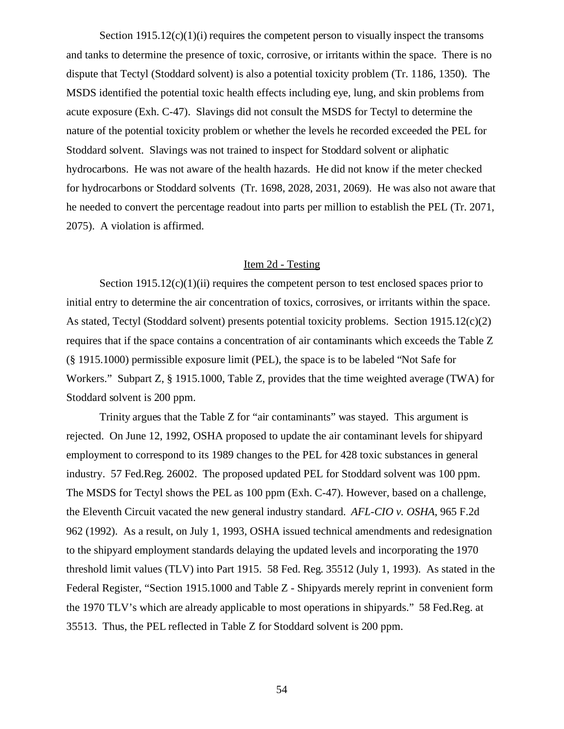Section 1915.12(c)(1)(i) requires the competent person to visually inspect the transoms and tanks to determine the presence of toxic, corrosive, or irritants within the space. There is no dispute that Tectyl (Stoddard solvent) is also a potential toxicity problem (Tr. 1186, 1350). The MSDS identified the potential toxic health effects including eye, lung, and skin problems from acute exposure (Exh. C-47). Slavings did not consult the MSDS for Tectyl to determine the nature of the potential toxicity problem or whether the levels he recorded exceeded the PEL for Stoddard solvent. Slavings was not trained to inspect for Stoddard solvent or aliphatic hydrocarbons. He was not aware of the health hazards. He did not know if the meter checked for hydrocarbons or Stoddard solvents (Tr. 1698, 2028, 2031, 2069). He was also not aware that he needed to convert the percentage readout into parts per million to establish the PEL (Tr. 2071, 2075). A violation is affirmed.

## Item 2d - Testing

Section 1915.12(c)(1)(ii) requires the competent person to test enclosed spaces prior to initial entry to determine the air concentration of toxics, corrosives, or irritants within the space. As stated, Tectyl (Stoddard solvent) presents potential toxicity problems. Section 1915.12(c)(2) requires that if the space contains a concentration of air contaminants which exceeds the Table Z (§ 1915.1000) permissible exposure limit (PEL), the space is to be labeled "Not Safe for Workers." Subpart Z, § 1915.1000, Table Z, provides that the time weighted average (TWA) for Stoddard solvent is 200 ppm.

Trinity argues that the Table Z for "air contaminants" was stayed. This argument is rejected. On June 12, 1992, OSHA proposed to update the air contaminant levels for shipyard employment to correspond to its 1989 changes to the PEL for 428 toxic substances in general industry. 57 Fed.Reg. 26002. The proposed updated PEL for Stoddard solvent was 100 ppm. The MSDS for Tectyl shows the PEL as 100 ppm (Exh. C-47). However, based on a challenge, the Eleventh Circuit vacated the new general industry standard. *AFL-CIO v. OSHA*, 965 F.2d 962 (1992). As a result, on July 1, 1993, OSHA issued technical amendments and redesignation to the shipyard employment standards delaying the updated levels and incorporating the 1970 threshold limit values (TLV) into Part 1915. 58 Fed. Reg. 35512 (July 1, 1993). As stated in the Federal Register, "Section 1915.1000 and Table Z - Shipyards merely reprint in convenient form the 1970 TLV's which are already applicable to most operations in shipyards." 58 Fed.Reg. at 35513. Thus, the PEL reflected in Table Z for Stoddard solvent is 200 ppm.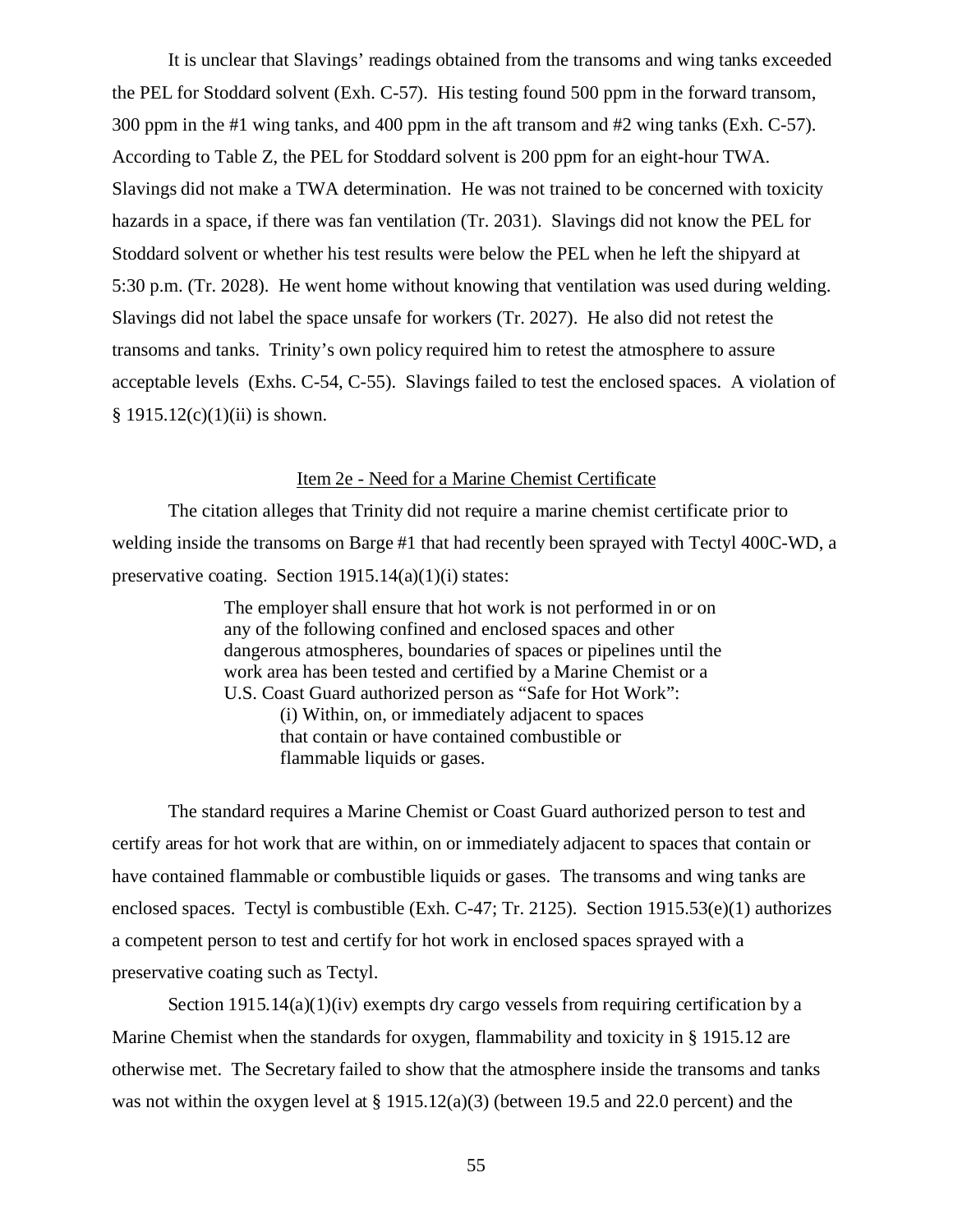It is unclear that Slavings' readings obtained from the transoms and wing tanks exceeded the PEL for Stoddard solvent (Exh. C-57). His testing found 500 ppm in the forward transom, 300 ppm in the #1 wing tanks, and 400 ppm in the aft transom and #2 wing tanks (Exh. C-57). According to Table Z, the PEL for Stoddard solvent is 200 ppm for an eight-hour TWA. Slavings did not make a TWA determination. He was not trained to be concerned with toxicity hazards in a space, if there was fan ventilation (Tr. 2031). Slavings did not know the PEL for Stoddard solvent or whether his test results were below the PEL when he left the shipyard at 5:30 p.m. (Tr. 2028). He went home without knowing that ventilation was used during welding. Slavings did not label the space unsafe for workers (Tr. 2027). He also did not retest the transoms and tanks. Trinity's own policy required him to retest the atmosphere to assure acceptable levels (Exhs. C-54, C-55). Slavings failed to test the enclosed spaces. A violation of § 1915.12(c)(1)(ii) is shown.

Item 2e - Need for a Marine Chemist Certificate

The citation alleges that Trinity did not require a marine chemist certificate prior to welding inside the transoms on Barge #1 that had recently been sprayed with Tectyl 400C-WD, a preservative coating. Section 1915.14(a)(1)(i) states:

> The employer shall ensure that hot work is not performed in or on any of the following confined and enclosed spaces and other dangerous atmospheres, boundaries of spaces or pipelines until the work area has been tested and certified by a Marine Chemist or a U.S. Coast Guard authorized person as "Safe for Hot Work":
>
> (i) Within, on, or immediately adjacent to spaces that contain or have contained combustible or flammable liquids or gases.

The standard requires a Marine Chemist or Coast Guard authorized person to test and certify areas for hot work that are within, on or immediately adjacent to spaces that contain or have contained flammable or combustible liquids or gases. The transoms and wing tanks are enclosed spaces. Tectyl is combustible (Exh. C-47; Tr. 2125). Section 1915.53(e)(1) authorizes a competent person to test and certify for hot work in enclosed spaces sprayed with a preservative coating such as Tectyl.

Section 1915.14(a)(1)(iv) exempts dry cargo vessels from requiring certification by a Marine Chemist when the standards for oxygen, flammability and toxicity in § 1915.12 are otherwise met. The Secretary failed to show that the atmosphere inside the transoms and tanks was not within the oxygen level at § 1915.12(a)(3) (between 19.5 and 22.0 percent) and the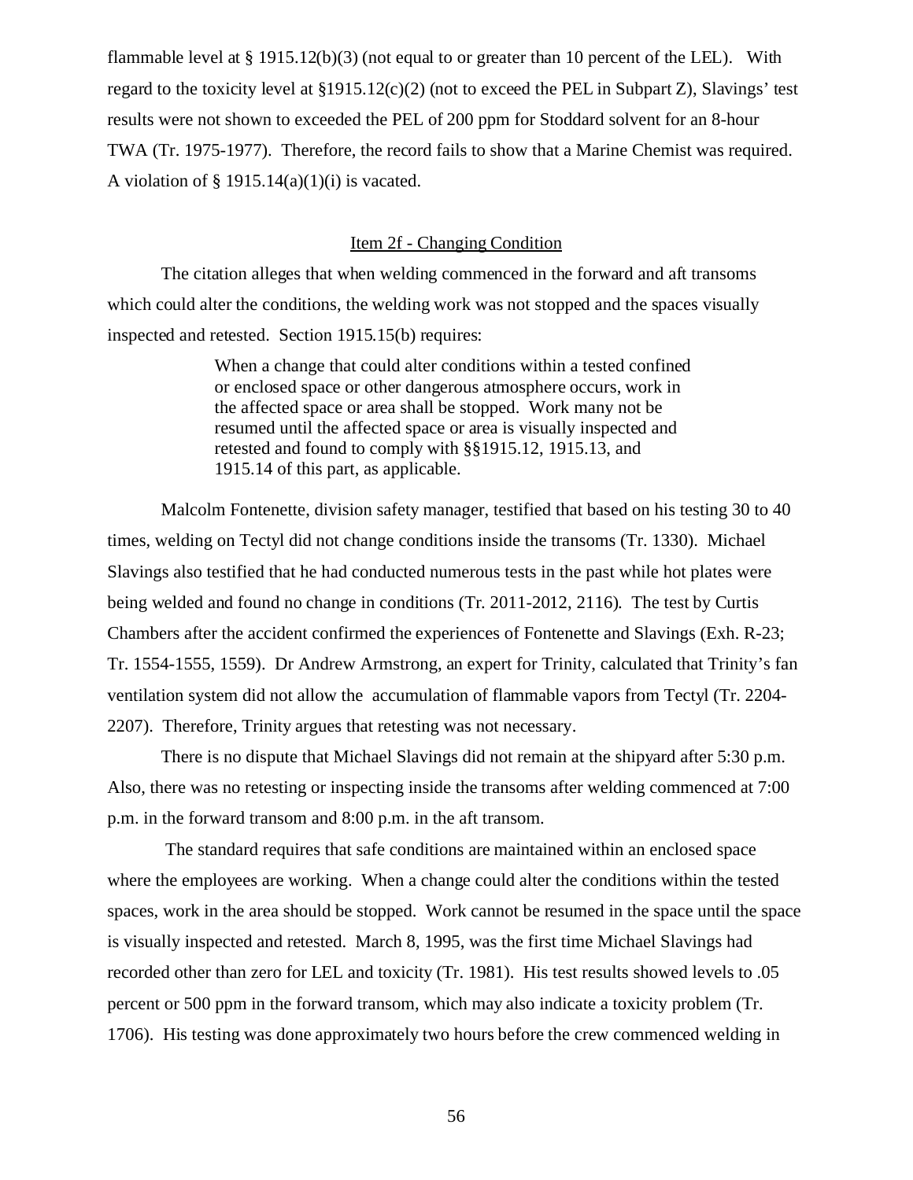flammable level at § 1915.12(b)(3) (not equal to or greater than 10 percent of the LEL). With regard to the toxicity level at §1915.12(c)(2) (not to exceed the PEL in Subpart Z), Slavings' test results were not shown to exceeded the PEL of 200 ppm for Stoddard solvent for an 8-hour TWA (Tr. 1975-1977). Therefore, the record fails to show that a Marine Chemist was required. A violation of § 1915.14(a)(1)(i) is vacated.

Item 2f - Changing Condition

The citation alleges that when welding commenced in the forward and aft transoms which could alter the conditions, the welding work was not stopped and the spaces visually inspected and retested. Section 1915.15(b) requires:

> When a change that could alter conditions within a tested confined or enclosed space or other dangerous atmosphere occurs, work in the affected space or area shall be stopped. Work many not be resumed until the affected space or area is visually inspected and retested and found to comply with §§1915.12, 1915.13, and 1915.14 of this part, as applicable.

Malcolm Fontenette, division safety manager, testified that based on his testing 30 to 40 times, welding on Tectyl did not change conditions inside the transoms (Tr. 1330). Michael Slavings also testified that he had conducted numerous tests in the past while hot plates were being welded and found no change in conditions (Tr. 2011-2012, 2116). The test by Curtis Chambers after the accident confirmed the experiences of Fontenette and Slavings (Exh. R-23; Tr. 1554-1555, 1559). Dr Andrew Armstrong, an expert for Trinity, calculated that Trinity's fan ventilation system did not allow the accumulation of flammable vapors from Tectyl (Tr. 2204-2207). Therefore, Trinity argues that retesting was not necessary.

There is no dispute that Michael Slavings did not remain at the shipyard after 5:30 p.m. Also, there was no retesting or inspecting inside the transoms after welding commenced at 7:00 p.m. in the forward transom and 8:00 p.m. in the aft transom.

The standard requires that safe conditions are maintained within an enclosed space where the employees are working. When a change could alter the conditions within the tested spaces, work in the area should be stopped. Work cannot be resumed in the space until the space is visually inspected and retested. March 8, 1995, was the first time Michael Slavings had recorded other than zero for LEL and toxicity (Tr. 1981). His test results showed levels to .05 percent or 500 ppm in the forward transom, which may also indicate a toxicity problem (Tr. 1706). His testing was done approximately two hours before the crew commenced welding in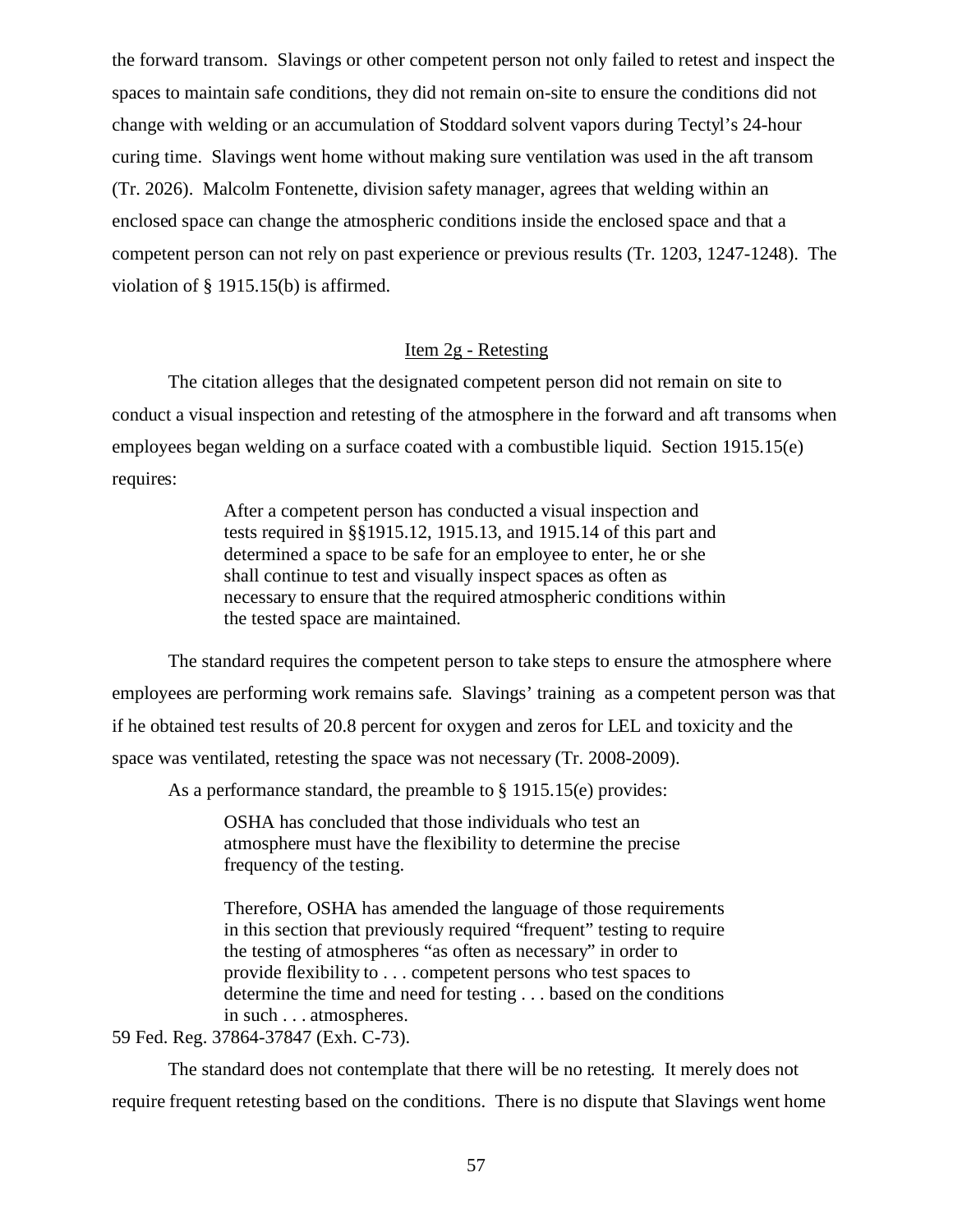the forward transom. Slavings or other competent person not only failed to retest and inspect the spaces to maintain safe conditions, they did not remain on-site to ensure the conditions did not change with welding or an accumulation of Stoddard solvent vapors during Tectyl's 24-hour curing time. Slavings went home without making sure ventilation was used in the aft transom (Tr. 2026). Malcolm Fontenette, division safety manager, agrees that welding within an enclosed space can change the atmospheric conditions inside the enclosed space and that a competent person can not rely on past experience or previous results (Tr. 1203, 1247-1248). The violation of § 1915.15(b) is affirmed.

## Item 2g - Retesting

The citation alleges that the designated competent person did not remain on site to conduct a visual inspection and retesting of the atmosphere in the forward and aft transoms when employees began welding on a surface coated with a combustible liquid. Section 1915.15(e) requires:

> After a competent person has conducted a visual inspection and tests required in §§1915.12, 1915.13, and 1915.14 of this part and determined a space to be safe for an employee to enter, he or she shall continue to test and visually inspect spaces as often as necessary to ensure that the required atmospheric conditions within the tested space are maintained.

The standard requires the competent person to take steps to ensure the atmosphere where employees are performing work remains safe. Slavings' training as a competent person was that if he obtained test results of 20.8 percent for oxygen and zeros for LEL and toxicity and the space was ventilated, retesting the space was not necessary (Tr. 2008-2009).

As a performance standard, the preamble to § 1915.15(e) provides:

> OSHA has concluded that those individuals who test an atmosphere must have the flexibility to determine the precise frequency of the testing.
>
> Therefore, OSHA has amended the language of those requirements in this section that previously required "frequent" testing to require the testing of atmospheres "as often as necessary" in order to provide flexibility to . . . competent persons who test spaces to determine the time and need for testing . . . based on the conditions in such . . . atmospheres.

59 Fed. Reg. 37864-37847 (Exh. C-73).

The standard does not contemplate that there will be no retesting. It merely does not require frequent retesting based on the conditions. There is no dispute that Slavings went home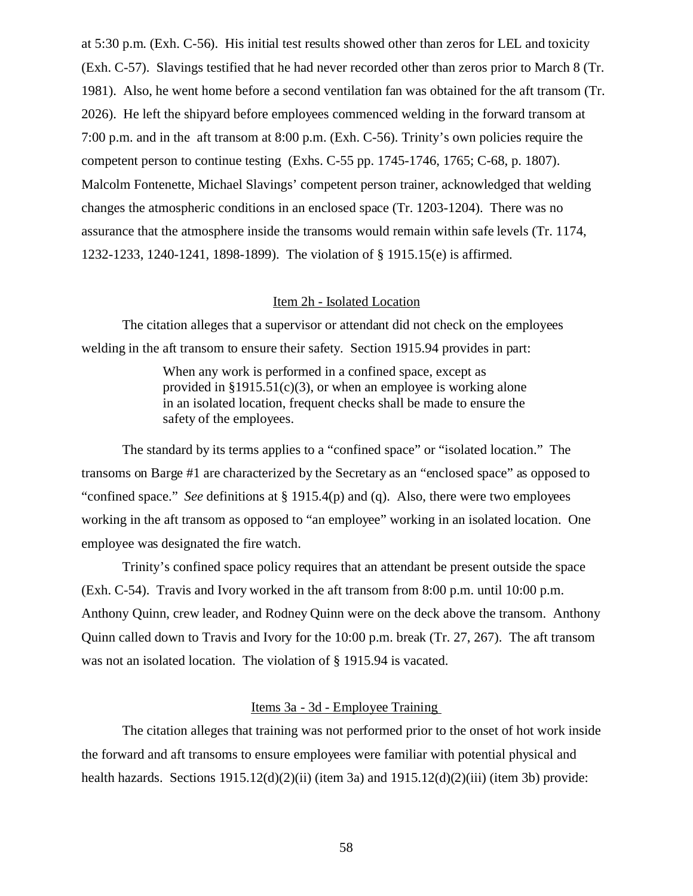at 5:30 p.m. (Exh. C-56). His initial test results showed other than zeros for LEL and toxicity (Exh. C-57). Slavings testified that he had never recorded other than zeros prior to March 8 (Tr. 1981). Also, he went home before a second ventilation fan was obtained for the aft transom (Tr. 2026). He left the shipyard before employees commenced welding in the forward transom at 7:00 p.m. and in the aft transom at 8:00 p.m. (Exh. C-56). Trinity's own policies require the competent person to continue testing (Exhs. C-55 pp. 1745-1746, 1765; C-68, p. 1807). Malcolm Fontenette, Michael Slavings' competent person trainer, acknowledged that welding changes the atmospheric conditions in an enclosed space (Tr. 1203-1204). There was no assurance that the atmosphere inside the transoms would remain within safe levels (Tr. 1174, 1232-1233, 1240-1241, 1898-1899). The violation of § 1915.15(e) is affirmed.

## Item 2h - Isolated Location

The citation alleges that a supervisor or attendant did not check on the employees welding in the aft transom to ensure their safety. Section 1915.94 provides in part:

> When any work is performed in a confined space, except as provided in §1915.51(c)(3), or when an employee is working alone in an isolated location, frequent checks shall be made to ensure the safety of the employees.

The standard by its terms applies to a "confined space" or "isolated location." The transoms on Barge #1 are characterized by the Secretary as an "enclosed space" as opposed to "confined space." *See* definitions at § 1915.4(p) and (q). Also, there were two employees working in the aft transom as opposed to "an employee" working in an isolated location. One employee was designated the fire watch.

Trinity's confined space policy requires that an attendant be present outside the space (Exh. C-54). Travis and Ivory worked in the aft transom from 8:00 p.m. until 10:00 p.m. Anthony Quinn, crew leader, and Rodney Quinn were on the deck above the transom. Anthony Quinn called down to Travis and Ivory for the 10:00 p.m. break (Tr. 27, 267). The aft transom was not an isolated location. The violation of § 1915.94 is vacated.

## Items 3a - 3d - Employee Training

The citation alleges that training was not performed prior to the onset of hot work inside the forward and aft transoms to ensure employees were familiar with potential physical and health hazards. Sections 1915.12(d)(2)(ii) (item 3a) and 1915.12(d)(2)(iii) (item 3b) provide: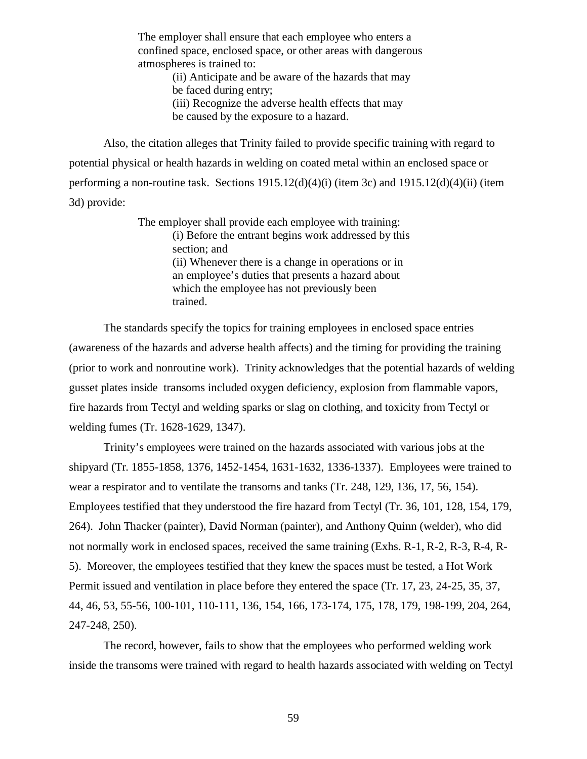> The employer shall ensure that each employee who enters a confined space, enclosed space, or other areas with dangerous atmospheres is trained to:
>
> (ii) Anticipate and be aware of the hazards that may be faced during entry;
>
> (iii) Recognize the adverse health effects that may be caused by the exposure to a hazard.

Also, the citation alleges that Trinity failed to provide specific training with regard to potential physical or health hazards in welding on coated metal within an enclosed space or performing a non-routine task. Sections 1915.12(d)(4)(i) (item 3c) and 1915.12(d)(4)(ii) (item 3d) provide:

> The employer shall provide each employee with training:
>
> (i) Before the entrant begins work addressed by this section; and
>
> (ii) Whenever there is a change in operations or in an employee's duties that presents a hazard about which the employee has not previously been trained.

The standards specify the topics for training employees in enclosed space entries (awareness of the hazards and adverse health affects) and the timing for providing the training (prior to work and nonroutine work). Trinity acknowledges that the potential hazards of welding gusset plates inside transoms included oxygen deficiency, explosion from flammable vapors, fire hazards from Tectyl and welding sparks or slag on clothing, and toxicity from Tectyl or welding fumes (Tr. 1628-1629, 1347).

Trinity's employees were trained on the hazards associated with various jobs at the shipyard (Tr. 1855-1858, 1376, 1452-1454, 1631-1632, 1336-1337). Employees were trained to wear a respirator and to ventilate the transoms and tanks (Tr. 248, 129, 136, 17, 56, 154). Employees testified that they understood the fire hazard from Tectyl (Tr. 36, 101, 128, 154, 179, 264). John Thacker (painter), David Norman (painter), and Anthony Quinn (welder), who did not normally work in enclosed spaces, received the same training (Exhs. R-1, R-2, R-3, R-4, R-5). Moreover, the employees testified that they knew the spaces must be tested, a Hot Work Permit issued and ventilation in place before they entered the space (Tr. 17, 23, 24-25, 35, 37, 44, 46, 53, 55-56, 100-101, 110-111, 136, 154, 166, 173-174, 175, 178, 179, 198-199, 204, 264, 247-248, 250).

The record, however, fails to show that the employees who performed welding work inside the transoms were trained with regard to health hazards associated with welding on Tectyl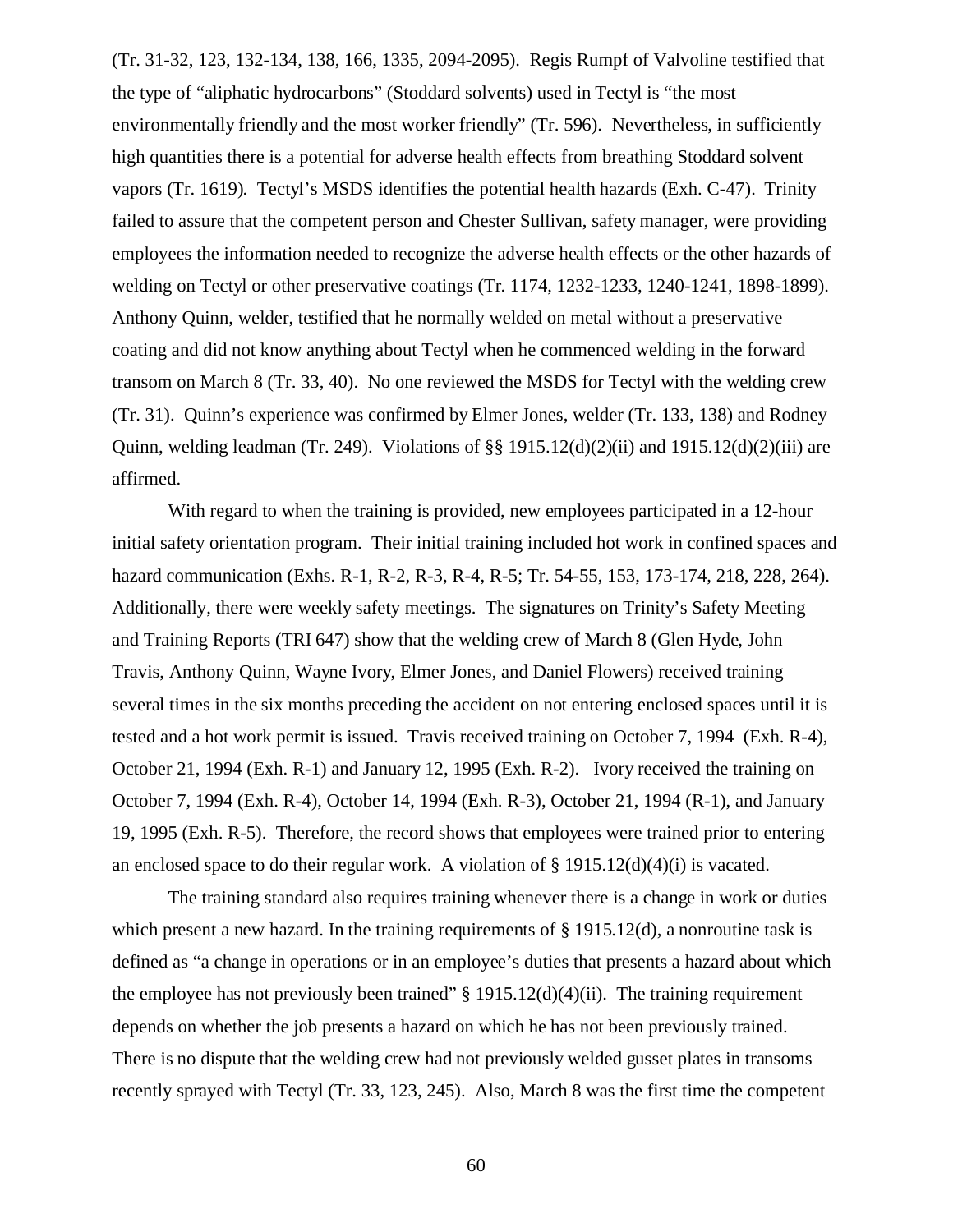(Tr. 31-32, 123, 132-134, 138, 166, 1335, 2094-2095). Regis Rumpf of Valvoline testified that the type of "aliphatic hydrocarbons" (Stoddard solvents) used in Tectyl is "the most environmentally friendly and the most worker friendly" (Tr. 596). Nevertheless, in sufficiently high quantities there is a potential for adverse health effects from breathing Stoddard solvent vapors (Tr. 1619). Tectyl's MSDS identifies the potential health hazards (Exh. C-47). Trinity failed to assure that the competent person and Chester Sullivan, safety manager, were providing employees the information needed to recognize the adverse health effects or the other hazards of welding on Tectyl or other preservative coatings (Tr. 1174, 1232-1233, 1240-1241, 1898-1899). Anthony Quinn, welder, testified that he normally welded on metal without a preservative coating and did not know anything about Tectyl when he commenced welding in the forward transom on March 8 (Tr. 33, 40). No one reviewed the MSDS for Tectyl with the welding crew (Tr. 31). Quinn's experience was confirmed by Elmer Jones, welder (Tr. 133, 138) and Rodney Quinn, welding leadman (Tr. 249). Violations of §§ 1915.12(d)(2)(ii) and 1915.12(d)(2)(iii) are affirmed.

With regard to when the training is provided, new employees participated in a 12-hour initial safety orientation program. Their initial training included hot work in confined spaces and hazard communication (Exhs. R-1, R-2, R-3, R-4, R-5; Tr. 54-55, 153, 173-174, 218, 228, 264). Additionally, there were weekly safety meetings. The signatures on Trinity's Safety Meeting and Training Reports (TRI 647) show that the welding crew of March 8 (Glen Hyde, John Travis, Anthony Quinn, Wayne Ivory, Elmer Jones, and Daniel Flowers) received training several times in the six months preceding the accident on not entering enclosed spaces until it is tested and a hot work permit is issued. Travis received training on October 7, 1994 (Exh. R-4), October 21, 1994 (Exh. R-1) and January 12, 1995 (Exh. R-2). Ivory received the training on October 7, 1994 (Exh. R-4), October 14, 1994 (Exh. R-3), October 21, 1994 (R-1), and January 19, 1995 (Exh. R-5). Therefore, the record shows that employees were trained prior to entering an enclosed space to do their regular work. A violation of § 1915.12(d)(4)(i) is vacated.

The training standard also requires training whenever there is a change in work or duties which present a new hazard. In the training requirements of § 1915.12(d), a nonroutine task is defined as "a change in operations or in an employee's duties that presents a hazard about which the employee has not previously been trained" § 1915.12(d)(4)(ii). The training requirement depends on whether the job presents a hazard on which he has not been previously trained. There is no dispute that the welding crew had not previously welded gusset plates in transoms recently sprayed with Tectyl (Tr. 33, 123, 245). Also, March 8 was the first time the competent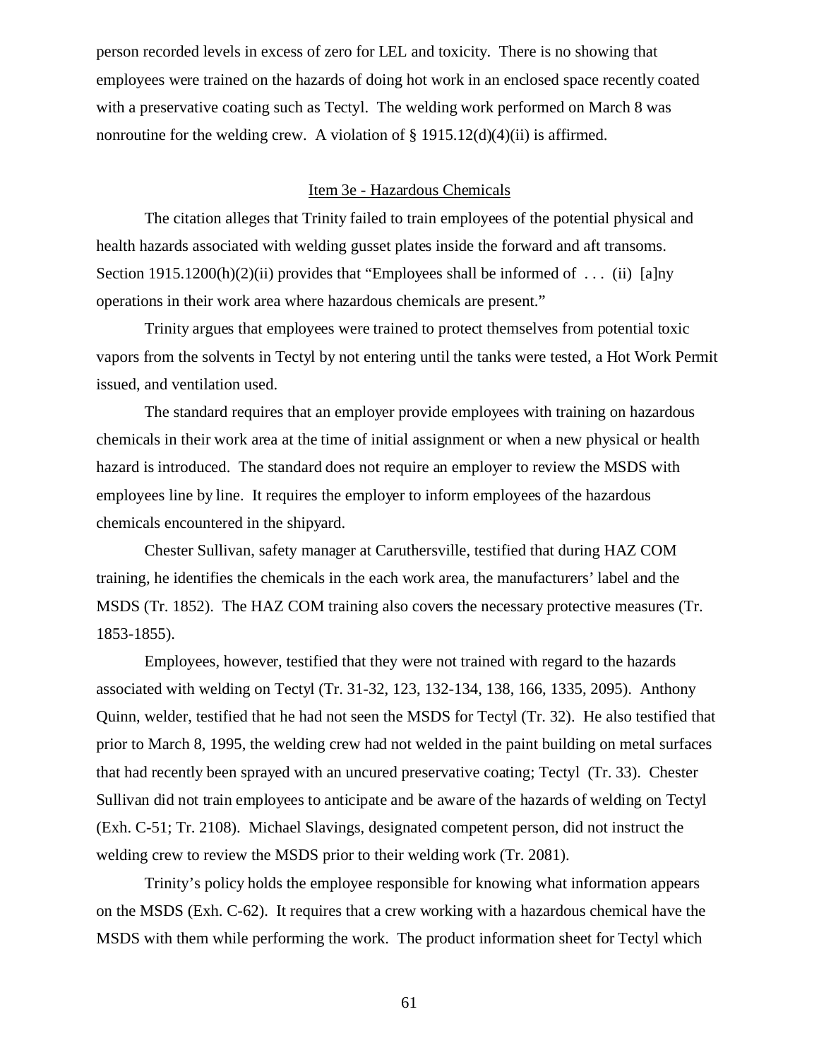person recorded levels in excess of zero for LEL and toxicity. There is no showing that employees were trained on the hazards of doing hot work in an enclosed space recently coated with a preservative coating such as Tectyl. The welding work performed on March 8 was nonroutine for the welding crew. A violation of § 1915.12(d)(4)(ii) is affirmed.

### Item 3e - Hazardous Chemicals

The citation alleges that Trinity failed to train employees of the potential physical and health hazards associated with welding gusset plates inside the forward and aft transoms. Section 1915.1200(h)(2)(ii) provides that "Employees shall be informed of . . . (ii) [a]ny operations in their work area where hazardous chemicals are present."

Trinity argues that employees were trained to protect themselves from potential toxic vapors from the solvents in Tectyl by not entering until the tanks were tested, a Hot Work Permit issued, and ventilation used.

The standard requires that an employer provide employees with training on hazardous chemicals in their work area at the time of initial assignment or when a new physical or health hazard is introduced. The standard does not require an employer to review the MSDS with employees line by line. It requires the employer to inform employees of the hazardous chemicals encountered in the shipyard.

Chester Sullivan, safety manager at Caruthersville, testified that during HAZ COM training, he identifies the chemicals in the each work area, the manufacturers' label and the MSDS (Tr. 1852). The HAZ COM training also covers the necessary protective measures (Tr. 1853-1855).

Employees, however, testified that they were not trained with regard to the hazards associated with welding on Tectyl (Tr. 31-32, 123, 132-134, 138, 166, 1335, 2095). Anthony Quinn, welder, testified that he had not seen the MSDS for Tectyl (Tr. 32). He also testified that prior to March 8, 1995, the welding crew had not welded in the paint building on metal surfaces that had recently been sprayed with an uncured preservative coating; Tectyl (Tr. 33). Chester Sullivan did not train employees to anticipate and be aware of the hazards of welding on Tectyl (Exh. C-51; Tr. 2108). Michael Slavings, designated competent person, did not instruct the welding crew to review the MSDS prior to their welding work (Tr. 2081).

Trinity's policy holds the employee responsible for knowing what information appears on the MSDS (Exh. C-62). It requires that a crew working with a hazardous chemical have the MSDS with them while performing the work. The product information sheet for Tectyl which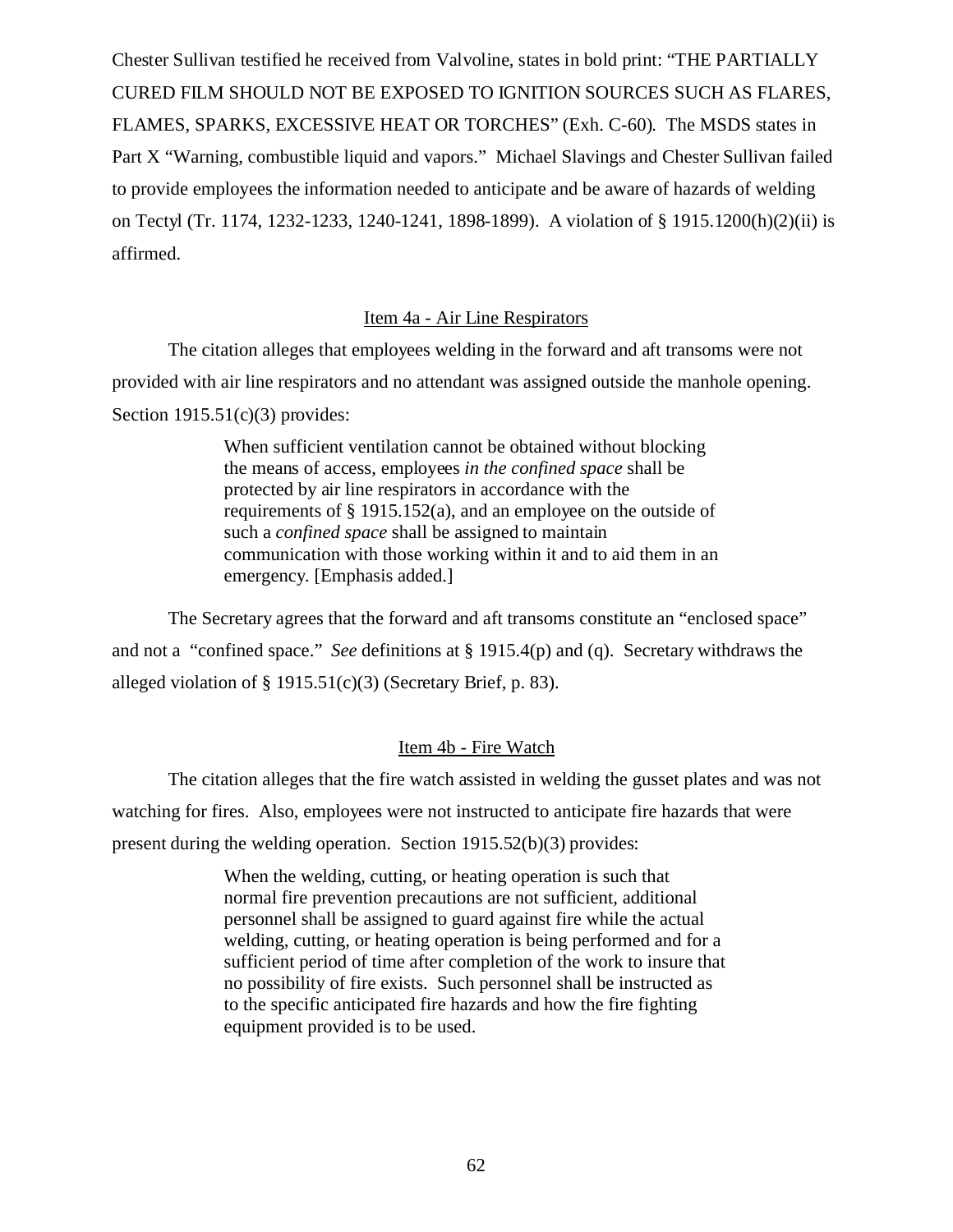Chester Sullivan testified he received from Valvoline, states in bold print: "THE PARTIALLY CURED FILM SHOULD NOT BE EXPOSED TO IGNITION SOURCES SUCH AS FLARES, FLAMES, SPARKS, EXCESSIVE HEAT OR TORCHES" (Exh. C-60). The MSDS states in Part X "Warning, combustible liquid and vapors." Michael Slavings and Chester Sullivan failed to provide employees the information needed to anticipate and be aware of hazards of welding on Tectyl (Tr. 1174, 1232-1233, 1240-1241, 1898-1899). A violation of § 1915.1200(h)(2)(ii) is affirmed.

Item 4a - Air Line Respirators

The citation alleges that employees welding in the forward and aft transoms were not provided with air line respirators and no attendant was assigned outside the manhole opening. Section 1915.51(c)(3) provides:

> When sufficient ventilation cannot be obtained without blocking the means of access, employees *in the confined space* shall be protected by air line respirators in accordance with the requirements of § 1915.152(a), and an employee on the outside of such a *confined space* shall be assigned to maintain communication with those working within it and to aid them in an emergency. [Emphasis added.]

The Secretary agrees that the forward and aft transoms constitute an "enclosed space" and not a "confined space." *See* definitions at § 1915.4(p) and (q). Secretary withdraws the alleged violation of § 1915.51(c)(3) (Secretary Brief, p. 83).

Item 4b - Fire Watch

The citation alleges that the fire watch assisted in welding the gusset plates and was not watching for fires. Also, employees were not instructed to anticipate fire hazards that were present during the welding operation. Section 1915.52(b)(3) provides:

> When the welding, cutting, or heating operation is such that normal fire prevention precautions are not sufficient, additional personnel shall be assigned to guard against fire while the actual welding, cutting, or heating operation is being performed and for a sufficient period of time after completion of the work to insure that no possibility of fire exists. Such personnel shall be instructed as to the specific anticipated fire hazards and how the fire fighting equipment provided is to be used.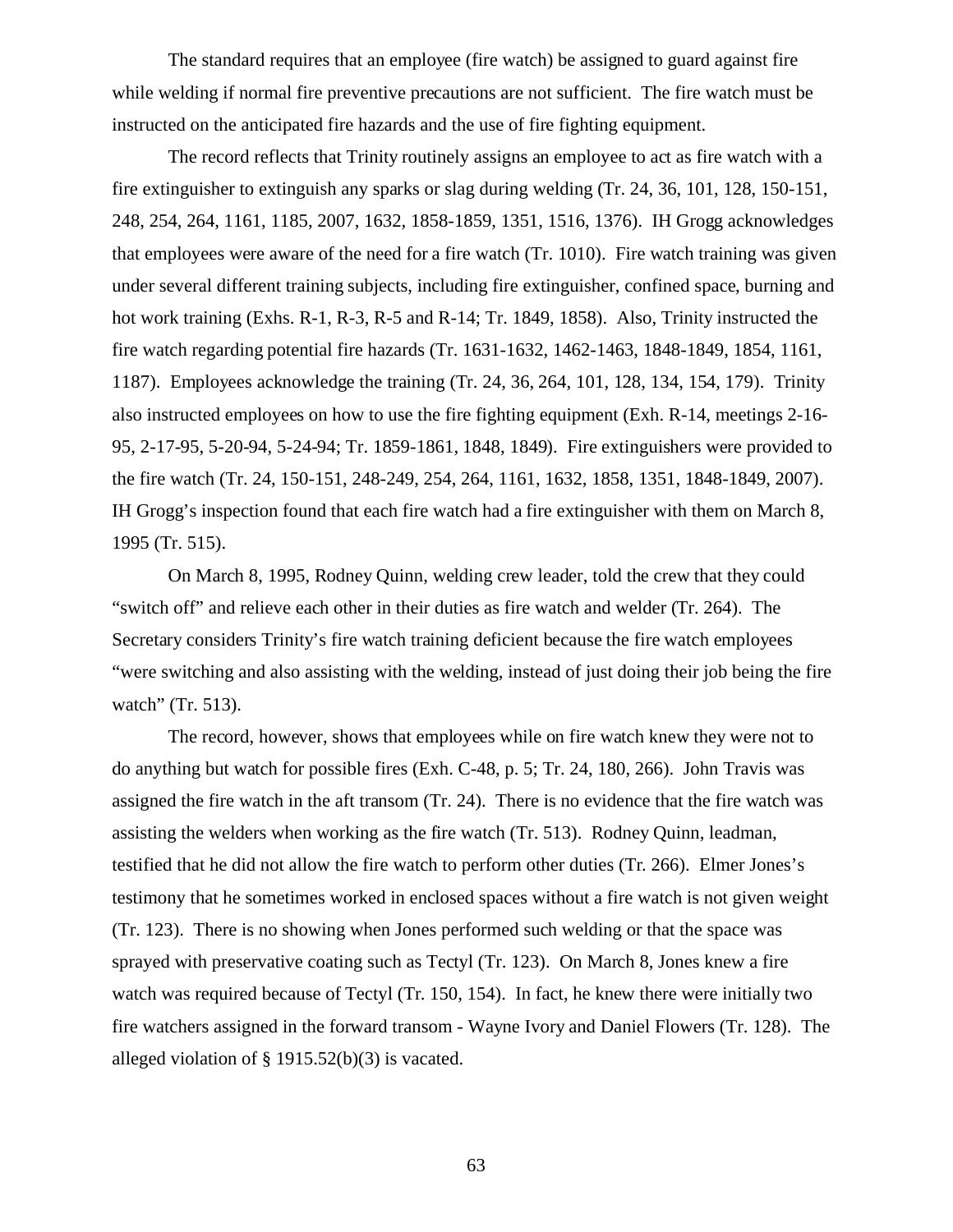The standard requires that an employee (fire watch) be assigned to guard against fire while welding if normal fire preventive precautions are not sufficient. The fire watch must be instructed on the anticipated fire hazards and the use of fire fighting equipment.

The record reflects that Trinity routinely assigns an employee to act as fire watch with a fire extinguisher to extinguish any sparks or slag during welding (Tr. 24, 36, 101, 128, 150-151, 248, 254, 264, 1161, 1185, 2007, 1632, 1858-1859, 1351, 1516, 1376). IH Grogg acknowledges that employees were aware of the need for a fire watch (Tr. 1010). Fire watch training was given under several different training subjects, including fire extinguisher, confined space, burning and hot work training (Exhs. R-1, R-3, R-5 and R-14; Tr. 1849, 1858). Also, Trinity instructed the fire watch regarding potential fire hazards (Tr. 1631-1632, 1462-1463, 1848-1849, 1854, 1161, 1187). Employees acknowledge the training (Tr. 24, 36, 264, 101, 128, 134, 154, 179). Trinity also instructed employees on how to use the fire fighting equipment (Exh. R-14, meetings 2-16-95, 2-17-95, 5-20-94, 5-24-94; Tr. 1859-1861, 1848, 1849). Fire extinguishers were provided to the fire watch (Tr. 24, 150-151, 248-249, 254, 264, 1161, 1632, 1858, 1351, 1848-1849, 2007). IH Grogg's inspection found that each fire watch had a fire extinguisher with them on March 8, 1995 (Tr. 515).

On March 8, 1995, Rodney Quinn, welding crew leader, told the crew that they could "switch off" and relieve each other in their duties as fire watch and welder (Tr. 264). The Secretary considers Trinity's fire watch training deficient because the fire watch employees "were switching and also assisting with the welding, instead of just doing their job being the fire watch" (Tr. 513).

The record, however, shows that employees while on fire watch knew they were not to do anything but watch for possible fires (Exh. C-48, p. 5; Tr. 24, 180, 266). John Travis was assigned the fire watch in the aft transom (Tr. 24). There is no evidence that the fire watch was assisting the welders when working as the fire watch (Tr. 513). Rodney Quinn, leadman, testified that he did not allow the fire watch to perform other duties (Tr. 266). Elmer Jones's testimony that he sometimes worked in enclosed spaces without a fire watch is not given weight (Tr. 123). There is no showing when Jones performed such welding or that the space was sprayed with preservative coating such as Tectyl (Tr. 123). On March 8, Jones knew a fire watch was required because of Tectyl (Tr. 150, 154). In fact, he knew there were initially two fire watchers assigned in the forward transom - Wayne Ivory and Daniel Flowers (Tr. 128). The alleged violation of § 1915.52(b)(3) is vacated.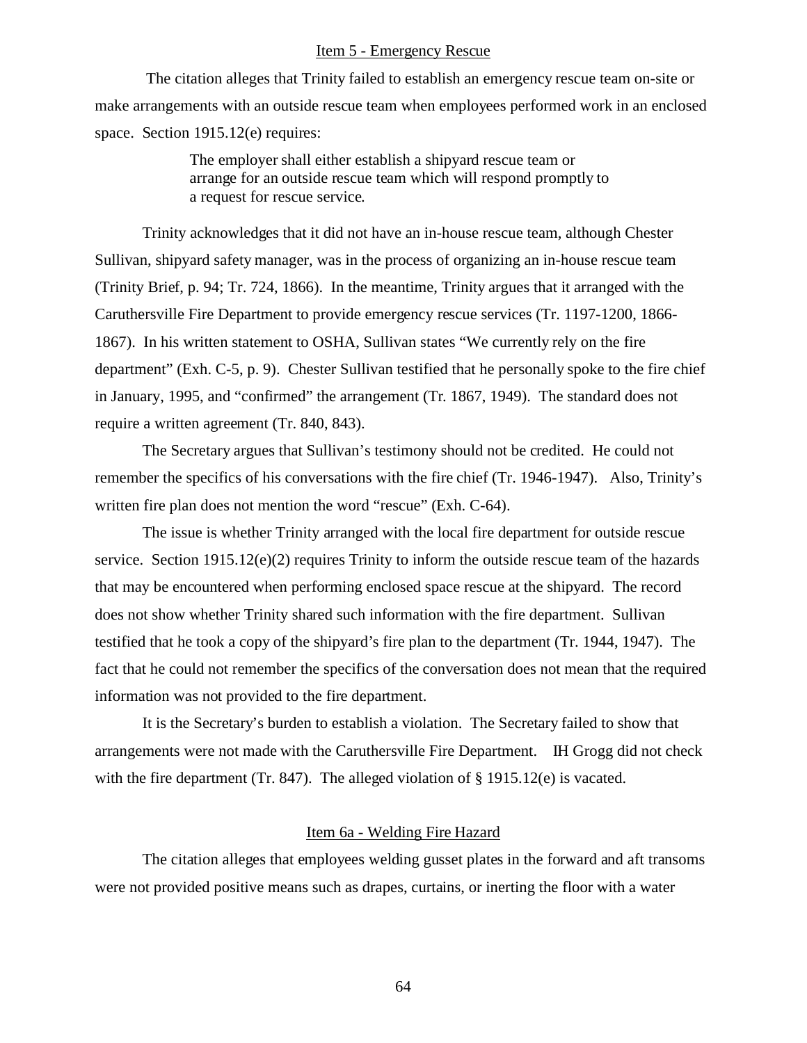### Item 5 - Emergency Rescue

The citation alleges that Trinity failed to establish an emergency rescue team on-site or make arrangements with an outside rescue team when employees performed work in an enclosed space. Section 1915.12(e) requires:

> The employer shall either establish a shipyard rescue team or arrange for an outside rescue team which will respond promptly to a request for rescue service.

Trinity acknowledges that it did not have an in-house rescue team, although Chester Sullivan, shipyard safety manager, was in the process of organizing an in-house rescue team (Trinity Brief, p. 94; Tr. 724, 1866). In the meantime, Trinity argues that it arranged with the Caruthersville Fire Department to provide emergency rescue services (Tr. 1197-1200, 1866-1867). In his written statement to OSHA, Sullivan states "We currently rely on the fire department" (Exh. C-5, p. 9). Chester Sullivan testified that he personally spoke to the fire chief in January, 1995, and "confirmed" the arrangement (Tr. 1867, 1949). The standard does not require a written agreement (Tr. 840, 843).

The Secretary argues that Sullivan's testimony should not be credited. He could not remember the specifics of his conversations with the fire chief (Tr. 1946-1947). Also, Trinity's written fire plan does not mention the word "rescue" (Exh. C-64).

The issue is whether Trinity arranged with the local fire department for outside rescue service. Section 1915.12(e)(2) requires Trinity to inform the outside rescue team of the hazards that may be encountered when performing enclosed space rescue at the shipyard. The record does not show whether Trinity shared such information with the fire department. Sullivan testified that he took a copy of the shipyard's fire plan to the department (Tr. 1944, 1947). The fact that he could not remember the specifics of the conversation does not mean that the required information was not provided to the fire department.

It is the Secretary's burden to establish a violation. The Secretary failed to show that arrangements were not made with the Caruthersville Fire Department. IH Grogg did not check with the fire department (Tr. 847). The alleged violation of § 1915.12(e) is vacated.

### Item 6a - Welding Fire Hazard

The citation alleges that employees welding gusset plates in the forward and aft transoms were not provided positive means such as drapes, curtains, or inerting the floor with a water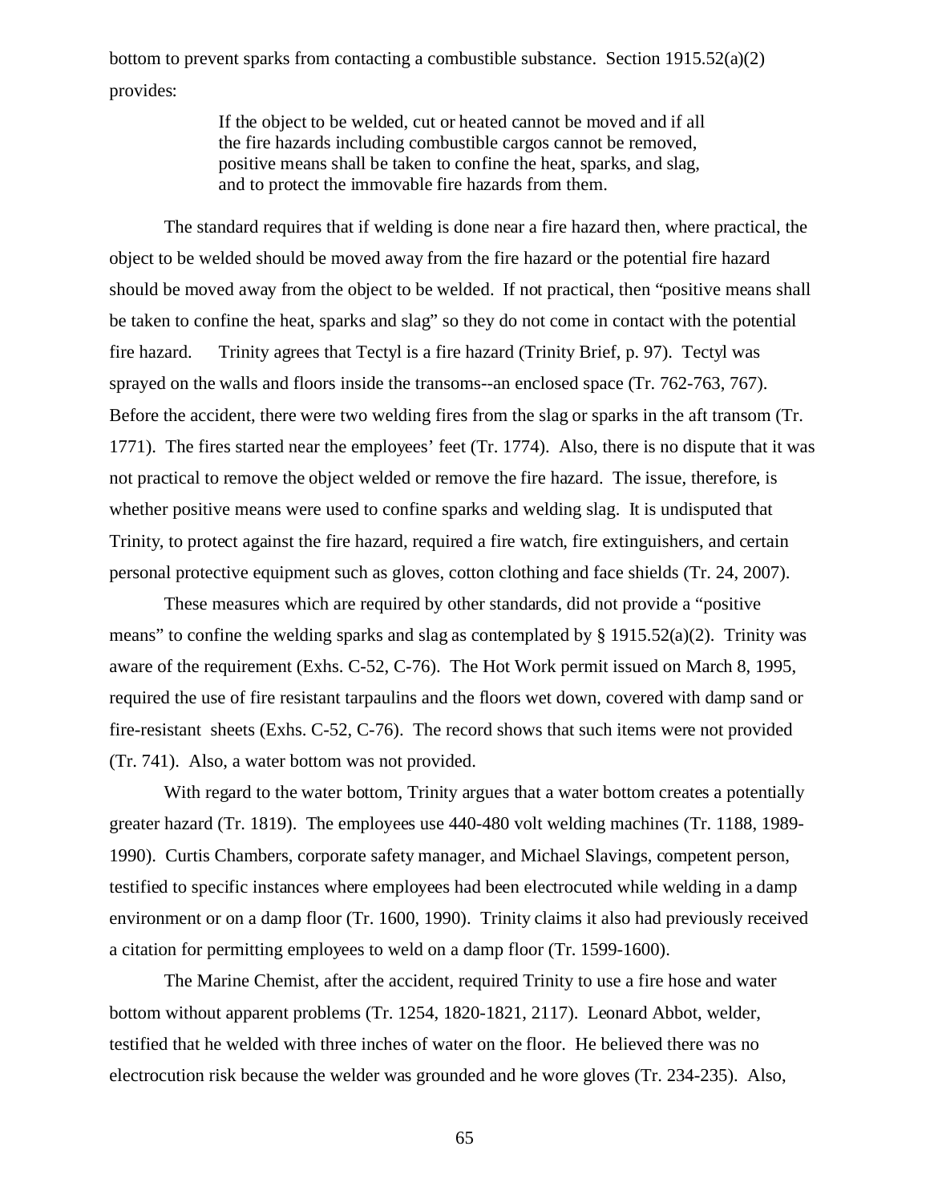bottom to prevent sparks from contacting a combustible substance. Section 1915.52(a)(2) provides:

> If the object to be welded, cut or heated cannot be moved and if all the fire hazards including combustible cargos cannot be removed, positive means shall be taken to confine the heat, sparks, and slag, and to protect the immovable fire hazards from them.

The standard requires that if welding is done near a fire hazard then, where practical, the object to be welded should be moved away from the fire hazard or the potential fire hazard should be moved away from the object to be welded. If not practical, then "positive means shall be taken to confine the heat, sparks and slag" so they do not come in contact with the potential fire hazard. Trinity agrees that Tectyl is a fire hazard (Trinity Brief, p. 97). Tectyl was sprayed on the walls and floors inside the transoms--an enclosed space (Tr. 762-763, 767). Before the accident, there were two welding fires from the slag or sparks in the aft transom (Tr. 1771). The fires started near the employees' feet (Tr. 1774). Also, there is no dispute that it was not practical to remove the object welded or remove the fire hazard. The issue, therefore, is whether positive means were used to confine sparks and welding slag. It is undisputed that Trinity, to protect against the fire hazard, required a fire watch, fire extinguishers, and certain personal protective equipment such as gloves, cotton clothing and face shields (Tr. 24, 2007).

These measures which are required by other standards, did not provide a "positive means" to confine the welding sparks and slag as contemplated by § 1915.52(a)(2). Trinity was aware of the requirement (Exhs. C-52, C-76). The Hot Work permit issued on March 8, 1995, required the use of fire resistant tarpaulins and the floors wet down, covered with damp sand or fire-resistant sheets (Exhs. C-52, C-76). The record shows that such items were not provided (Tr. 741). Also, a water bottom was not provided.

With regard to the water bottom, Trinity argues that a water bottom creates a potentially greater hazard (Tr. 1819). The employees use 440-480 volt welding machines (Tr. 1188, 1989-1990). Curtis Chambers, corporate safety manager, and Michael Slavings, competent person, testified to specific instances where employees had been electrocuted while welding in a damp environment or on a damp floor (Tr. 1600, 1990). Trinity claims it also had previously received a citation for permitting employees to weld on a damp floor (Tr. 1599-1600).

The Marine Chemist, after the accident, required Trinity to use a fire hose and water bottom without apparent problems (Tr. 1254, 1820-1821, 2117). Leonard Abbot, welder, testified that he welded with three inches of water on the floor. He believed there was no electrocution risk because the welder was grounded and he wore gloves (Tr. 234-235). Also,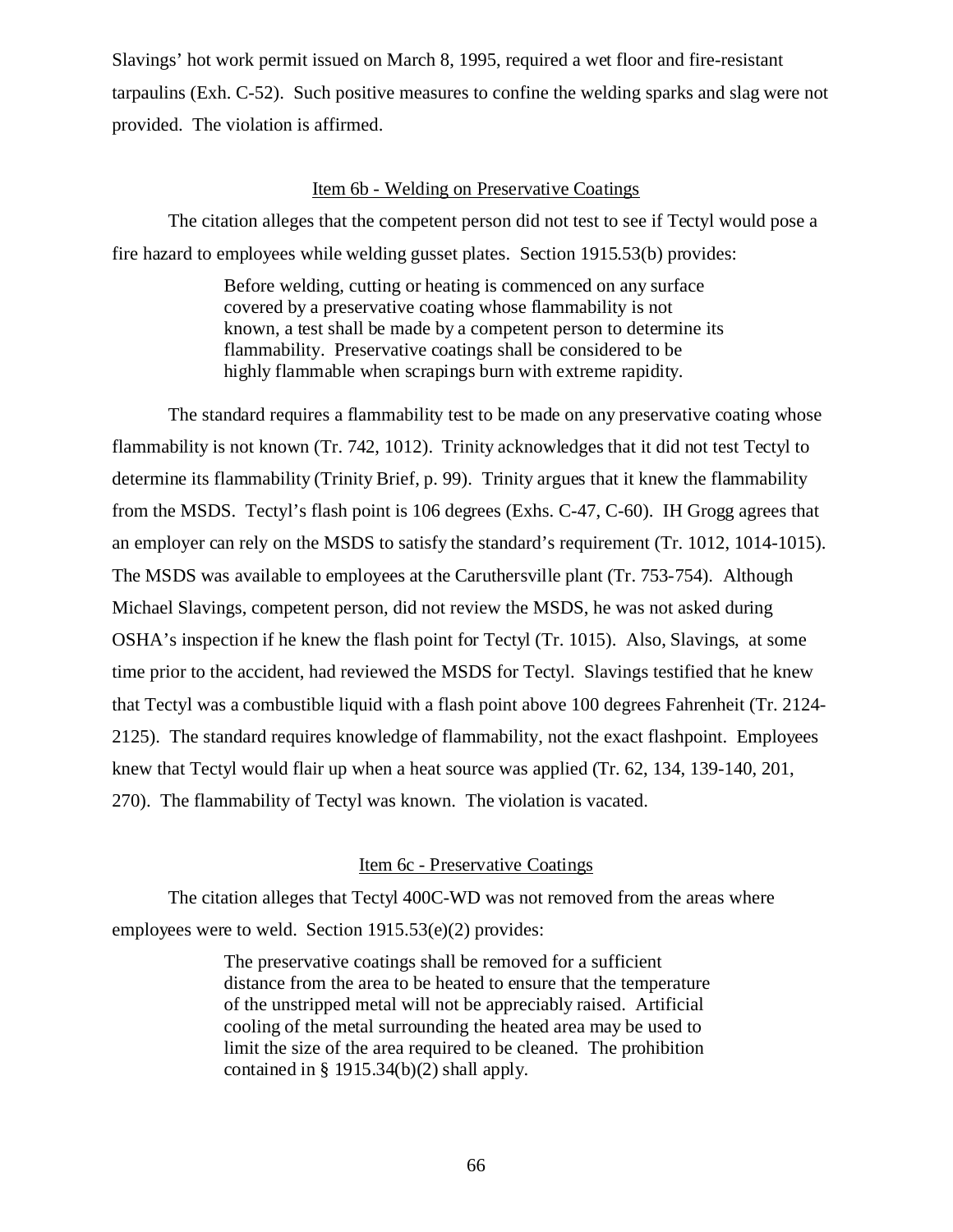Slavings' hot work permit issued on March 8, 1995, required a wet floor and fire-resistant tarpaulins (Exh. C-52). Such positive measures to confine the welding sparks and slag were not provided. The violation is affirmed.

Item 6b - Welding on Preservative Coatings

The citation alleges that the competent person did not test to see if Tectyl would pose a fire hazard to employees while welding gusset plates. Section 1915.53(b) provides:

> Before welding, cutting or heating is commenced on any surface covered by a preservative coating whose flammability is not known, a test shall be made by a competent person to determine its flammability. Preservative coatings shall be considered to be highly flammable when scrapings burn with extreme rapidity.

The standard requires a flammability test to be made on any preservative coating whose flammability is not known (Tr. 742, 1012). Trinity acknowledges that it did not test Tectyl to determine its flammability (Trinity Brief, p. 99). Trinity argues that it knew the flammability from the MSDS. Tectyl's flash point is 106 degrees (Exhs. C-47, C-60). IH Grogg agrees that an employer can rely on the MSDS to satisfy the standard's requirement (Tr. 1012, 1014-1015). The MSDS was available to employees at the Caruthersville plant (Tr. 753-754). Although Michael Slavings, competent person, did not review the MSDS, he was not asked during OSHA's inspection if he knew the flash point for Tectyl (Tr. 1015). Also, Slavings, at some time prior to the accident, had reviewed the MSDS for Tectyl. Slavings testified that he knew that Tectyl was a combustible liquid with a flash point above 100 degrees Fahrenheit (Tr. 2124-2125). The standard requires knowledge of flammability, not the exact flashpoint. Employees knew that Tectyl would flair up when a heat source was applied (Tr. 62, 134, 139-140, 201, 270). The flammability of Tectyl was known. The violation is vacated.

Item 6c - Preservative Coatings

The citation alleges that Tectyl 400C-WD was not removed from the areas where employees were to weld. Section 1915.53(e)(2) provides:

> The preservative coatings shall be removed for a sufficient distance from the area to be heated to ensure that the temperature of the unstripped metal will not be appreciably raised. Artificial cooling of the metal surrounding the heated area may be used to limit the size of the area required to be cleaned. The prohibition contained in § 1915.34(b)(2) shall apply.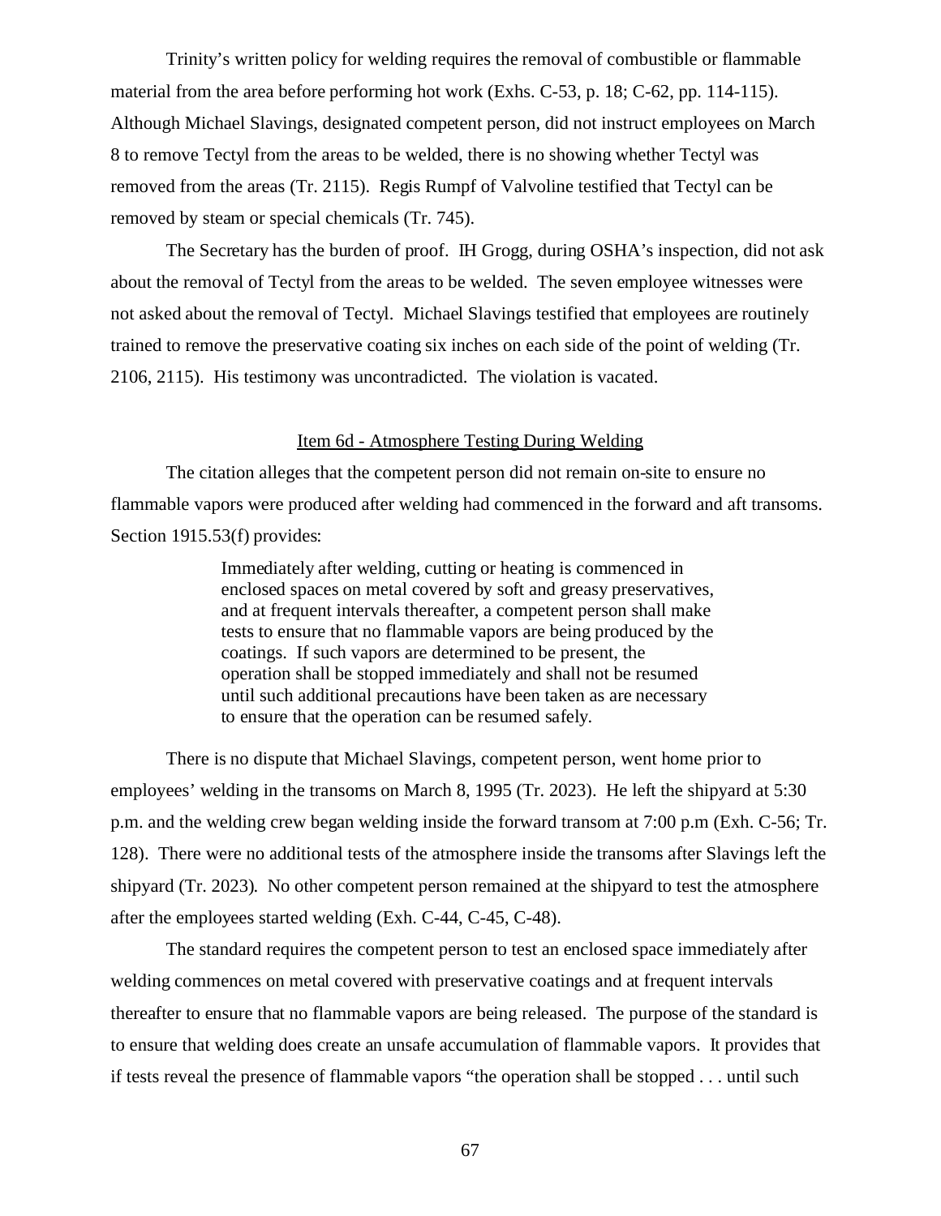Trinity's written policy for welding requires the removal of combustible or flammable material from the area before performing hot work (Exhs. C-53, p. 18; C-62, pp. 114-115). Although Michael Slavings, designated competent person, did not instruct employees on March 8 to remove Tectyl from the areas to be welded, there is no showing whether Tectyl was removed from the areas (Tr. 2115). Regis Rumpf of Valvoline testified that Tectyl can be removed by steam or special chemicals (Tr. 745).

The Secretary has the burden of proof. IH Grogg, during OSHA's inspection, did not ask about the removal of Tectyl from the areas to be welded. The seven employee witnesses were not asked about the removal of Tectyl. Michael Slavings testified that employees are routinely trained to remove the preservative coating six inches on each side of the point of welding (Tr. 2106, 2115). His testimony was uncontradicted. The violation is vacated.

<u>Item 6d - Atmosphere Testing During Welding</u>

The citation alleges that the competent person did not remain on-site to ensure no flammable vapors were produced after welding had commenced in the forward and aft transoms. Section 1915.53(f) provides:

> Immediately after welding, cutting or heating is commenced in enclosed spaces on metal covered by soft and greasy preservatives, and at frequent intervals thereafter, a competent person shall make tests to ensure that no flammable vapors are being produced by the coatings. If such vapors are determined to be present, the operation shall be stopped immediately and shall not be resumed until such additional precautions have been taken as are necessary to ensure that the operation can be resumed safely.

There is no dispute that Michael Slavings, competent person, went home prior to employees' welding in the transoms on March 8, 1995 (Tr. 2023). He left the shipyard at 5:30 p.m. and the welding crew began welding inside the forward transom at 7:00 p.m (Exh. C-56; Tr. 128). There were no additional tests of the atmosphere inside the transoms after Slavings left the shipyard (Tr. 2023). No other competent person remained at the shipyard to test the atmosphere after the employees started welding (Exh. C-44, C-45, C-48).

The standard requires the competent person to test an enclosed space immediately after welding commences on metal covered with preservative coatings and at frequent intervals thereafter to ensure that no flammable vapors are being released. The purpose of the standard is to ensure that welding does create an unsafe accumulation of flammable vapors. It provides that if tests reveal the presence of flammable vapors "the operation shall be stopped . . . until such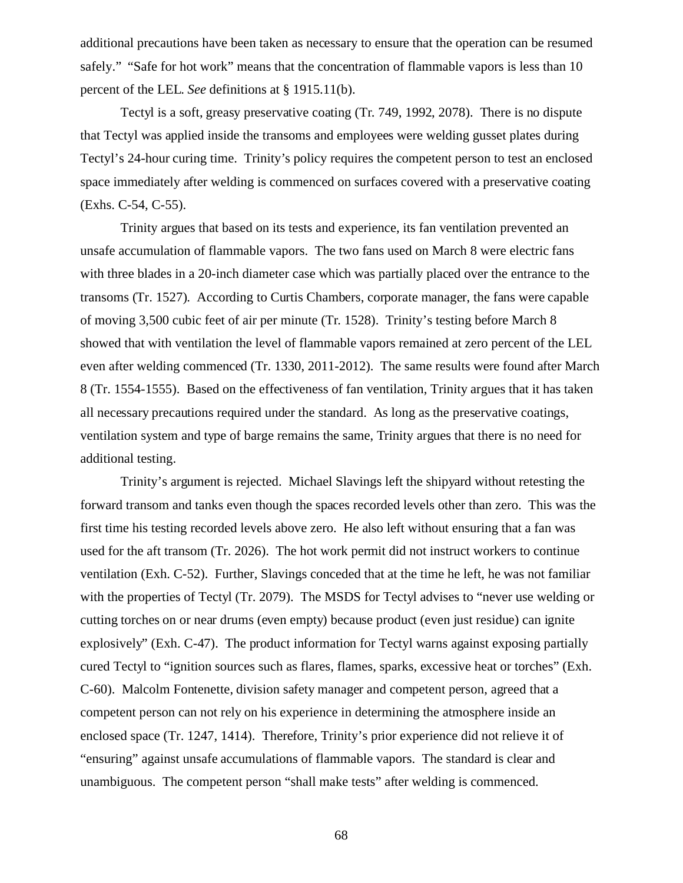additional precautions have been taken as necessary to ensure that the operation can be resumed safely." "Safe for hot work" means that the concentration of flammable vapors is less than 10 percent of the LEL. *See* definitions at § 1915.11(b).

Tectyl is a soft, greasy preservative coating (Tr. 749, 1992, 2078). There is no dispute that Tectyl was applied inside the transoms and employees were welding gusset plates during Tectyl's 24-hour curing time. Trinity's policy requires the competent person to test an enclosed space immediately after welding is commenced on surfaces covered with a preservative coating (Exhs. C-54, C-55).

Trinity argues that based on its tests and experience, its fan ventilation prevented an unsafe accumulation of flammable vapors. The two fans used on March 8 were electric fans with three blades in a 20-inch diameter case which was partially placed over the entrance to the transoms (Tr. 1527). According to Curtis Chambers, corporate manager, the fans were capable of moving 3,500 cubic feet of air per minute (Tr. 1528). Trinity's testing before March 8 showed that with ventilation the level of flammable vapors remained at zero percent of the LEL even after welding commenced (Tr. 1330, 2011-2012). The same results were found after March 8 (Tr. 1554-1555). Based on the effectiveness of fan ventilation, Trinity argues that it has taken all necessary precautions required under the standard. As long as the preservative coatings, ventilation system and type of barge remains the same, Trinity argues that there is no need for additional testing.

Trinity's argument is rejected. Michael Slavings left the shipyard without retesting the forward transom and tanks even though the spaces recorded levels other than zero. This was the first time his testing recorded levels above zero. He also left without ensuring that a fan was used for the aft transom (Tr. 2026). The hot work permit did not instruct workers to continue ventilation (Exh. C-52). Further, Slavings conceded that at the time he left, he was not familiar with the properties of Tectyl (Tr. 2079). The MSDS for Tectyl advises to "never use welding or cutting torches on or near drums (even empty) because product (even just residue) can ignite explosively" (Exh. C-47). The product information for Tectyl warns against exposing partially cured Tectyl to "ignition sources such as flares, flames, sparks, excessive heat or torches" (Exh. C-60). Malcolm Fontenette, division safety manager and competent person, agreed that a competent person can not rely on his experience in determining the atmosphere inside an enclosed space (Tr. 1247, 1414). Therefore, Trinity's prior experience did not relieve it of "ensuring" against unsafe accumulations of flammable vapors. The standard is clear and unambiguous. The competent person "shall make tests" after welding is commenced.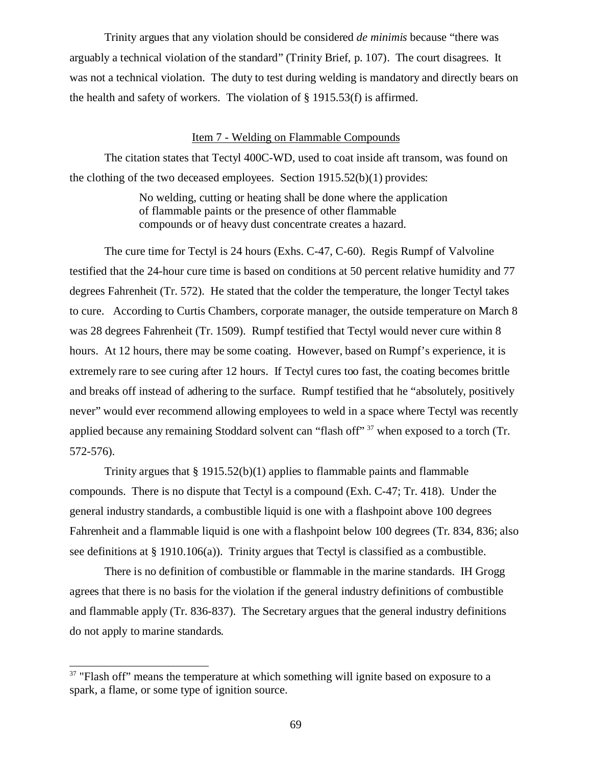Trinity argues that any violation should be considered *de minimis* because "there was arguably a technical violation of the standard" (Trinity Brief, p. 107). The court disagrees. It was not a technical violation. The duty to test during welding is mandatory and directly bears on the health and safety of workers. The violation of § 1915.53(f) is affirmed.

Item 7 - Welding on Flammable Compounds

The citation states that Tectyl 400C-WD, used to coat inside aft transom, was found on the clothing of the two deceased employees. Section 1915.52(b)(1) provides:

> No welding, cutting or heating shall be done where the application of flammable paints or the presence of other flammable compounds or of heavy dust concentrate creates a hazard.

The cure time for Tectyl is 24 hours (Exhs. C-47, C-60). Regis Rumpf of Valvoline testified that the 24-hour cure time is based on conditions at 50 percent relative humidity and 77 degrees Fahrenheit (Tr. 572). He stated that the colder the temperature, the longer Tectyl takes to cure. According to Curtis Chambers, corporate manager, the outside temperature on March 8 was 28 degrees Fahrenheit (Tr. 1509). Rumpf testified that Tectyl would never cure within 8 hours. At 12 hours, there may be some coating. However, based on Rumpf's experience, it is extremely rare to see curing after 12 hours. If Tectyl cures too fast, the coating becomes brittle and breaks off instead of adhering to the surface. Rumpf testified that he "absolutely, positively never" would ever recommend allowing employees to weld in a space where Tectyl was recently applied because any remaining Stoddard solvent can "flash off" [37] when exposed to a torch (Tr. 572-576).

Trinity argues that § 1915.52(b)(1) applies to flammable paints and flammable compounds. There is no dispute that Tectyl is a compound (Exh. C-47; Tr. 418). Under the general industry standards, a combustible liquid is one with a flashpoint above 100 degrees Fahrenheit and a flammable liquid is one with a flashpoint below 100 degrees (Tr. 834, 836; also see definitions at § 1910.106(a)). Trinity argues that Tectyl is classified as a combustible.

There is no definition of combustible or flammable in the marine standards. IH Grogg agrees that there is no basis for the violation if the general industry definitions of combustible and flammable apply (Tr. 836-837). The Secretary argues that the general industry definitions do not apply to marine standards.

---

[37] "Flash off" means the temperature at which something will ignite based on exposure to a spark, a flame, or some type of ignition source.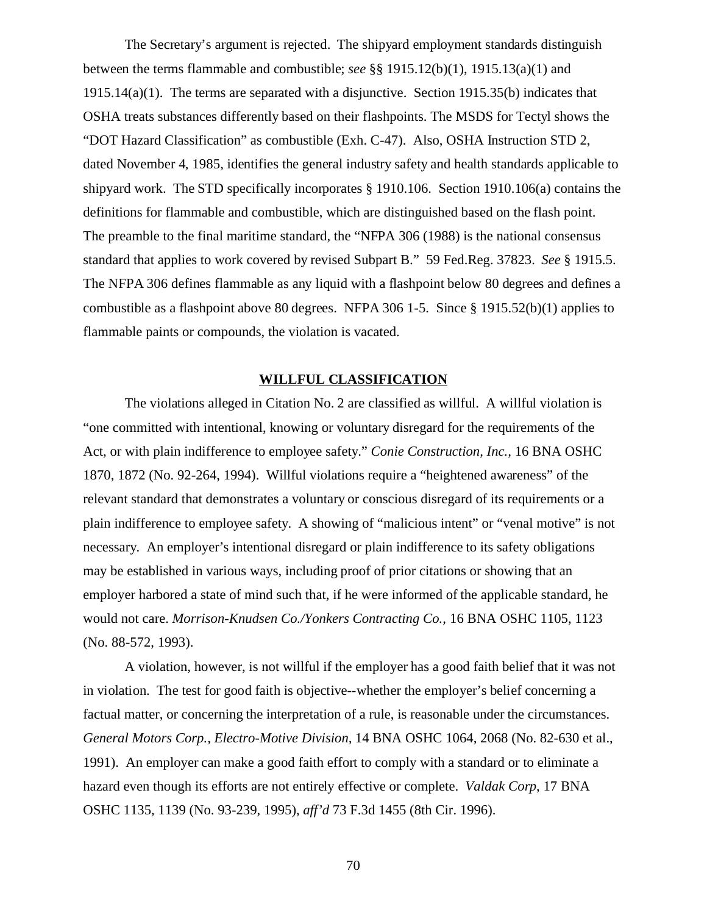The Secretary's argument is rejected. The shipyard employment standards distinguish between the terms flammable and combustible; *see* §§ 1915.12(b)(1), 1915.13(a)(1) and 1915.14(a)(1). The terms are separated with a disjunctive. Section 1915.35(b) indicates that OSHA treats substances differently based on their flashpoints. The MSDS for Tectyl shows the "DOT Hazard Classification" as combustible (Exh. C-47). Also, OSHA Instruction STD 2, dated November 4, 1985, identifies the general industry safety and health standards applicable to shipyard work. The STD specifically incorporates § 1910.106. Section 1910.106(a) contains the definitions for flammable and combustible, which are distinguished based on the flash point. The preamble to the final maritime standard, the "NFPA 306 (1988) is the national consensus standard that applies to work covered by revised Subpart B." 59 Fed.Reg. 37823. *See* § 1915.5. The NFPA 306 defines flammable as any liquid with a flashpoint below 80 degrees and defines a combustible as a flashpoint above 80 degrees. NFPA 306 1-5. Since § 1915.52(b)(1) applies to flammable paints or compounds, the violation is vacated.

## WILLFUL CLASSIFICATION

The violations alleged in Citation No. 2 are classified as willful. A willful violation is "one committed with intentional, knowing or voluntary disregard for the requirements of the Act, or with plain indifference to employee safety." *Conie Construction, Inc.,* 16 BNA OSHC 1870, 1872 (No. 92-264, 1994). Willful violations require a "heightened awareness" of the relevant standard that demonstrates a voluntary or conscious disregard of its requirements or a plain indifference to employee safety. A showing of "malicious intent" or "venal motive" is not necessary. An employer's intentional disregard or plain indifference to its safety obligations may be established in various ways, including proof of prior citations or showing that an employer harbored a state of mind such that, if he were informed of the applicable standard, he would not care. *Morrison-Knudsen Co./Yonkers Contracting Co.,* 16 BNA OSHC 1105, 1123 (No. 88-572, 1993).

A violation, however, is not willful if the employer has a good faith belief that it was not in violation. The test for good faith is objective--whether the employer's belief concerning a factual matter, or concerning the interpretation of a rule, is reasonable under the circumstances. *General Motors Corp., Electro-Motive Division,* 14 BNA OSHC 1064, 2068 (No. 82-630 et al., 1991). An employer can make a good faith effort to comply with a standard or to eliminate a hazard even though its efforts are not entirely effective or complete. *Valdak Corp,* 17 BNA OSHC 1135, 1139 (No. 93-239, 1995), *aff'd* 73 F.3d 1455 (8th Cir. 1996).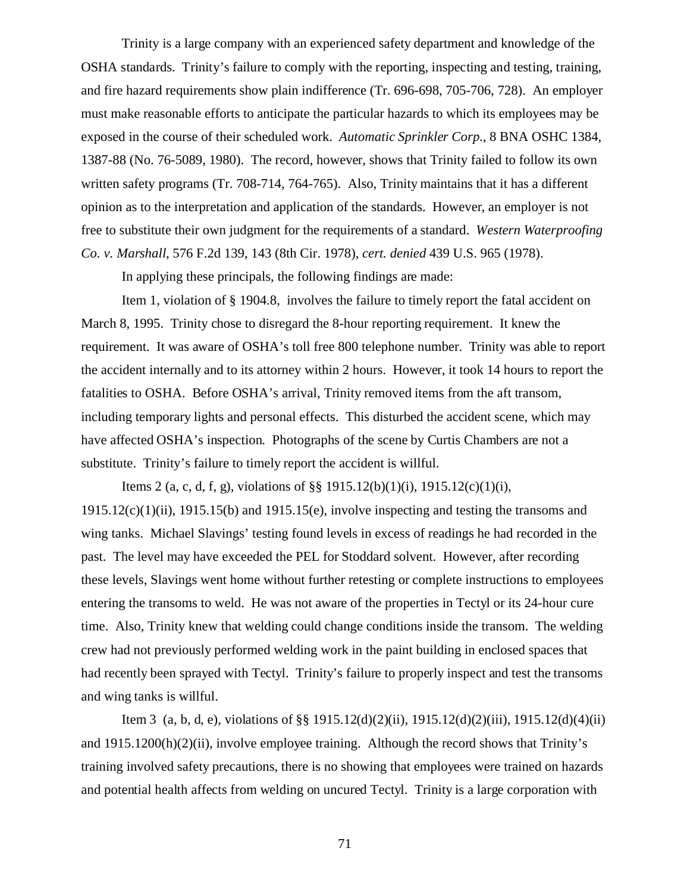Trinity is a large company with an experienced safety department and knowledge of the OSHA standards. Trinity's failure to comply with the reporting, inspecting and testing, training, and fire hazard requirements show plain indifference (Tr. 696-698, 705-706, 728). An employer must make reasonable efforts to anticipate the particular hazards to which its employees may be exposed in the course of their scheduled work. *Automatic Sprinkler Corp.*, 8 BNA OSHC 1384, 1387-88 (No. 76-5089, 1980). The record, however, shows that Trinity failed to follow its own written safety programs (Tr. 708-714, 764-765). Also, Trinity maintains that it has a different opinion as to the interpretation and application of the standards. However, an employer is not free to substitute their own judgment for the requirements of a standard. *Western Waterproofing Co. v. Marshall*, 576 F.2d 139, 143 (8th Cir. 1978), *cert. denied* 439 U.S. 965 (1978).

In applying these principals, the following findings are made:

Item 1, violation of § 1904.8, involves the failure to timely report the fatal accident on March 8, 1995. Trinity chose to disregard the 8-hour reporting requirement. It knew the requirement. It was aware of OSHA's toll free 800 telephone number. Trinity was able to report the accident internally and to its attorney within 2 hours. However, it took 14 hours to report the fatalities to OSHA. Before OSHA's arrival, Trinity removed items from the aft transom, including temporary lights and personal effects. This disturbed the accident scene, which may have affected OSHA's inspection. Photographs of the scene by Curtis Chambers are not a substitute. Trinity's failure to timely report the accident is willful.

Items 2 (a, c, d, f, g), violations of §§ 1915.12(b)(1)(i), 1915.12(c)(1)(i), 1915.12(c)(1)(ii), 1915.15(b) and 1915.15(e), involve inspecting and testing the transoms and wing tanks. Michael Slavings' testing found levels in excess of readings he had recorded in the past. The level may have exceeded the PEL for Stoddard solvent. However, after recording these levels, Slavings went home without further retesting or complete instructions to employees entering the transoms to weld. He was not aware of the properties in Tectyl or its 24-hour cure time. Also, Trinity knew that welding could change conditions inside the transom. The welding crew had not previously performed welding work in the paint building in enclosed spaces that had recently been sprayed with Tectyl. Trinity's failure to properly inspect and test the transoms and wing tanks is willful.

Item 3 (a, b, d, e), violations of §§ 1915.12(d)(2)(ii), 1915.12(d)(2)(iii), 1915.12(d)(4)(ii) and 1915.1200(h)(2)(ii), involve employee training. Although the record shows that Trinity's training involved safety precautions, there is no showing that employees were trained on hazards and potential health affects from welding on uncured Tectyl. Trinity is a large corporation with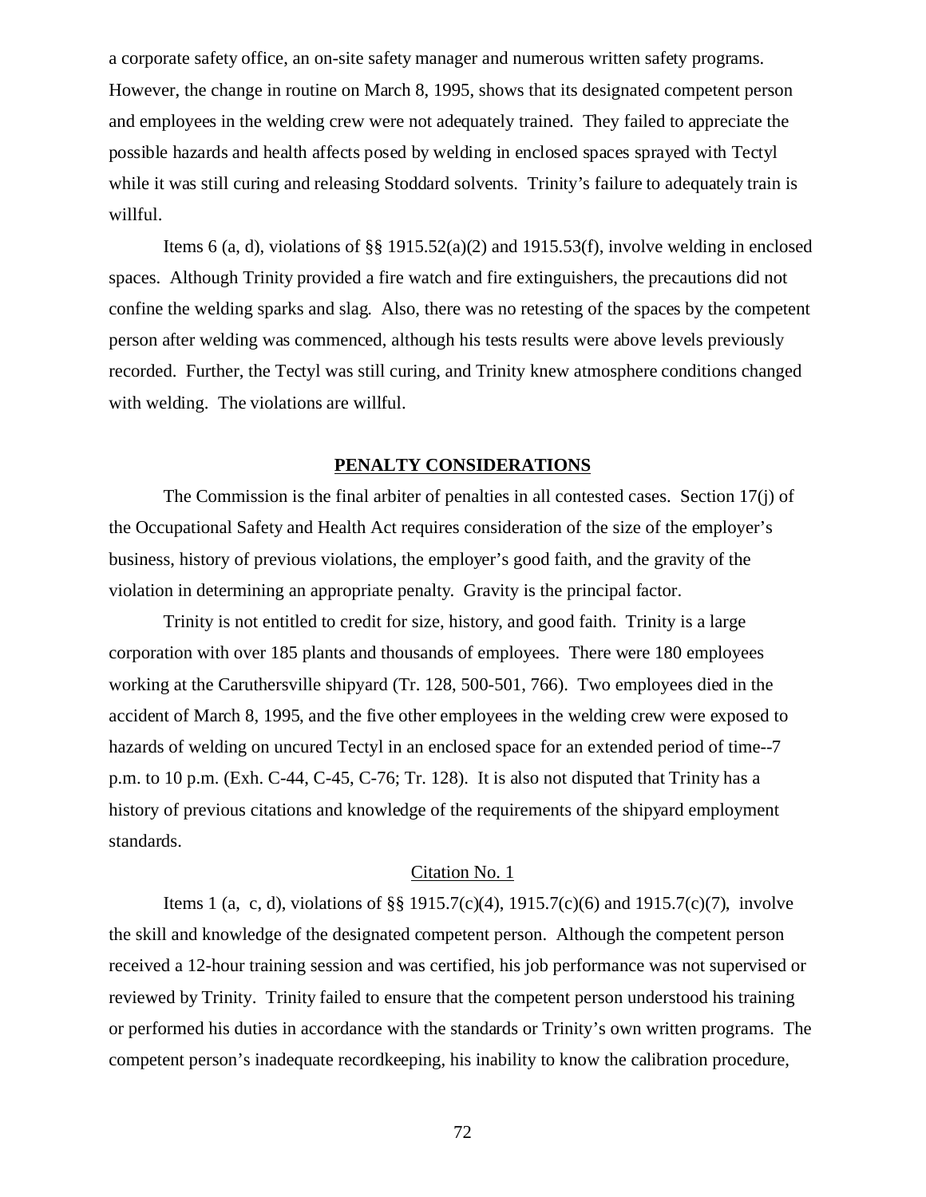a corporate safety office, an on-site safety manager and numerous written safety programs. However, the change in routine on March 8, 1995, shows that its designated competent person and employees in the welding crew were not adequately trained. They failed to appreciate the possible hazards and health affects posed by welding in enclosed spaces sprayed with Tectyl while it was still curing and releasing Stoddard solvents. Trinity's failure to adequately train is willful.

Items 6 (a, d), violations of §§ 1915.52(a)(2) and 1915.53(f), involve welding in enclosed spaces. Although Trinity provided a fire watch and fire extinguishers, the precautions did not confine the welding sparks and slag. Also, there was no retesting of the spaces by the competent person after welding was commenced, although his tests results were above levels previously recorded. Further, the Tectyl was still curing, and Trinity knew atmosphere conditions changed with welding. The violations are willful.

## PENALTY CONSIDERATIONS

The Commission is the final arbiter of penalties in all contested cases. Section 17(j) of the Occupational Safety and Health Act requires consideration of the size of the employer's business, history of previous violations, the employer's good faith, and the gravity of the violation in determining an appropriate penalty. Gravity is the principal factor.

Trinity is not entitled to credit for size, history, and good faith. Trinity is a large corporation with over 185 plants and thousands of employees. There were 180 employees working at the Caruthersville shipyard (Tr. 128, 500-501, 766). Two employees died in the accident of March 8, 1995, and the five other employees in the welding crew were exposed to hazards of welding on uncured Tectyl in an enclosed space for an extended period of time--7 p.m. to 10 p.m. (Exh. C-44, C-45, C-76; Tr. 128). It is also not disputed that Trinity has a history of previous citations and knowledge of the requirements of the shipyard employment standards.

### Citation No. 1

Items 1 (a, c, d), violations of §§ 1915.7(c)(4), 1915.7(c)(6) and 1915.7(c)(7), involve the skill and knowledge of the designated competent person. Although the competent person received a 12-hour training session and was certified, his job performance was not supervised or reviewed by Trinity. Trinity failed to ensure that the competent person understood his training or performed his duties in accordance with the standards or Trinity's own written programs. The competent person's inadequate recordkeeping, his inability to know the calibration procedure,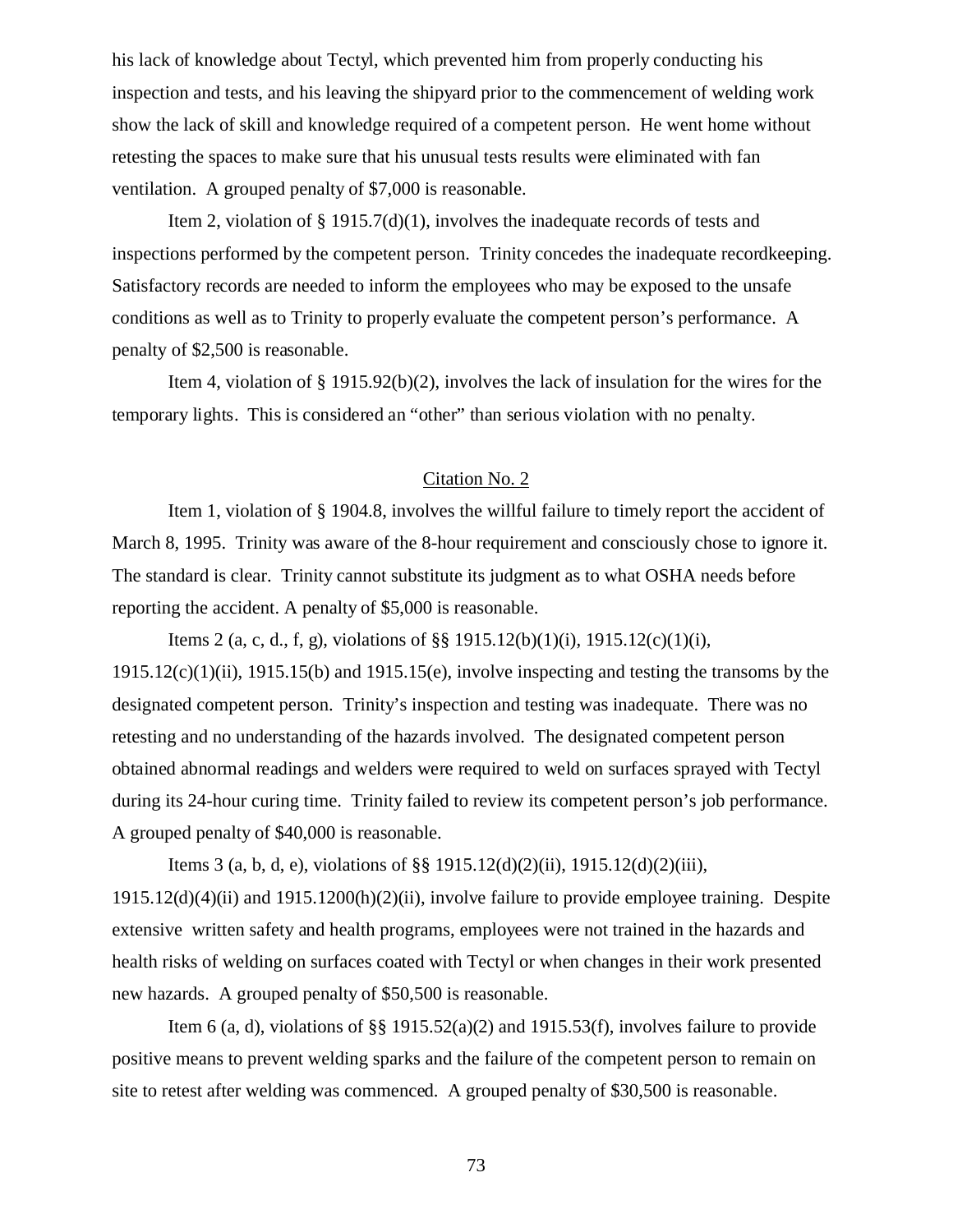his lack of knowledge about Tectyl, which prevented him from properly conducting his inspection and tests, and his leaving the shipyard prior to the commencement of welding work show the lack of skill and knowledge required of a competent person. He went home without retesting the spaces to make sure that his unusual tests results were eliminated with fan ventilation. A grouped penalty of $7,000 is reasonable.

Item 2, violation of § 1915.7(d)(1), involves the inadequate records of tests and inspections performed by the competent person. Trinity concedes the inadequate recordkeeping. Satisfactory records are needed to inform the employees who may be exposed to the unsafe conditions as well as to Trinity to properly evaluate the competent person's performance. A penalty of $2,500 is reasonable.

Item 4, violation of § 1915.92(b)(2), involves the lack of insulation for the wires for the temporary lights. This is considered an "other" than serious violation with no penalty.

## Citation No. 2

Item 1, violation of § 1904.8, involves the willful failure to timely report the accident of March 8, 1995. Trinity was aware of the 8-hour requirement and consciously chose to ignore it. The standard is clear. Trinity cannot substitute its judgment as to what OSHA needs before reporting the accident. A penalty of $5,000 is reasonable.

Items 2 (a, c, d., f, g), violations of §§ 1915.12(b)(1)(i), 1915.12(c)(1)(i), 1915.12(c)(1)(ii), 1915.15(b) and 1915.15(e), involve inspecting and testing the transoms by the designated competent person. Trinity's inspection and testing was inadequate. There was no retesting and no understanding of the hazards involved. The designated competent person obtained abnormal readings and welders were required to weld on surfaces sprayed with Tectyl during its 24-hour curing time. Trinity failed to review its competent person's job performance. A grouped penalty of $40,000 is reasonable.

Items 3 (a, b, d, e), violations of §§ 1915.12(d)(2)(ii), 1915.12(d)(2)(iii), 1915.12(d)(4)(ii) and 1915.1200(h)(2)(ii), involve failure to provide employee training. Despite extensive written safety and health programs, employees were not trained in the hazards and health risks of welding on surfaces coated with Tectyl or when changes in their work presented new hazards. A grouped penalty of $50,500 is reasonable.

Item 6 (a, d), violations of §§ 1915.52(a)(2) and 1915.53(f), involves failure to provide positive means to prevent welding sparks and the failure of the competent person to remain on site to retest after welding was commenced. A grouped penalty of $30,500 is reasonable.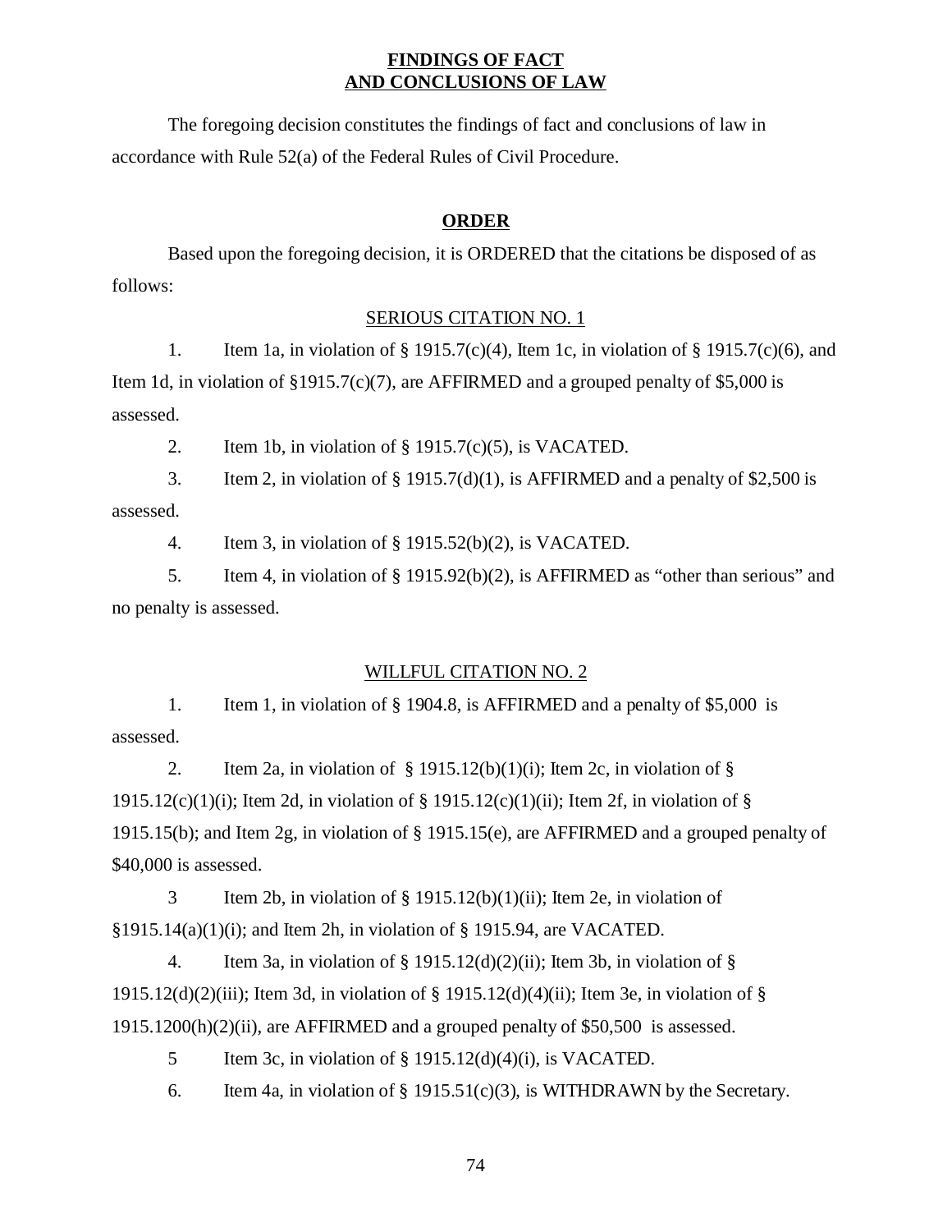## FINDINGS OF FACT
## AND CONCLUSIONS OF LAW

The foregoing decision constitutes the findings of fact and conclusions of law in accordance with Rule 52(a) of the Federal Rules of Civil Procedure.

## ORDER

Based upon the foregoing decision, it is ORDERED that the citations be disposed of as follows:

### SERIOUS CITATION NO. 1

1. Item 1a, in violation of § 1915.7(c)(4), Item 1c, in violation of § 1915.7(c)(6), and Item 1d, in violation of §1915.7(c)(7), are AFFIRMED and a grouped penalty of $5,000 is assessed.

2. Item 1b, in violation of § 1915.7(c)(5), is VACATED.

3. Item 2, in violation of § 1915.7(d)(1), is AFFIRMED and a penalty of $2,500 is assessed.

4. Item 3, in violation of § 1915.52(b)(2), is VACATED.

5. Item 4, in violation of § 1915.92(b)(2), is AFFIRMED as "other than serious" and no penalty is assessed.

### WILLFUL CITATION NO. 2

1. Item 1, in violation of § 1904.8, is AFFIRMED and a penalty of $5,000 is assessed.

2. Item 2a, in violation of § 1915.12(b)(1)(i); Item 2c, in violation of § 1915.12(c)(1)(i); Item 2d, in violation of § 1915.12(c)(1)(ii); Item 2f, in violation of § 1915.15(b); and Item 2g, in violation of § 1915.15(e), are AFFIRMED and a grouped penalty of $40,000 is assessed.

3 Item 2b, in violation of § 1915.12(b)(1)(ii); Item 2e, in violation of §1915.14(a)(1)(i); and Item 2h, in violation of § 1915.94, are VACATED.

4. Item 3a, in violation of § 1915.12(d)(2)(ii); Item 3b, in violation of § 1915.12(d)(2)(iii); Item 3d, in violation of § 1915.12(d)(4)(ii); Item 3e, in violation of § 1915.1200(h)(2)(ii), are AFFIRMED and a grouped penalty of $50,500 is assessed.

5 Item 3c, in violation of § 1915.12(d)(4)(i), is VACATED.

6. Item 4a, in violation of § 1915.51(c)(3), is WITHDRAWN by the Secretary.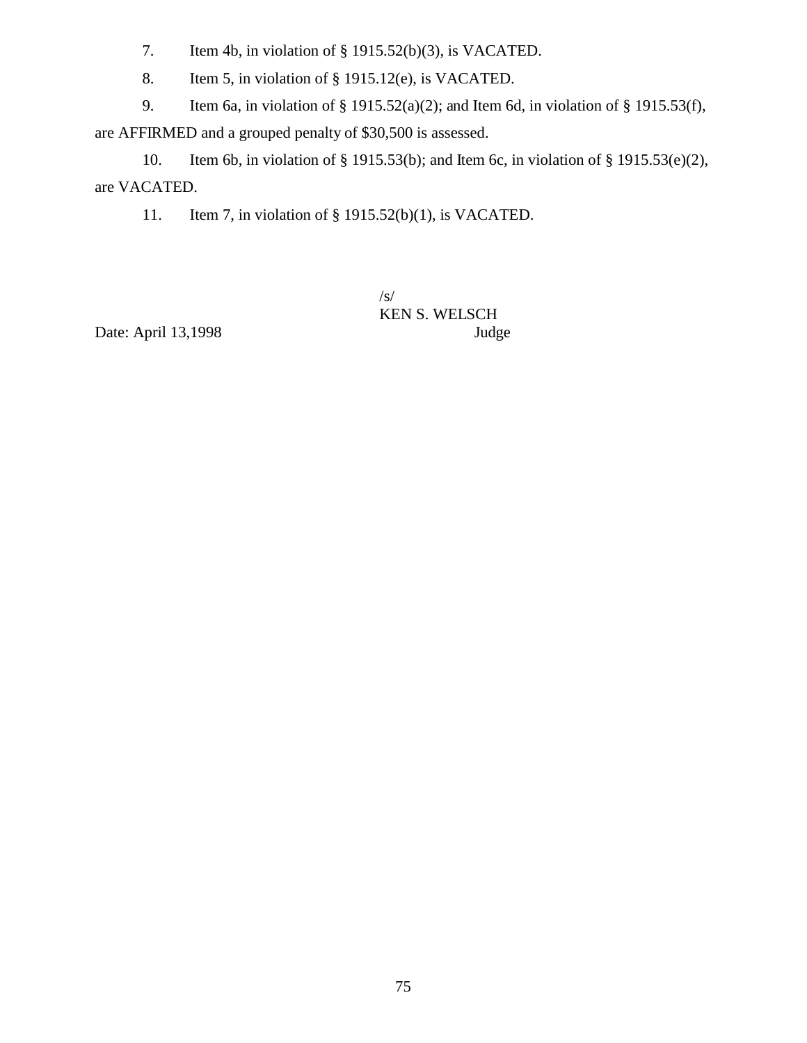7. Item 4b, in violation of § 1915.52(b)(3), is VACATED.

8. Item 5, in violation of § 1915.12(e), is VACATED.

9. Item 6a, in violation of § 1915.52(a)(2); and Item 6d, in violation of § 1915.53(f), are AFFIRMED and a grouped penalty of $30,500 is assessed.

10. Item 6b, in violation of § 1915.53(b); and Item 6c, in violation of § 1915.53(e)(2), are VACATED.

11. Item 7, in violation of § 1915.52(b)(1), is VACATED.

/s/
KEN S. WELSCH
Judge

Date: April 13,1998